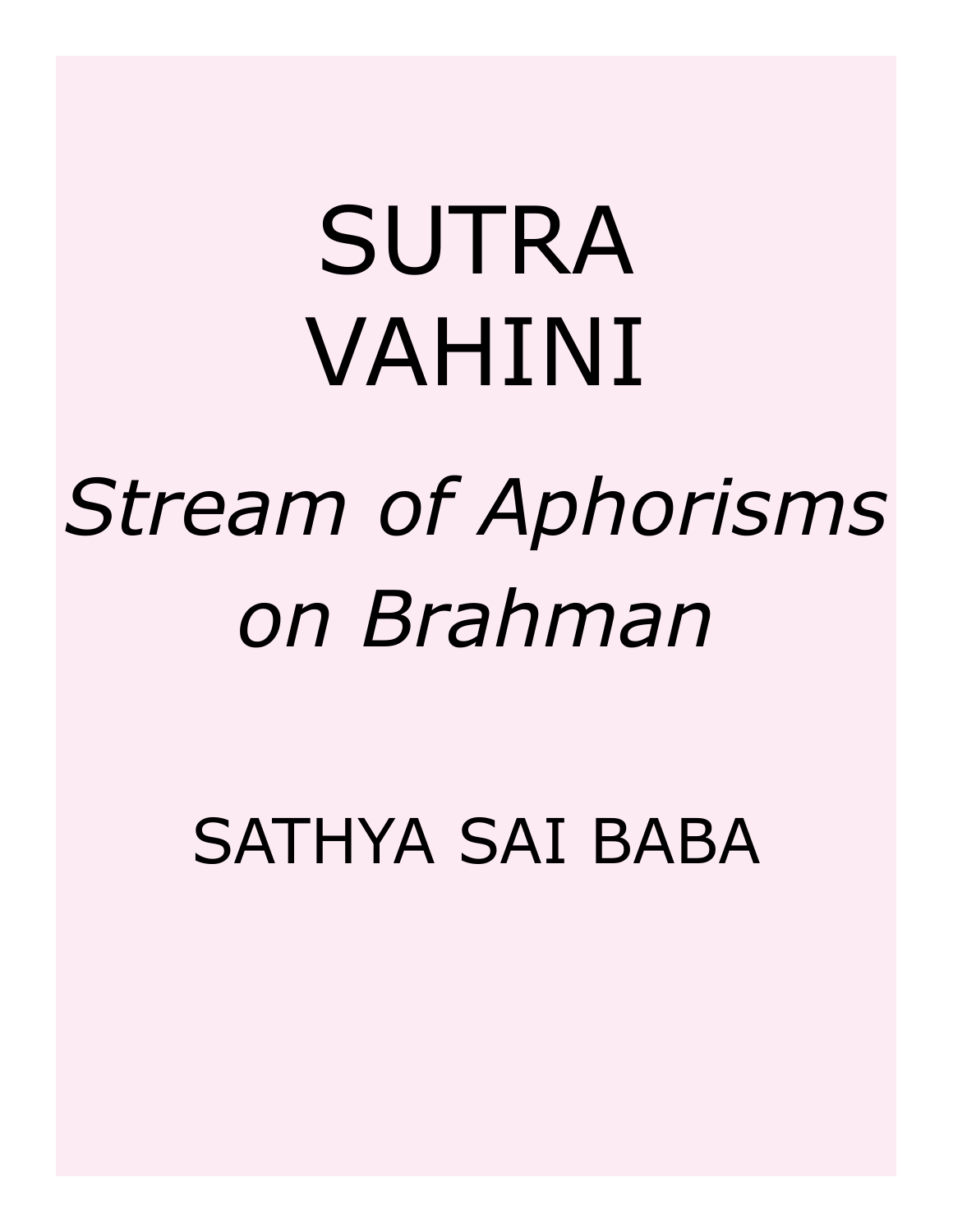# SUTRA VAHINI

## *Stream of Aphorisms on Brahman*

SATHYA SAI BABA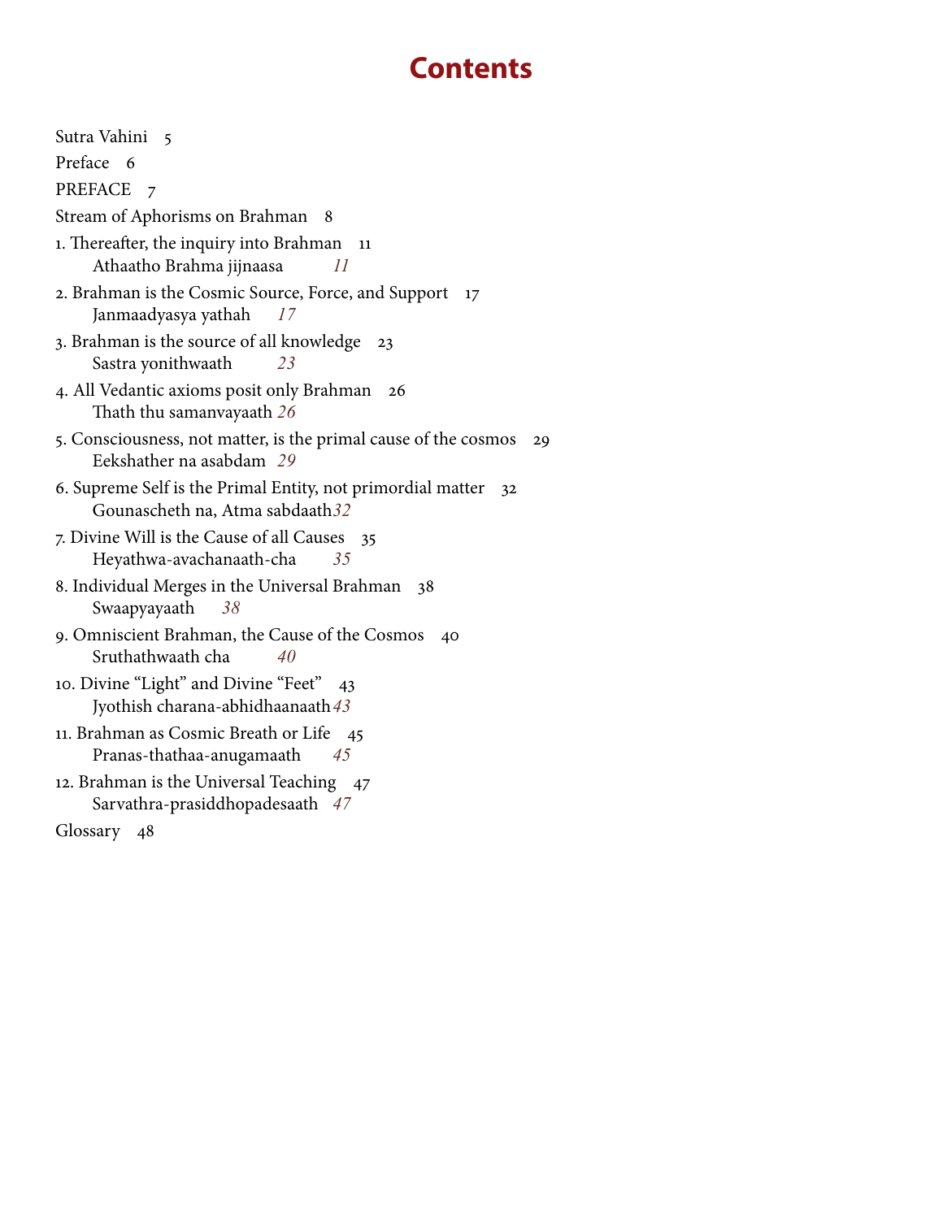# Contents

Sutra Vahini 5

Preface 6

PREFACE 7

Stream of Aphorisms on Brahman 8

1. Thereafter, the inquiry into Brahman 11
   *Athaatho Brahma jijnaasa 11*

2. Brahman is the Cosmic Source, Force, and Support 17
   *Janmaadyasya yathah 17*

3. Brahman is the source of all knowledge 23
   *Sastra yonithwaath 23*

4. All Vedantic axioms posit only Brahman 26
   *Thath thu samanvayaath 26*

5. Consciousness, not matter, is the primal cause of the cosmos 29
   *Eekshather na asabdam 29*

6. Supreme Self is the Primal Entity, not primordial matter 32
   *Gounascheth na, Atma sabdaath 32*

7. Divine Will is the Cause of all Causes 35
   *Heyathwa-avachanaath-cha 35*

8. Individual Merges in the Universal Brahman 38
   *Swaapyayaath 38*

9. Omniscient Brahman, the Cause of the Cosmos 40
   *Sruthathwaath cha 40*

10. Divine "Light" and Divine "Feet" 43
    *Jyothish charana-abhidhaanaath 43*

11. Brahman as Cosmic Breath or Life 45
    *Pranas-thathaa-anugamaath 45*

12. Brahman is the Universal Teaching 47
    *Sarvathra-prasiddhopadesaath 47*

Glossary 48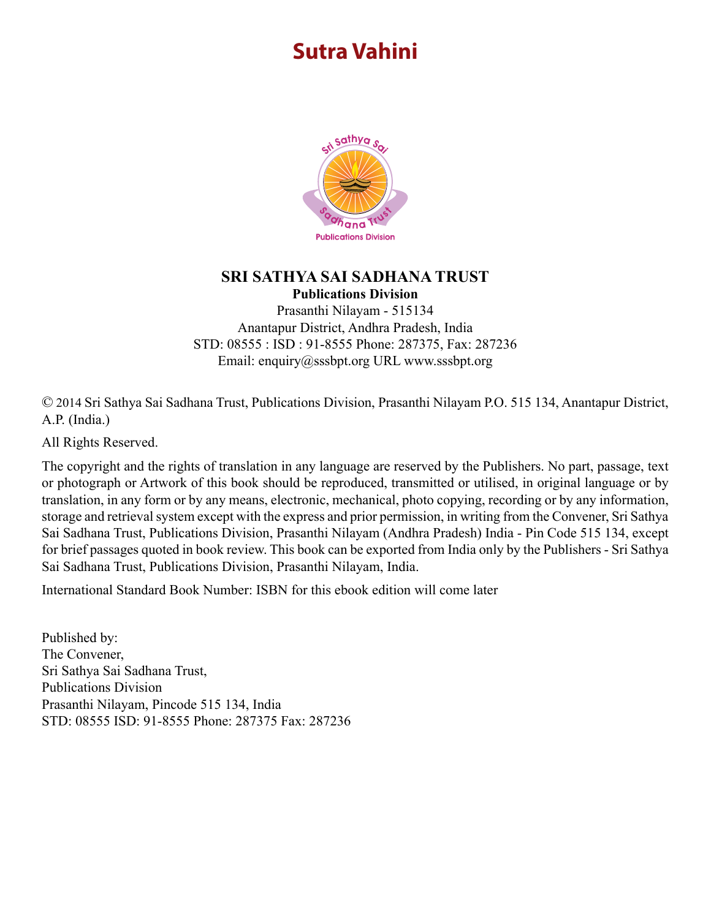# Sutra Vahini

**SRI SATHYA SAI SADHANA TRUST**
**Publications Division**
Prasanthi Nilayam - 515134
Anantapur District, Andhra Pradesh, India
STD: 08555 : ISD : 91-8555 Phone: 287375, Fax: 287236
Email: enquiry@sssbpt.org URL www.sssbpt.org

© 2014 Sri Sathya Sai Sadhana Trust, Publications Division, Prasanthi Nilayam P.O. 515 134, Anantapur District, A.P. (India.)

All Rights Reserved.

The copyright and the rights of translation in any language are reserved by the Publishers. No part, passage, text or photograph or Artwork of this book should be reproduced, transmitted or utilised, in original language or by translation, in any form or by any means, electronic, mechanical, photo copying, recording or by any information, storage and retrieval system except with the express and prior permission, in writing from the Convener, Sri Sathya Sai Sadhana Trust, Publications Division, Prasanthi Nilayam (Andhra Pradesh) India - Pin Code 515 134, except for brief passages quoted in book review. This book can be exported from India only by the Publishers - Sri Sathya Sai Sadhana Trust, Publications Division, Prasanthi Nilayam, India.

International Standard Book Number: ISBN for this ebook edition will come later

Published by:
The Convener,
Sri Sathya Sai Sadhana Trust,
Publications Division
Prasanthi Nilayam, Pincode 515 134, India
STD: 08555 ISD: 91-8555 Phone: 287375 Fax: 287236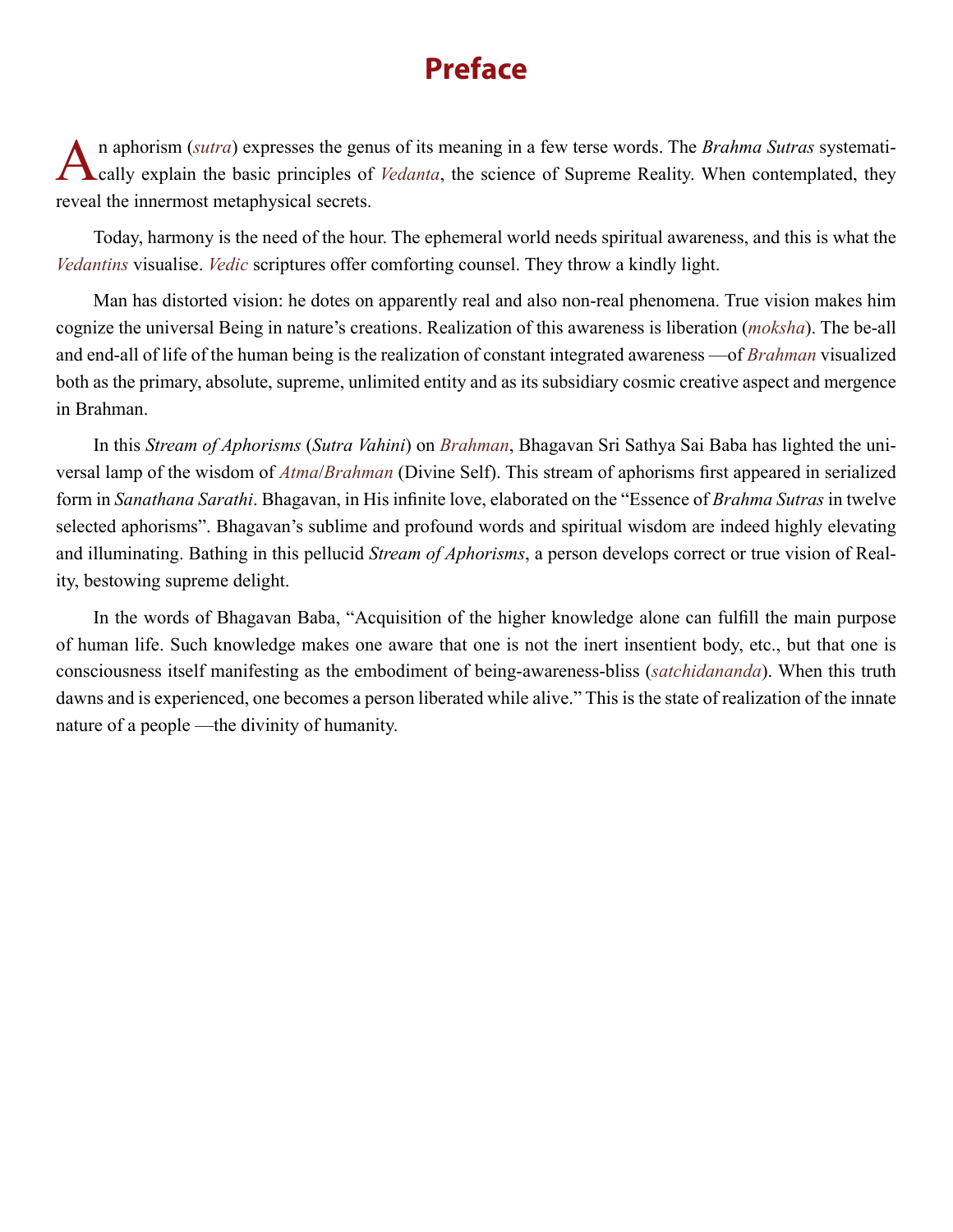# Preface

An aphorism (*sutra*) expresses the genus of its meaning in a few terse words. The *Brahma Sutras* systematically explain the basic principles of *Vedanta*, the science of Supreme Reality. When contemplated, they reveal the innermost metaphysical secrets.

Today, harmony is the need of the hour. The ephemeral world needs spiritual awareness, and this is what the *Vedantins* visualise. *Vedic* scriptures offer comforting counsel. They throw a kindly light.

Man has distorted vision: he dotes on apparently real and also non-real phenomena. True vision makes him cognize the universal Being in nature's creations. Realization of this awareness is liberation (*moksha*). The be-all and end-all of life of the human being is the realization of constant integrated awareness —of *Brahman* visualized both as the primary, absolute, supreme, unlimited entity and as its subsidiary cosmic creative aspect and mergence in Brahman.

In this *Stream of Aphorisms* (*Sutra Vahini*) on *Brahman*, Bhagavan Sri Sathya Sai Baba has lighted the universal lamp of the wisdom of *Atma*/*Brahman* (Divine Self). This stream of aphorisms first appeared in serialized form in *Sanathana Sarathi*. Bhagavan, in His infinite love, elaborated on the "Essence of *Brahma Sutras* in twelve selected aphorisms". Bhagavan's sublime and profound words and spiritual wisdom are indeed highly elevating and illuminating. Bathing in this pellucid *Stream of Aphorisms*, a person develops correct or true vision of Reality, bestowing supreme delight.

In the words of Bhagavan Baba, "Acquisition of the higher knowledge alone can fulfill the main purpose of human life. Such knowledge makes one aware that one is not the inert insentient body, etc., but that one is consciousness itself manifesting as the embodiment of being-awareness-bliss (*satchidananda*). When this truth dawns and is experienced, one becomes a person liberated while alive." This is the state of realization of the innate nature of a people —the divinity of humanity.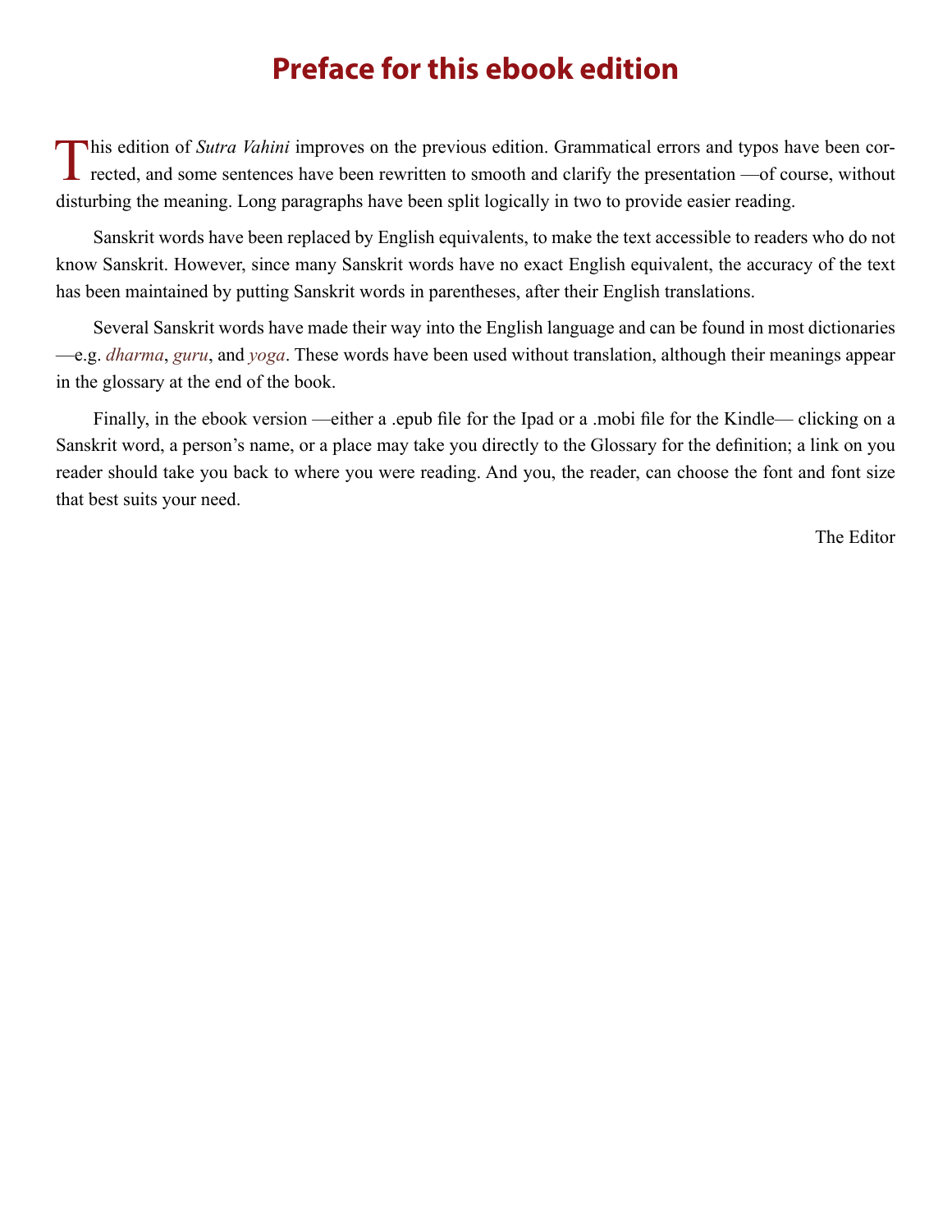# Preface for this ebook edition

This edition of *Sutra Vahini* improves on the previous edition. Grammatical errors and typos have been corrected, and some sentences have been rewritten to smooth and clarify the presentation —of course, without disturbing the meaning. Long paragraphs have been split logically in two to provide easier reading.

Sanskrit words have been replaced by English equivalents, to make the text accessible to readers who do not know Sanskrit. However, since many Sanskrit words have no exact English equivalent, the accuracy of the text has been maintained by putting Sanskrit words in parentheses, after their English translations.

Several Sanskrit words have made their way into the English language and can be found in most dictionaries —e.g. *dharma*, *guru*, and *yoga*. These words have been used without translation, although their meanings appear in the glossary at the end of the book.

Finally, in the ebook version —either a .epub file for the Ipad or a .mobi file for the Kindle— clicking on a Sanskrit word, a person's name, or a place may take you directly to the Glossary for the definition; a link on you reader should take you back to where you were reading. And you, the reader, can choose the font and font size that best suits your need.

The Editor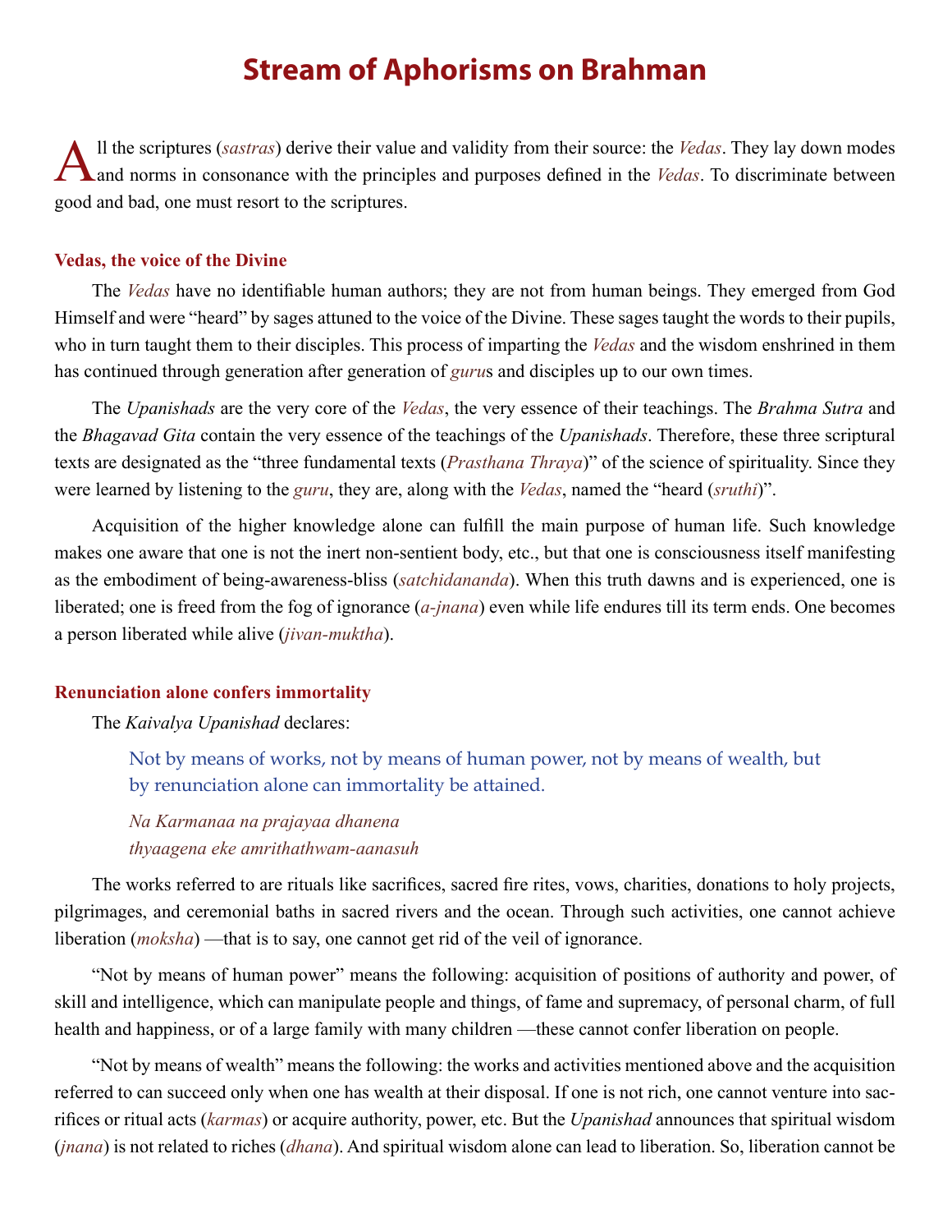# Stream of Aphorisms on Brahman

All the scriptures (*sastras*) derive their value and validity from their source: the *Vedas*. They lay down modes and norms in consonance with the principles and purposes defined in the *Vedas*. To discriminate between good and bad, one must resort to the scriptures.

### Vedas, the voice of the Divine

The *Vedas* have no identifiable human authors; they are not from human beings. They emerged from God Himself and were "heard" by sages attuned to the voice of the Divine. These sages taught the words to their pupils, who in turn taught them to their disciples. This process of imparting the *Vedas* and the wisdom enshrined in them has continued through generation after generation of *guru*s and disciples up to our own times.

The *Upanishads* are the very core of the *Vedas*, the very essence of their teachings. The *Brahma Sutra* and the *Bhagavad Gita* contain the very essence of the teachings of the *Upanishads*. Therefore, these three scriptural texts are designated as the "three fundamental texts (*Prasthana Thraya*)" of the science of spirituality. Since they were learned by listening to the *guru*, they are, along with the *Vedas*, named the "heard (*sruthi*)".

Acquisition of the higher knowledge alone can fulfill the main purpose of human life. Such knowledge makes one aware that one is not the inert non-sentient body, etc., but that one is consciousness itself manifesting as the embodiment of being-awareness-bliss (*satchidananda*). When this truth dawns and is experienced, one is liberated; one is freed from the fog of ignorance (*a-jnana*) even while life endures till its term ends. One becomes a person liberated while alive (*jivan-muktha*).

### Renunciation alone confers immortality

The *Kaivalya Upanishad* declares:

> Not by means of works, not by means of human power, not by means of wealth, but by renunciation alone can immortality be attained.
>
> *Na Karmanaa na prajayaa dhanena*
> *thyaagena eke amrithathwam-aanasuh*

The works referred to are rituals like sacrifices, sacred fire rites, vows, charities, donations to holy projects, pilgrimages, and ceremonial baths in sacred rivers and the ocean. Through such activities, one cannot achieve liberation (*moksha*) —that is to say, one cannot get rid of the veil of ignorance.

"Not by means of human power" means the following: acquisition of positions of authority and power, of skill and intelligence, which can manipulate people and things, of fame and supremacy, of personal charm, of full health and happiness, or of a large family with many children —these cannot confer liberation on people.

"Not by means of wealth" means the following: the works and activities mentioned above and the acquisition referred to can succeed only when one has wealth at their disposal. If one is not rich, one cannot venture into sacrifices or ritual acts (*karmas*) or acquire authority, power, etc. But the *Upanishad* announces that spiritual wisdom (*jnana*) is not related to riches (*dhana*). And spiritual wisdom alone can lead to liberation. So, liberation cannot be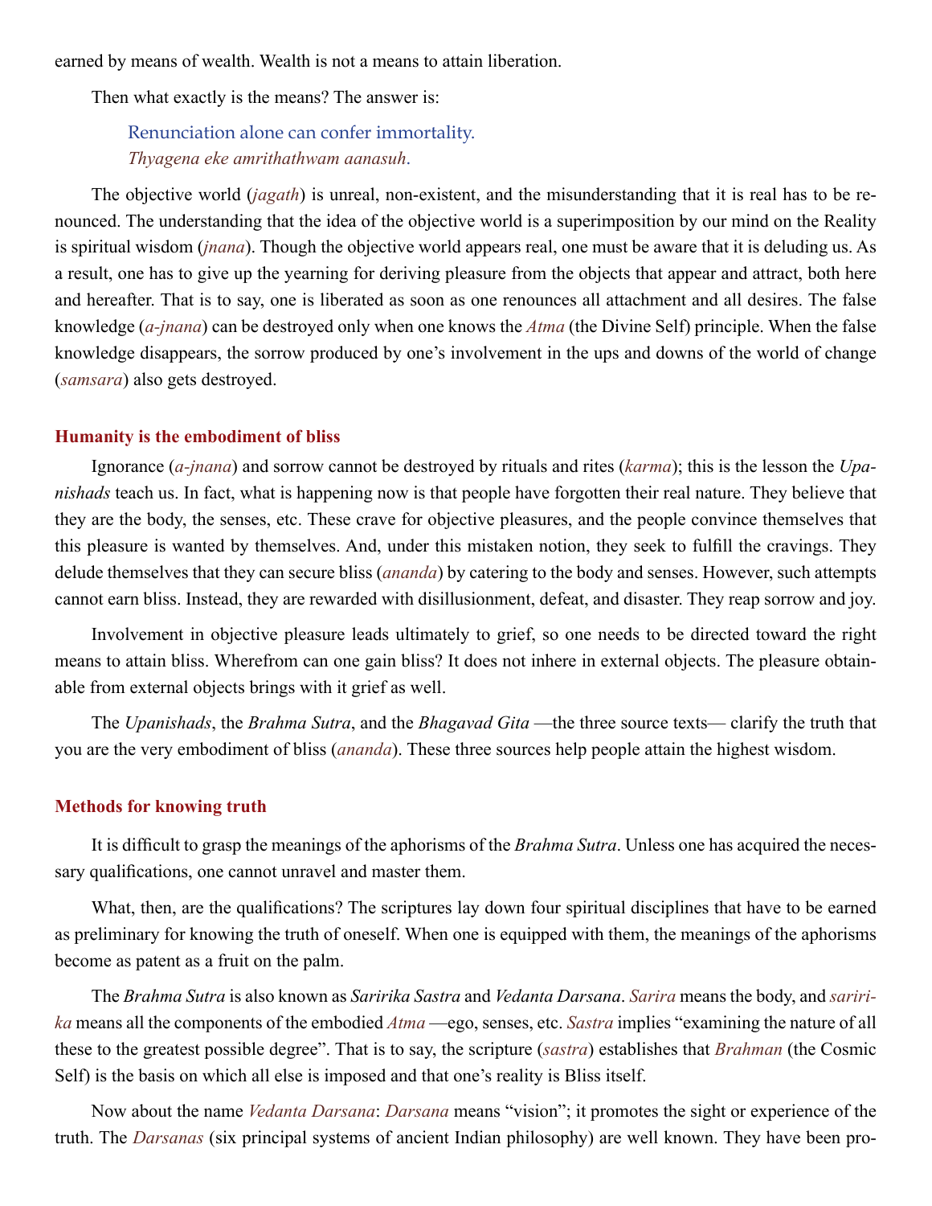earned by means of wealth. Wealth is not a means to attain liberation.

Then what exactly is the means? The answer is:

> Renunciation alone can confer immortality.
> *Thyagena eke amrithathwam aanasuh.*

The objective world (*jagath*) is unreal, non-existent, and the misunderstanding that it is real has to be renounced. The understanding that the idea of the objective world is a superimposition by our mind on the Reality is spiritual wisdom (*jnana*). Though the objective world appears real, one must be aware that it is deluding us. As a result, one has to give up the yearning for deriving pleasure from the objects that appear and attract, both here and hereafter. That is to say, one is liberated as soon as one renounces all attachment and all desires. The false knowledge (*a-jnana*) can be destroyed only when one knows the *Atma* (the Divine Self) principle. When the false knowledge disappears, the sorrow produced by one's involvement in the ups and downs of the world of change (*samsara*) also gets destroyed.

### Humanity is the embodiment of bliss

Ignorance (*a-jnana*) and sorrow cannot be destroyed by rituals and rites (*karma*); this is the lesson the *Upanishads* teach us. In fact, what is happening now is that people have forgotten their real nature. They believe that they are the body, the senses, etc. These crave for objective pleasures, and the people convince themselves that this pleasure is wanted by themselves. And, under this mistaken notion, they seek to fulfill the cravings. They delude themselves that they can secure bliss (*ananda*) by catering to the body and senses. However, such attempts cannot earn bliss. Instead, they are rewarded with disillusionment, defeat, and disaster. They reap sorrow and joy.

Involvement in objective pleasure leads ultimately to grief, so one needs to be directed toward the right means to attain bliss. Wherefrom can one gain bliss? It does not inhere in external objects. The pleasure obtainable from external objects brings with it grief as well.

The *Upanishads*, the *Brahma Sutra*, and the *Bhagavad Gita* —the three source texts— clarify the truth that you are the very embodiment of bliss (*ananda*). These three sources help people attain the highest wisdom.

### Methods for knowing truth

It is difficult to grasp the meanings of the aphorisms of the *Brahma Sutra*. Unless one has acquired the necessary qualifications, one cannot unravel and master them.

What, then, are the qualifications? The scriptures lay down four spiritual disciplines that have to be earned as preliminary for knowing the truth of oneself. When one is equipped with them, the meanings of the aphorisms become as patent as a fruit on the palm.

The *Brahma Sutra* is also known as *Saririka Sastra* and *Vedanta Darsana*. *Sarira* means the body, and *saririka* means all the components of the embodied *Atma* —ego, senses, etc. *Sastra* implies "examining the nature of all these to the greatest possible degree". That is to say, the scripture (*sastra*) establishes that *Brahman* (the Cosmic Self) is the basis on which all else is imposed and that one's reality is Bliss itself.

Now about the name *Vedanta Darsana*: *Darsana* means "vision"; it promotes the sight or experience of the truth. The *Darsanas* (six principal systems of ancient Indian philosophy) are well known. They have been pro-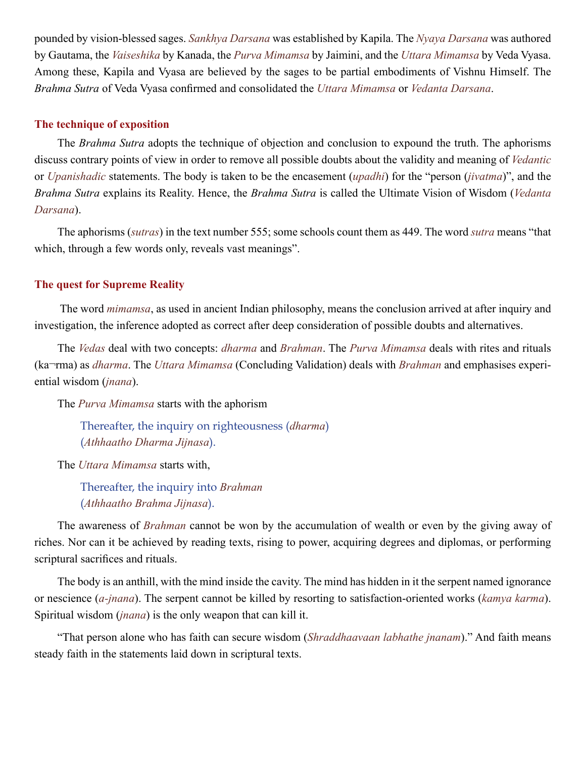pounded by vision-blessed sages. *Sankhya Darsana* was established by Kapila. The *Nyaya Darsana* was authored by Gautama, the *Vaiseshika* by Kanada, the *Purva Mimamsa* by Jaimini, and the *Uttara Mimamsa* by Veda Vyasa. Among these, Kapila and Vyasa are believed by the sages to be partial embodiments of Vishnu Himself. The *Brahma Sutra* of Veda Vyasa confirmed and consolidated the *Uttara Mimamsa* or *Vedanta Darsana*.

## The technique of exposition

The *Brahma Sutra* adopts the technique of objection and conclusion to expound the truth. The aphorisms discuss contrary points of view in order to remove all possible doubts about the validity and meaning of *Vedantic* or *Upanishadic* statements. The body is taken to be the encasement (*upadhi*) for the "person (*jivatma*)", and the *Brahma Sutra* explains its Reality. Hence, the *Brahma Sutra* is called the Ultimate Vision of Wisdom (*Vedanta Darsana*).

The aphorisms (*sutras*) in the text number 555; some schools count them as 449. The word *sutra* means "that which, through a few words only, reveals vast meanings".

## The quest for Supreme Reality

The word *mimamsa*, as used in ancient Indian philosophy, means the conclusion arrived at after inquiry and investigation, the inference adopted as correct after deep consideration of possible doubts and alternatives.

The *Vedas* deal with two concepts: *dharma* and *Brahman*. The *Purva Mimamsa* deals with rites and rituals (ka¬rma) as *dharma*. The *Uttara Mimamsa* (Concluding Validation) deals with *Brahman* and emphasises experiential wisdom (*jnana*).

The *Purva Mimamsa* starts with the aphorism

> Thereafter, the inquiry on righteousness (*dharma*)
> (*Athhaatho Dharma Jijnasa*).

The *Uttara Mimamsa* starts with,

> Thereafter, the inquiry into *Brahman*
> (*Athhaatho Brahma Jijnasa*).

The awareness of *Brahman* cannot be won by the accumulation of wealth or even by the giving away of riches. Nor can it be achieved by reading texts, rising to power, acquiring degrees and diplomas, or performing scriptural sacrifices and rituals.

The body is an anthill, with the mind inside the cavity. The mind has hidden in it the serpent named ignorance or nescience (*a-jnana*). The serpent cannot be killed by resorting to satisfaction-oriented works (*kamya karma*). Spiritual wisdom (*jnana*) is the only weapon that can kill it.

"That person alone who has faith can secure wisdom (*Shraddhaavaan labhathe jnanam*)." And faith means steady faith in the statements laid down in scriptural texts.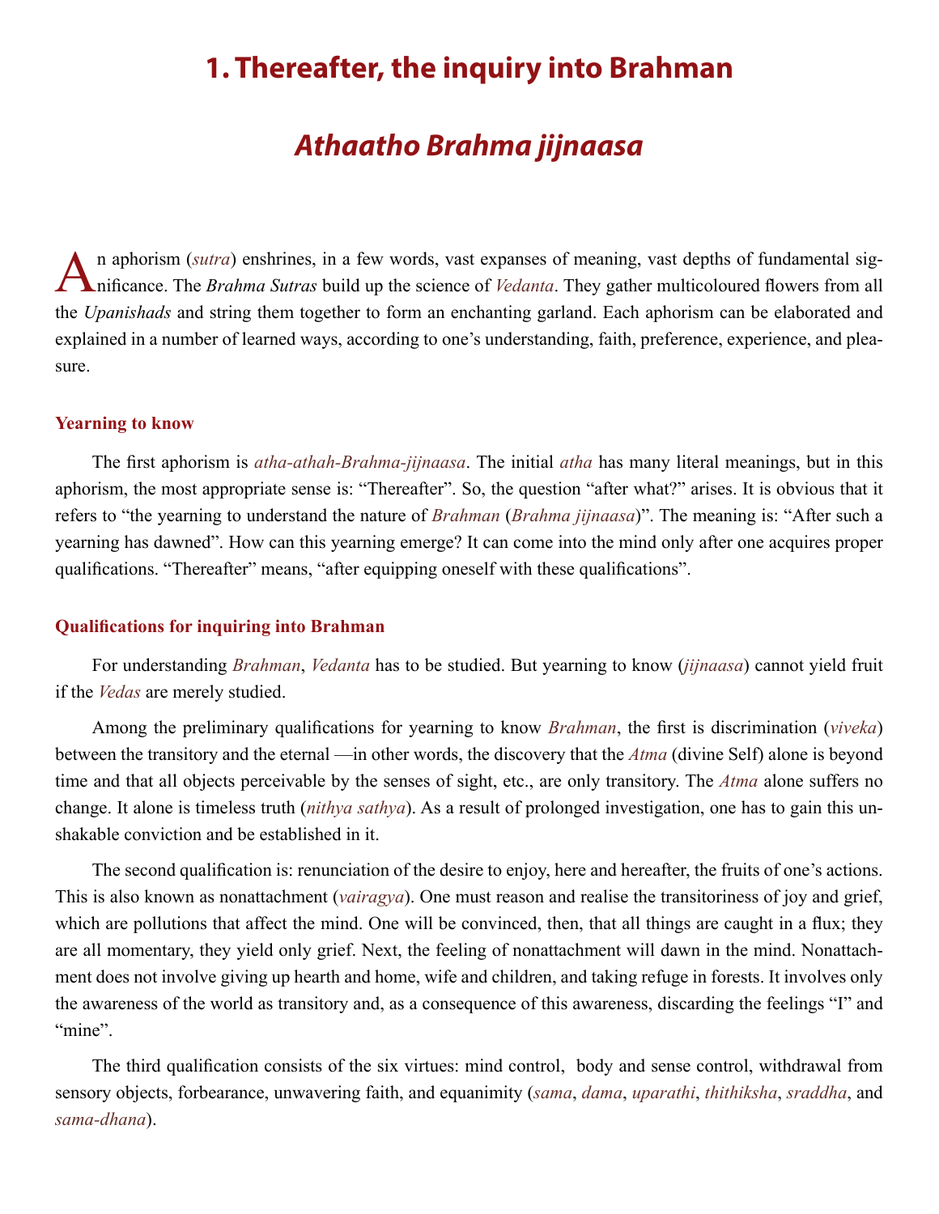# 1. Thereafter, the inquiry into Brahman

## *Athaatho Brahma jijnaasa*

An aphorism (*sutra*) enshrines, in a few words, vast expanses of meaning, vast depths of fundamental significance. The *Brahma Sutras* build up the science of *Vedanta*. They gather multicoloured flowers from all the *Upanishads* and string them together to form an enchanting garland. Each aphorism can be elaborated and explained in a number of learned ways, according to one's understanding, faith, preference, experience, and pleasure.

### Yearning to know

The first aphorism is *atha-athah-Brahma-jijnaasa*. The initial *atha* has many literal meanings, but in this aphorism, the most appropriate sense is: "Thereafter". So, the question "after what?" arises. It is obvious that it refers to "the yearning to understand the nature of *Brahman* (*Brahma jijnaasa*)". The meaning is: "After such a yearning has dawned". How can this yearning emerge? It can come into the mind only after one acquires proper qualifications. "Thereafter" means, "after equipping oneself with these qualifications".

### Qualifications for inquiring into Brahman

For understanding *Brahman*, *Vedanta* has to be studied. But yearning to know (*jijnaasa*) cannot yield fruit if the *Vedas* are merely studied.

Among the preliminary qualifications for yearning to know *Brahman*, the first is discrimination (*viveka*) between the transitory and the eternal —in other words, the discovery that the *Atma* (divine Self) alone is beyond time and that all objects perceivable by the senses of sight, etc., are only transitory. The *Atma* alone suffers no change. It alone is timeless truth (*nithya sathya*). As a result of prolonged investigation, one has to gain this unshakable conviction and be established in it.

The second qualification is: renunciation of the desire to enjoy, here and hereafter, the fruits of one's actions. This is also known as nonattachment (*vairagya*). One must reason and realise the transitoriness of joy and grief, which are pollutions that affect the mind. One will be convinced, then, that all things are caught in a flux; they are all momentary, they yield only grief. Next, the feeling of nonattachment will dawn in the mind. Nonattachment does not involve giving up hearth and home, wife and children, and taking refuge in forests. It involves only the awareness of the world as transitory and, as a consequence of this awareness, discarding the feelings "I" and "mine".

The third qualification consists of the six virtues: mind control, body and sense control, withdrawal from sensory objects, forbearance, unwavering faith, and equanimity (*sama*, *dama*, *uparathi*, *thithiksha*, *sraddha*, and *sama-dhana*).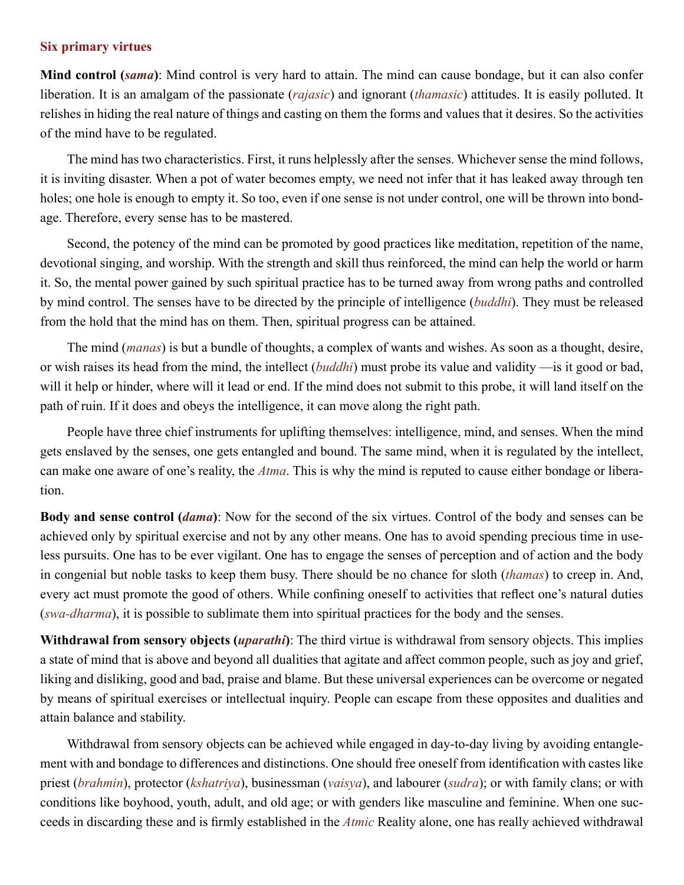### Six primary virtues

**Mind control (*sama*)**: Mind control is very hard to attain. The mind can cause bondage, but it can also confer liberation. It is an amalgam of the passionate (*rajasic*) and ignorant (*thamasic*) attitudes. It is easily polluted. It relishes in hiding the real nature of things and casting on them the forms and values that it desires. So the activities of the mind have to be regulated.

The mind has two characteristics. First, it runs helplessly after the senses. Whichever sense the mind follows, it is inviting disaster. When a pot of water becomes empty, we need not infer that it has leaked away through ten holes; one hole is enough to empty it. So too, even if one sense is not under control, one will be thrown into bondage. Therefore, every sense has to be mastered.

Second, the potency of the mind can be promoted by good practices like meditation, repetition of the name, devotional singing, and worship. With the strength and skill thus reinforced, the mind can help the world or harm it. So, the mental power gained by such spiritual practice has to be turned away from wrong paths and controlled by mind control. The senses have to be directed by the principle of intelligence (*buddhi*). They must be released from the hold that the mind has on them. Then, spiritual progress can be attained.

The mind (*manas*) is but a bundle of thoughts, a complex of wants and wishes. As soon as a thought, desire, or wish raises its head from the mind, the intellect (*buddhi*) must probe its value and validity —is it good or bad, will it help or hinder, where will it lead or end. If the mind does not submit to this probe, it will land itself on the path of ruin. If it does and obeys the intelligence, it can move along the right path.

People have three chief instruments for uplifting themselves: intelligence, mind, and senses. When the mind gets enslaved by the senses, one gets entangled and bound. The same mind, when it is regulated by the intellect, can make one aware of one's reality, the *Atma*. This is why the mind is reputed to cause either bondage or liberation.

**Body and sense control (*dama*)**: Now for the second of the six virtues. Control of the body and senses can be achieved only by spiritual exercise and not by any other means. One has to avoid spending precious time in useless pursuits. One has to be ever vigilant. One has to engage the senses of perception and of action and the body in congenial but noble tasks to keep them busy. There should be no chance for sloth (*thamas*) to creep in. And, every act must promote the good of others. While confining oneself to activities that reflect one's natural duties (*swa-dharma*), it is possible to sublimate them into spiritual practices for the body and the senses.

**Withdrawal from sensory objects (*uparathi*)**: The third virtue is withdrawal from sensory objects. This implies a state of mind that is above and beyond all dualities that agitate and affect common people, such as joy and grief, liking and disliking, good and bad, praise and blame. But these universal experiences can be overcome or negated by means of spiritual exercises or intellectual inquiry. People can escape from these opposites and dualities and attain balance and stability.

Withdrawal from sensory objects can be achieved while engaged in day-to-day living by avoiding entanglement with and bondage to differences and distinctions. One should free oneself from identification with castes like priest (*brahmin*), protector (*kshatriya*), businessman (*vaisya*), and labourer (*sudra*); or with family clans; or with conditions like boyhood, youth, adult, and old age; or with genders like masculine and feminine. When one succeeds in discarding these and is firmly established in the *Atmic* Reality alone, one has really achieved withdrawal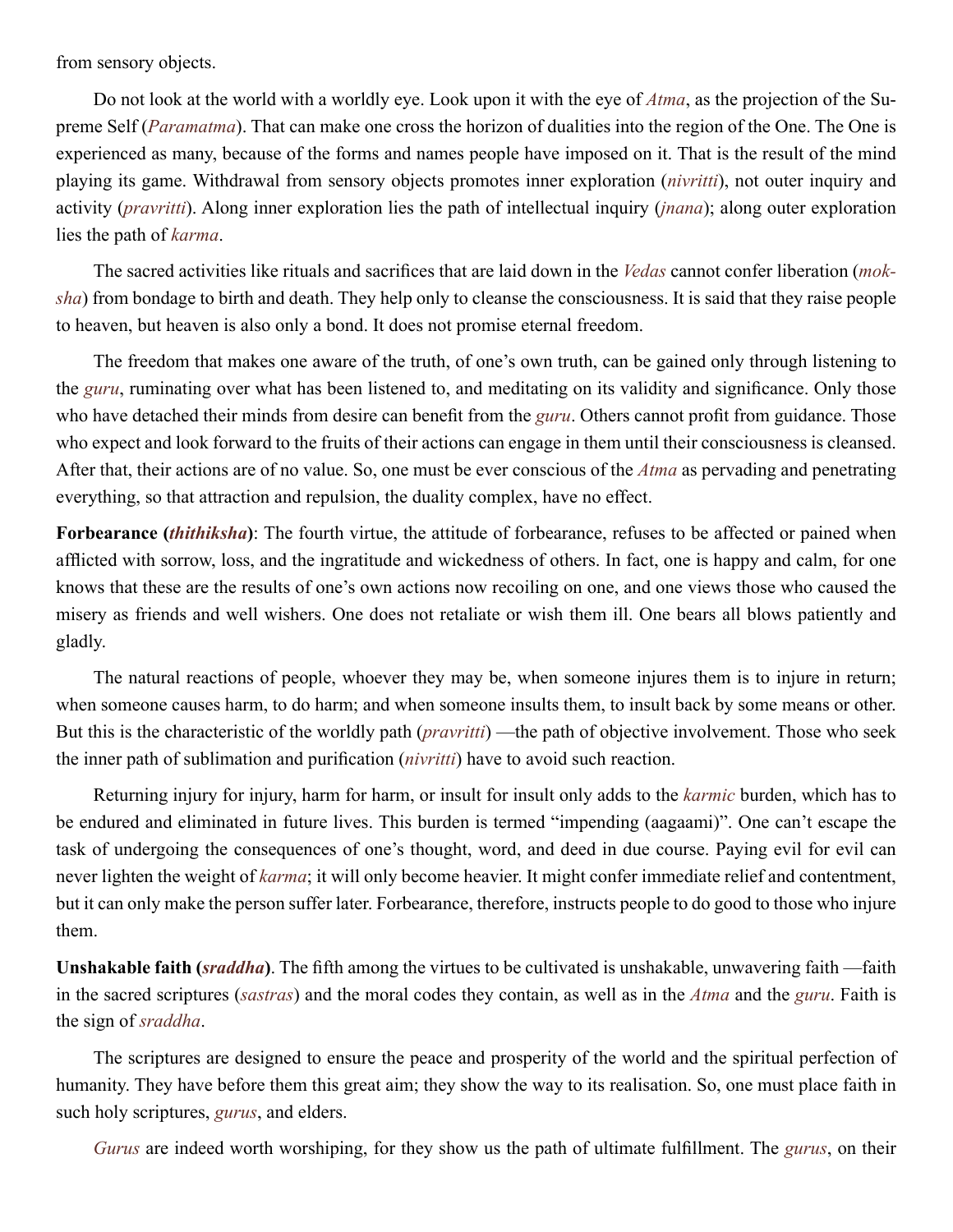from sensory objects.

Do not look at the world with a worldly eye. Look upon it with the eye of *Atma*, as the projection of the Supreme Self (*Paramatma*). That can make one cross the horizon of dualities into the region of the One. The One is experienced as many, because of the forms and names people have imposed on it. That is the result of the mind playing its game. Withdrawal from sensory objects promotes inner exploration (*nivritti*), not outer inquiry and activity (*pravritti*). Along inner exploration lies the path of intellectual inquiry (*jnana*); along outer exploration lies the path of *karma*.

The sacred activities like rituals and sacrifices that are laid down in the *Vedas* cannot confer liberation (*moksha*) from bondage to birth and death. They help only to cleanse the consciousness. It is said that they raise people to heaven, but heaven is also only a bond. It does not promise eternal freedom.

The freedom that makes one aware of the truth, of one's own truth, can be gained only through listening to the *guru*, ruminating over what has been listened to, and meditating on its validity and significance. Only those who have detached their minds from desire can benefit from the *guru*. Others cannot profit from guidance. Those who expect and look forward to the fruits of their actions can engage in them until their consciousness is cleansed. After that, their actions are of no value. So, one must be ever conscious of the *Atma* as pervading and penetrating everything, so that attraction and repulsion, the duality complex, have no effect.

**Forbearance (*thithiksha*)**: The fourth virtue, the attitude of forbearance, refuses to be affected or pained when afflicted with sorrow, loss, and the ingratitude and wickedness of others. In fact, one is happy and calm, for one knows that these are the results of one's own actions now recoiling on one, and one views those who caused the misery as friends and well wishers. One does not retaliate or wish them ill. One bears all blows patiently and gladly.

The natural reactions of people, whoever they may be, when someone injures them is to injure in return; when someone causes harm, to do harm; and when someone insults them, to insult back by some means or other. But this is the characteristic of the worldly path (*pravritti*) —the path of objective involvement. Those who seek the inner path of sublimation and purification (*nivritti*) have to avoid such reaction.

Returning injury for injury, harm for harm, or insult for insult only adds to the *karmic* burden, which has to be endured and eliminated in future lives. This burden is termed "impending (aagaami)". One can't escape the task of undergoing the consequences of one's thought, word, and deed in due course. Paying evil for evil can never lighten the weight of *karma*; it will only become heavier. It might confer immediate relief and contentment, but it can only make the person suffer later. Forbearance, therefore, instructs people to do good to those who injure them.

**Unshakable faith (*sraddha*)**. The fifth among the virtues to be cultivated is unshakable, unwavering faith —faith in the sacred scriptures (*sastras*) and the moral codes they contain, as well as in the *Atma* and the *guru*. Faith is the sign of *sraddha*.

The scriptures are designed to ensure the peace and prosperity of the world and the spiritual perfection of humanity. They have before them this great aim; they show the way to its realisation. So, one must place faith in such holy scriptures, *gurus*, and elders.

*Gurus* are indeed worth worshiping, for they show us the path of ultimate fulfillment. The *gurus*, on their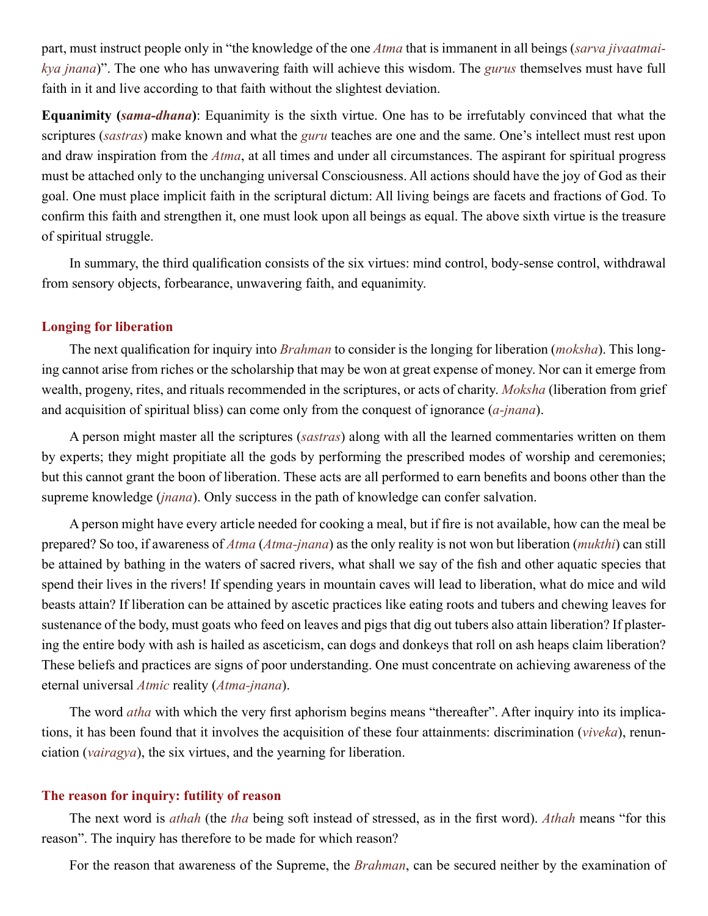part, must instruct people only in "the knowledge of the one *Atma* that is immanent in all beings (*sarva jivaatmaikya jnana*)". The one who has unwavering faith will achieve this wisdom. The *gurus* themselves must have full faith in it and live according to that faith without the slightest deviation.

**Equanimity (*sama-dhana*)**: Equanimity is the sixth virtue. One has to be irrefutably convinced that what the scriptures (*sastras*) make known and what the *guru* teaches are one and the same. One's intellect must rest upon and draw inspiration from the *Atma*, at all times and under all circumstances. The aspirant for spiritual progress must be attached only to the unchanging universal Consciousness. All actions should have the joy of God as their goal. One must place implicit faith in the scriptural dictum: All living beings are facets and fractions of God. To confirm this faith and strengthen it, one must look upon all beings as equal. The above sixth virtue is the treasure of spiritual struggle.

In summary, the third qualification consists of the six virtues: mind control, body-sense control, withdrawal from sensory objects, forbearance, unwavering faith, and equanimity.

## Longing for liberation

The next qualification for inquiry into *Brahman* to consider is the longing for liberation (*moksha*). This longing cannot arise from riches or the scholarship that may be won at great expense of money. Nor can it emerge from wealth, progeny, rites, and rituals recommended in the scriptures, or acts of charity. *Moksha* (liberation from grief and acquisition of spiritual bliss) can come only from the conquest of ignorance (*a-jnana*).

A person might master all the scriptures (*sastras*) along with all the learned commentaries written on them by experts; they might propitiate all the gods by performing the prescribed modes of worship and ceremonies; but this cannot grant the boon of liberation. These acts are all performed to earn benefits and boons other than the supreme knowledge (*jnana*). Only success in the path of knowledge can confer salvation.

A person might have every article needed for cooking a meal, but if fire is not available, how can the meal be prepared? So too, if awareness of *Atma* (*Atma-jnana*) as the only reality is not won but liberation (*mukthi*) can still be attained by bathing in the waters of sacred rivers, what shall we say of the fish and other aquatic species that spend their lives in the rivers! If spending years in mountain caves will lead to liberation, what do mice and wild beasts attain? If liberation can be attained by ascetic practices like eating roots and tubers and chewing leaves for sustenance of the body, must goats who feed on leaves and pigs that dig out tubers also attain liberation? If plastering the entire body with ash is hailed as asceticism, can dogs and donkeys that roll on ash heaps claim liberation? These beliefs and practices are signs of poor understanding. One must concentrate on achieving awareness of the eternal universal *Atmic* reality (*Atma-jnana*).

The word *atha* with which the very first aphorism begins means "thereafter". After inquiry into its implications, it has been found that it involves the acquisition of these four attainments: discrimination (*viveka*), renunciation (*vairagya*), the six virtues, and the yearning for liberation.

## The reason for inquiry: futility of reason

The next word is *athah* (the *tha* being soft instead of stressed, as in the first word). *Athah* means "for this reason". The inquiry has therefore to be made for which reason?

For the reason that awareness of the Supreme, the *Brahman*, can be secured neither by the examination of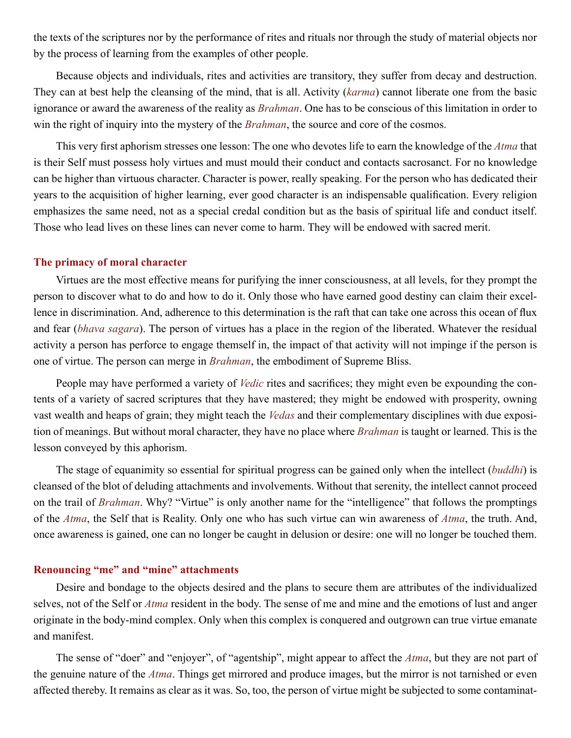the texts of the scriptures nor by the performance of rites and rituals nor through the study of material objects nor by the process of learning from the examples of other people.

Because objects and individuals, rites and activities are transitory, they suffer from decay and destruction. They can at best help the cleansing of the mind, that is all. Activity (*karma*) cannot liberate one from the basic ignorance or award the awareness of the reality as *Brahman*. One has to be conscious of this limitation in order to win the right of inquiry into the mystery of the *Brahman*, the source and core of the cosmos.

This very first aphorism stresses one lesson: The one who devotes life to earn the knowledge of the *Atma* that is their Self must possess holy virtues and must mould their conduct and contacts sacrosanct. For no knowledge can be higher than virtuous character. Character is power, really speaking. For the person who has dedicated their years to the acquisition of higher learning, ever good character is an indispensable qualification. Every religion emphasizes the same need, not as a special credal condition but as the basis of spiritual life and conduct itself. Those who lead lives on these lines can never come to harm. They will be endowed with sacred merit.

## The primacy of moral character

Virtues are the most effective means for purifying the inner consciousness, at all levels, for they prompt the person to discover what to do and how to do it. Only those who have earned good destiny can claim their excellence in discrimination. And, adherence to this determination is the raft that can take one across this ocean of flux and fear (*bhava sagara*). The person of virtues has a place in the region of the liberated. Whatever the residual activity a person has perforce to engage themself in, the impact of that activity will not impinge if the person is one of virtue. The person can merge in *Brahman*, the embodiment of Supreme Bliss.

People may have performed a variety of *Vedic* rites and sacrifices; they might even be expounding the contents of a variety of sacred scriptures that they have mastered; they might be endowed with prosperity, owning vast wealth and heaps of grain; they might teach the *Vedas* and their complementary disciplines with due exposition of meanings. But without moral character, they have no place where *Brahman* is taught or learned. This is the lesson conveyed by this aphorism.

The stage of equanimity so essential for spiritual progress can be gained only when the intellect (*buddhi*) is cleansed of the blot of deluding attachments and involvements. Without that serenity, the intellect cannot proceed on the trail of *Brahman*. Why? "Virtue" is only another name for the "intelligence" that follows the promptings of the *Atma*, the Self that is Reality. Only one who has such virtue can win awareness of *Atma*, the truth. And, once awareness is gained, one can no longer be caught in delusion or desire: one will no longer be touched them.

## Renouncing "me" and "mine" attachments

Desire and bondage to the objects desired and the plans to secure them are attributes of the individualized selves, not of the Self or *Atma* resident in the body. The sense of me and mine and the emotions of lust and anger originate in the body-mind complex. Only when this complex is conquered and outgrown can true virtue emanate and manifest.

The sense of "doer" and "enjoyer", of "agentship", might appear to affect the *Atma*, but they are not part of the genuine nature of the *Atma*. Things get mirrored and produce images, but the mirror is not tarnished or even affected thereby. It remains as clear as it was. So, too, the person of virtue might be subjected to some contaminat-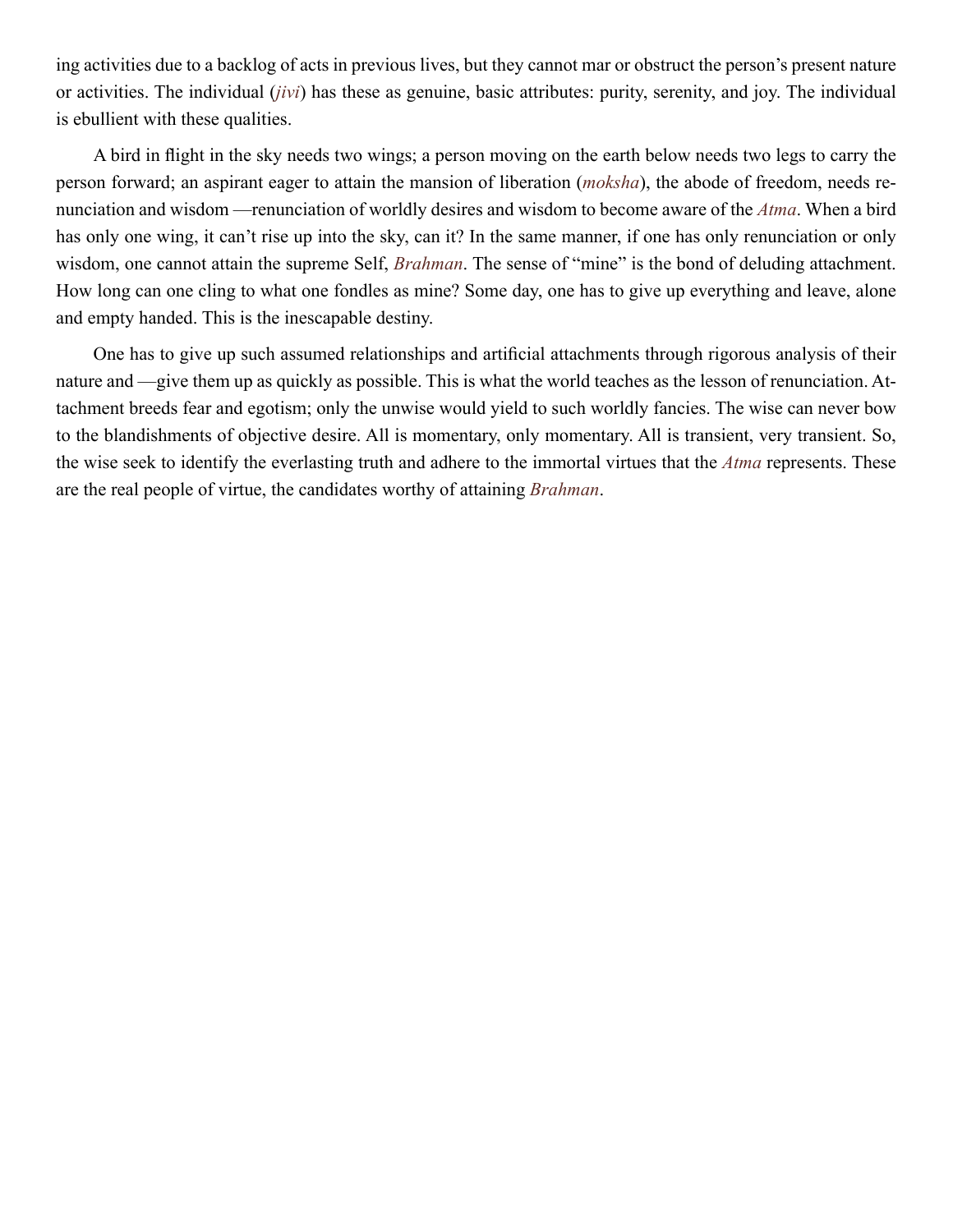ing activities due to a backlog of acts in previous lives, but they cannot mar or obstruct the person's present nature or activities. The individual (*jivi*) has these as genuine, basic attributes: purity, serenity, and joy. The individual is ebullient with these qualities.

A bird in flight in the sky needs two wings; a person moving on the earth below needs two legs to carry the person forward; an aspirant eager to attain the mansion of liberation (*moksha*), the abode of freedom, needs renunciation and wisdom —renunciation of worldly desires and wisdom to become aware of the *Atma*. When a bird has only one wing, it can't rise up into the sky, can it? In the same manner, if one has only renunciation or only wisdom, one cannot attain the supreme Self, *Brahman*. The sense of "mine" is the bond of deluding attachment. How long can one cling to what one fondles as mine? Some day, one has to give up everything and leave, alone and empty handed. This is the inescapable destiny.

One has to give up such assumed relationships and artificial attachments through rigorous analysis of their nature and —give them up as quickly as possible. This is what the world teaches as the lesson of renunciation. Attachment breeds fear and egotism; only the unwise would yield to such worldly fancies. The wise can never bow to the blandishments of objective desire. All is momentary, only momentary. All is transient, very transient. So, the wise seek to identify the everlasting truth and adhere to the immortal virtues that the *Atma* represents. These are the real people of virtue, the candidates worthy of attaining *Brahman*.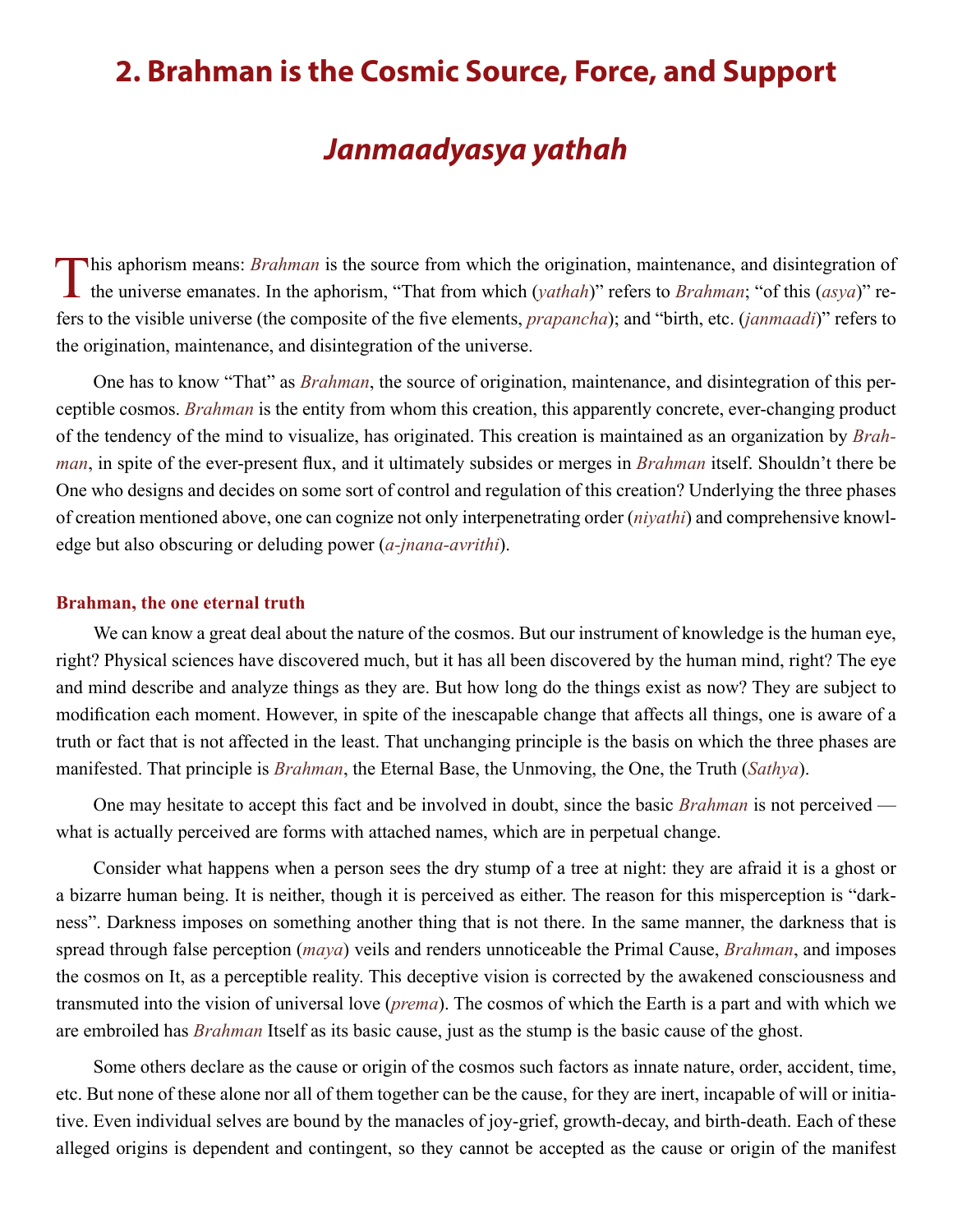# 2. Brahman is the Cosmic Source, Force, and Support

## *Janmaadyasya yathah*

This aphorism means: *Brahman* is the source from which the origination, maintenance, and disintegration of the universe emanates. In the aphorism, "That from which (*yathah*)" refers to *Brahman*; "of this (*asya*)" refers to the visible universe (the composite of the five elements, *prapancha*); and "birth, etc. (*janmaadi*)" refers to the origination, maintenance, and disintegration of the universe.

One has to know "That" as *Brahman*, the source of origination, maintenance, and disintegration of this perceptible cosmos. *Brahman* is the entity from whom this creation, this apparently concrete, ever-changing product of the tendency of the mind to visualize, has originated. This creation is maintained as an organization by *Brahman*, in spite of the ever-present flux, and it ultimately subsides or merges in *Brahman* itself. Shouldn't there be One who designs and decides on some sort of control and regulation of this creation? Underlying the three phases of creation mentioned above, one can cognize not only interpenetrating order (*niyathi*) and comprehensive knowledge but also obscuring or deluding power (*a-jnana-avrithi*).

### Brahman, the one eternal truth

We can know a great deal about the nature of the cosmos. But our instrument of knowledge is the human eye, right? Physical sciences have discovered much, but it has all been discovered by the human mind, right? The eye and mind describe and analyze things as they are. But how long do the things exist as now? They are subject to modification each moment. However, in spite of the inescapable change that affects all things, one is aware of a truth or fact that is not affected in the least. That unchanging principle is the basis on which the three phases are manifested. That principle is *Brahman*, the Eternal Base, the Unmoving, the One, the Truth (*Sathya*).

One may hesitate to accept this fact and be involved in doubt, since the basic *Brahman* is not perceived — what is actually perceived are forms with attached names, which are in perpetual change.

Consider what happens when a person sees the dry stump of a tree at night: they are afraid it is a ghost or a bizarre human being. It is neither, though it is perceived as either. The reason for this misperception is "darkness". Darkness imposes on something another thing that is not there. In the same manner, the darkness that is spread through false perception (*maya*) veils and renders unnoticeable the Primal Cause, *Brahman*, and imposes the cosmos on It, as a perceptible reality. This deceptive vision is corrected by the awakened consciousness and transmuted into the vision of universal love (*prema*). The cosmos of which the Earth is a part and with which we are embroiled has *Brahman* Itself as its basic cause, just as the stump is the basic cause of the ghost.

Some others declare as the cause or origin of the cosmos such factors as innate nature, order, accident, time, etc. But none of these alone nor all of them together can be the cause, for they are inert, incapable of will or initiative. Even individual selves are bound by the manacles of joy-grief, growth-decay, and birth-death. Each of these alleged origins is dependent and contingent, so they cannot be accepted as the cause or origin of the manifest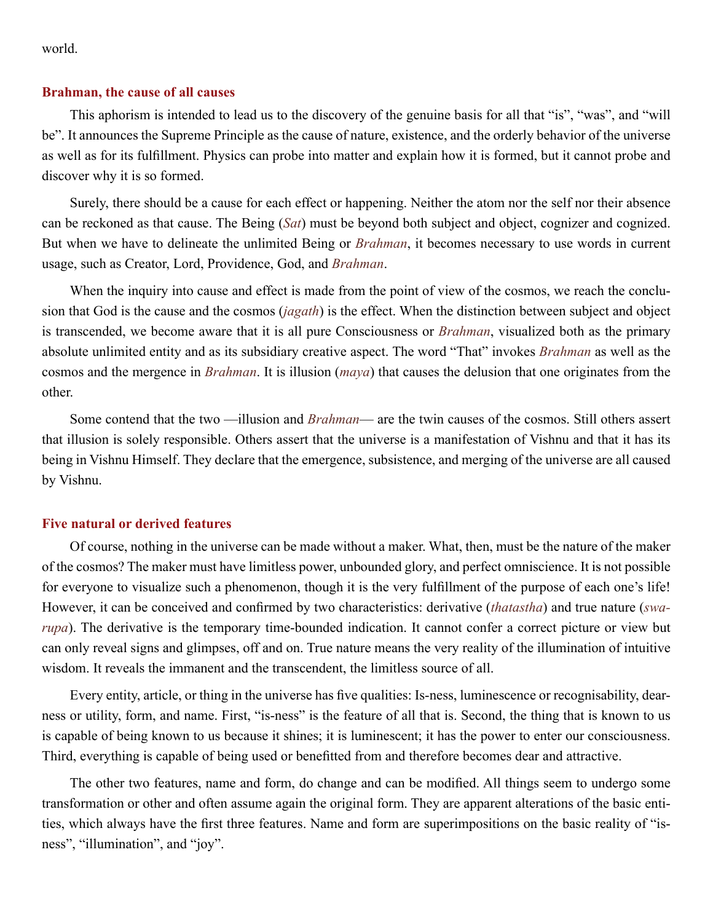world.

### Brahman, the cause of all causes

This aphorism is intended to lead us to the discovery of the genuine basis for all that "is", "was", and "will be". It announces the Supreme Principle as the cause of nature, existence, and the orderly behavior of the universe as well as for its fulfillment. Physics can probe into matter and explain how it is formed, but it cannot probe and discover why it is so formed.

Surely, there should be a cause for each effect or happening. Neither the atom nor the self nor their absence can be reckoned as that cause. The Being (*Sat*) must be beyond both subject and object, cognizer and cognized. But when we have to delineate the unlimited Being or *Brahman*, it becomes necessary to use words in current usage, such as Creator, Lord, Providence, God, and *Brahman*.

When the inquiry into cause and effect is made from the point of view of the cosmos, we reach the conclusion that God is the cause and the cosmos (*jagath*) is the effect. When the distinction between subject and object is transcended, we become aware that it is all pure Consciousness or *Brahman*, visualized both as the primary absolute unlimited entity and as its subsidiary creative aspect. The word "That" invokes *Brahman* as well as the cosmos and the mergence in *Brahman*. It is illusion (*maya*) that causes the delusion that one originates from the other.

Some contend that the two —illusion and *Brahman*— are the twin causes of the cosmos. Still others assert that illusion is solely responsible. Others assert that the universe is a manifestation of Vishnu and that it has its being in Vishnu Himself. They declare that the emergence, subsistence, and merging of the universe are all caused by Vishnu.

### Five natural or derived features

Of course, nothing in the universe can be made without a maker. What, then, must be the nature of the maker of the cosmos? The maker must have limitless power, unbounded glory, and perfect omniscience. It is not possible for everyone to visualize such a phenomenon, though it is the very fulfillment of the purpose of each one's life! However, it can be conceived and confirmed by two characteristics: derivative (*thatastha*) and true nature (*swarupa*). The derivative is the temporary time-bounded indication. It cannot confer a correct picture or view but can only reveal signs and glimpses, off and on. True nature means the very reality of the illumination of intuitive wisdom. It reveals the immanent and the transcendent, the limitless source of all.

Every entity, article, or thing in the universe has five qualities: Is-ness, luminescence or recognisability, dearness or utility, form, and name. First, "is-ness" is the feature of all that is. Second, the thing that is known to us is capable of being known to us because it shines; it is luminescent; it has the power to enter our consciousness. Third, everything is capable of being used or benefitted from and therefore becomes dear and attractive.

The other two features, name and form, do change and can be modified. All things seem to undergo some transformation or other and often assume again the original form. They are apparent alterations of the basic entities, which always have the first three features. Name and form are superimpositions on the basic reality of "is-ness", "illumination", and "joy".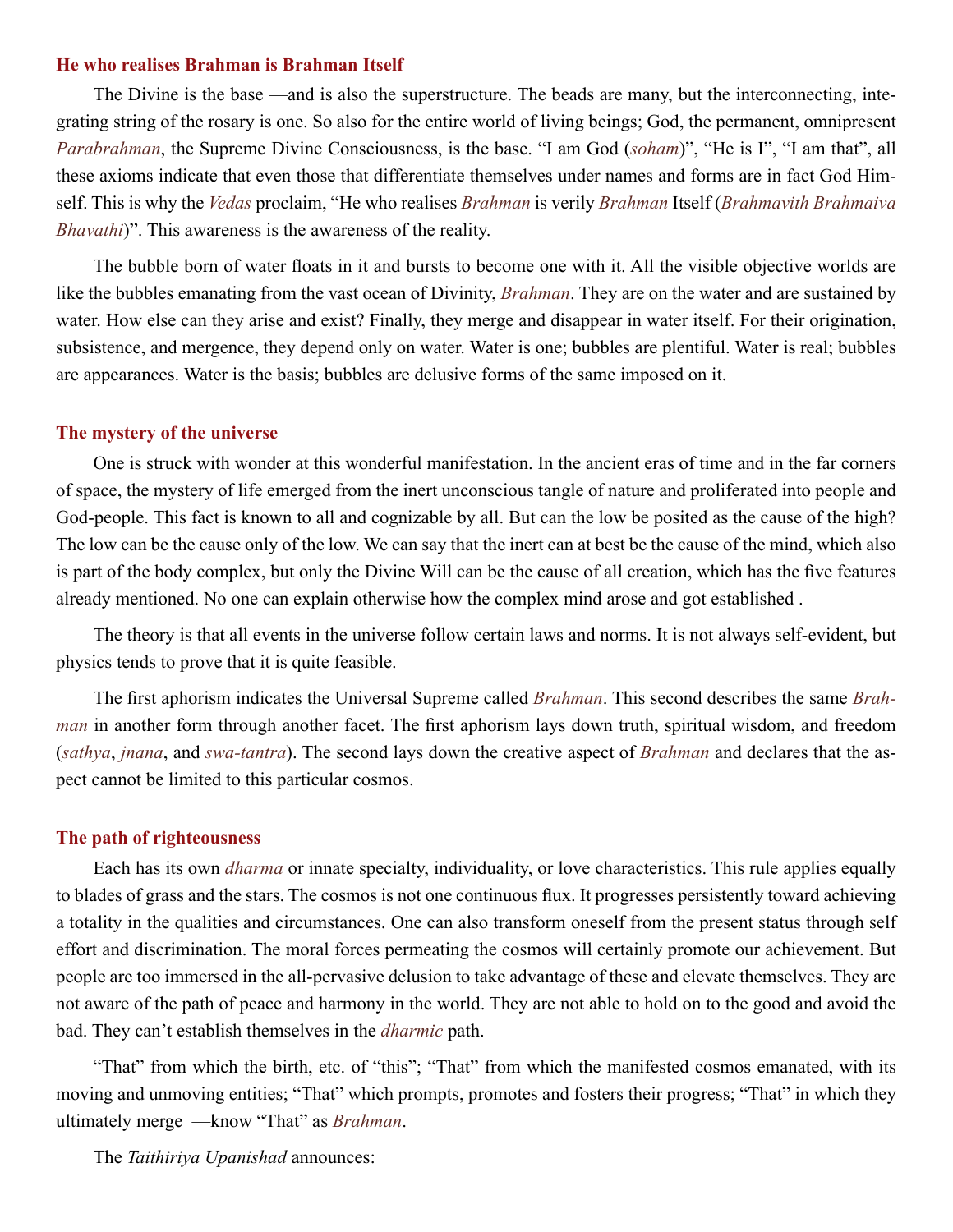## He who realises Brahman is Brahman Itself

The Divine is the base —and is also the superstructure. The beads are many, but the interconnecting, integrating string of the rosary is one. So also for the entire world of living beings; God, the permanent, omnipresent *Parabrahman*, the Supreme Divine Consciousness, is the base. "I am God (*soham*)", "He is I", "I am that", all these axioms indicate that even those that differentiate themselves under names and forms are in fact God Himself. This is why the *Vedas* proclaim, "He who realises *Brahman* is verily *Brahman* Itself (*Brahmavith Brahmaiva Bhavathi*)". This awareness is the awareness of the reality.

The bubble born of water floats in it and bursts to become one with it. All the visible objective worlds are like the bubbles emanating from the vast ocean of Divinity, *Brahman*. They are on the water and are sustained by water. How else can they arise and exist? Finally, they merge and disappear in water itself. For their origination, subsistence, and mergence, they depend only on water. Water is one; bubbles are plentiful. Water is real; bubbles are appearances. Water is the basis; bubbles are delusive forms of the same imposed on it.

## The mystery of the universe

One is struck with wonder at this wonderful manifestation. In the ancient eras of time and in the far corners of space, the mystery of life emerged from the inert unconscious tangle of nature and proliferated into people and God-people. This fact is known to all and cognizable by all. But can the low be posited as the cause of the high? The low can be the cause only of the low. We can say that the inert can at best be the cause of the mind, which also is part of the body complex, but only the Divine Will can be the cause of all creation, which has the five features already mentioned. No one can explain otherwise how the complex mind arose and got established .

The theory is that all events in the universe follow certain laws and norms. It is not always self-evident, but physics tends to prove that it is quite feasible.

The first aphorism indicates the Universal Supreme called *Brahman*. This second describes the same *Brahman* in another form through another facet. The first aphorism lays down truth, spiritual wisdom, and freedom (*sathya*, *jnana*, and *swa-tantra*). The second lays down the creative aspect of *Brahman* and declares that the aspect cannot be limited to this particular cosmos.

## The path of righteousness

Each has its own *dharma* or innate specialty, individuality, or love characteristics. This rule applies equally to blades of grass and the stars. The cosmos is not one continuous flux. It progresses persistently toward achieving a totality in the qualities and circumstances. One can also transform oneself from the present status through self effort and discrimination. The moral forces permeating the cosmos will certainly promote our achievement. But people are too immersed in the all-pervasive delusion to take advantage of these and elevate themselves. They are not aware of the path of peace and harmony in the world. They are not able to hold on to the good and avoid the bad. They can't establish themselves in the *dharmic* path.

"That" from which the birth, etc. of "this"; "That" from which the manifested cosmos emanated, with its moving and unmoving entities; "That" which prompts, promotes and fosters their progress; "That" in which they ultimately merge —know "That" as *Brahman*.

The *Taithiriya Upanishad* announces: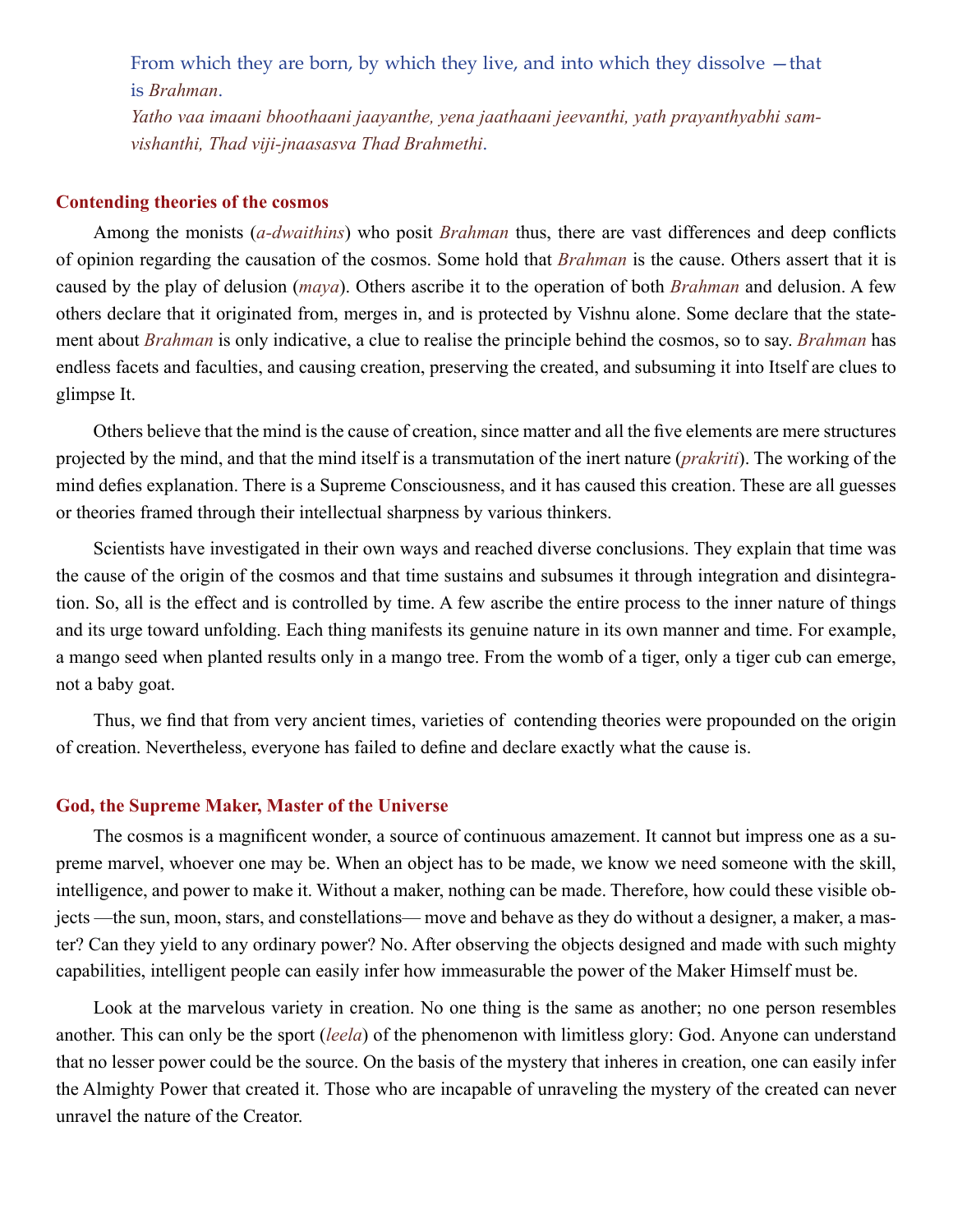From which they are born, by which they live, and into which they dissolve —that is *Brahman*.
*Yatho vaa imaani bhoothaani jaayanthe, yena jaathaani jeevanthi, yath prayanthyabhi samvishanthi, Thad viji-jnaasasva Thad Brahmethi.*

## Contending theories of the cosmos

Among the monists (*a-dwaithins*) who posit *Brahman* thus, there are vast differences and deep conflicts of opinion regarding the causation of the cosmos. Some hold that *Brahman* is the cause. Others assert that it is caused by the play of delusion (*maya*). Others ascribe it to the operation of both *Brahman* and delusion. A few others declare that it originated from, merges in, and is protected by Vishnu alone. Some declare that the statement about *Brahman* is only indicative, a clue to realise the principle behind the cosmos, so to say. *Brahman* has endless facets and faculties, and causing creation, preserving the created, and subsuming it into Itself are clues to glimpse It.

Others believe that the mind is the cause of creation, since matter and all the five elements are mere structures projected by the mind, and that the mind itself is a transmutation of the inert nature (*prakriti*). The working of the mind defies explanation. There is a Supreme Consciousness, and it has caused this creation. These are all guesses or theories framed through their intellectual sharpness by various thinkers.

Scientists have investigated in their own ways and reached diverse conclusions. They explain that time was the cause of the origin of the cosmos and that time sustains and subsumes it through integration and disintegration. So, all is the effect and is controlled by time. A few ascribe the entire process to the inner nature of things and its urge toward unfolding. Each thing manifests its genuine nature in its own manner and time. For example, a mango seed when planted results only in a mango tree. From the womb of a tiger, only a tiger cub can emerge, not a baby goat.

Thus, we find that from very ancient times, varieties of contending theories were propounded on the origin of creation. Nevertheless, everyone has failed to define and declare exactly what the cause is.

## God, the Supreme Maker, Master of the Universe

The cosmos is a magnificent wonder, a source of continuous amazement. It cannot but impress one as a supreme marvel, whoever one may be. When an object has to be made, we know we need someone with the skill, intelligence, and power to make it. Without a maker, nothing can be made. Therefore, how could these visible objects —the sun, moon, stars, and constellations— move and behave as they do without a designer, a maker, a master? Can they yield to any ordinary power? No. After observing the objects designed and made with such mighty capabilities, intelligent people can easily infer how immeasurable the power of the Maker Himself must be.

Look at the marvelous variety in creation. No one thing is the same as another; no one person resembles another. This can only be the sport (*leela*) of the phenomenon with limitless glory: God. Anyone can understand that no lesser power could be the source. On the basis of the mystery that inheres in creation, one can easily infer the Almighty Power that created it. Those who are incapable of unraveling the mystery of the created can never unravel the nature of the Creator.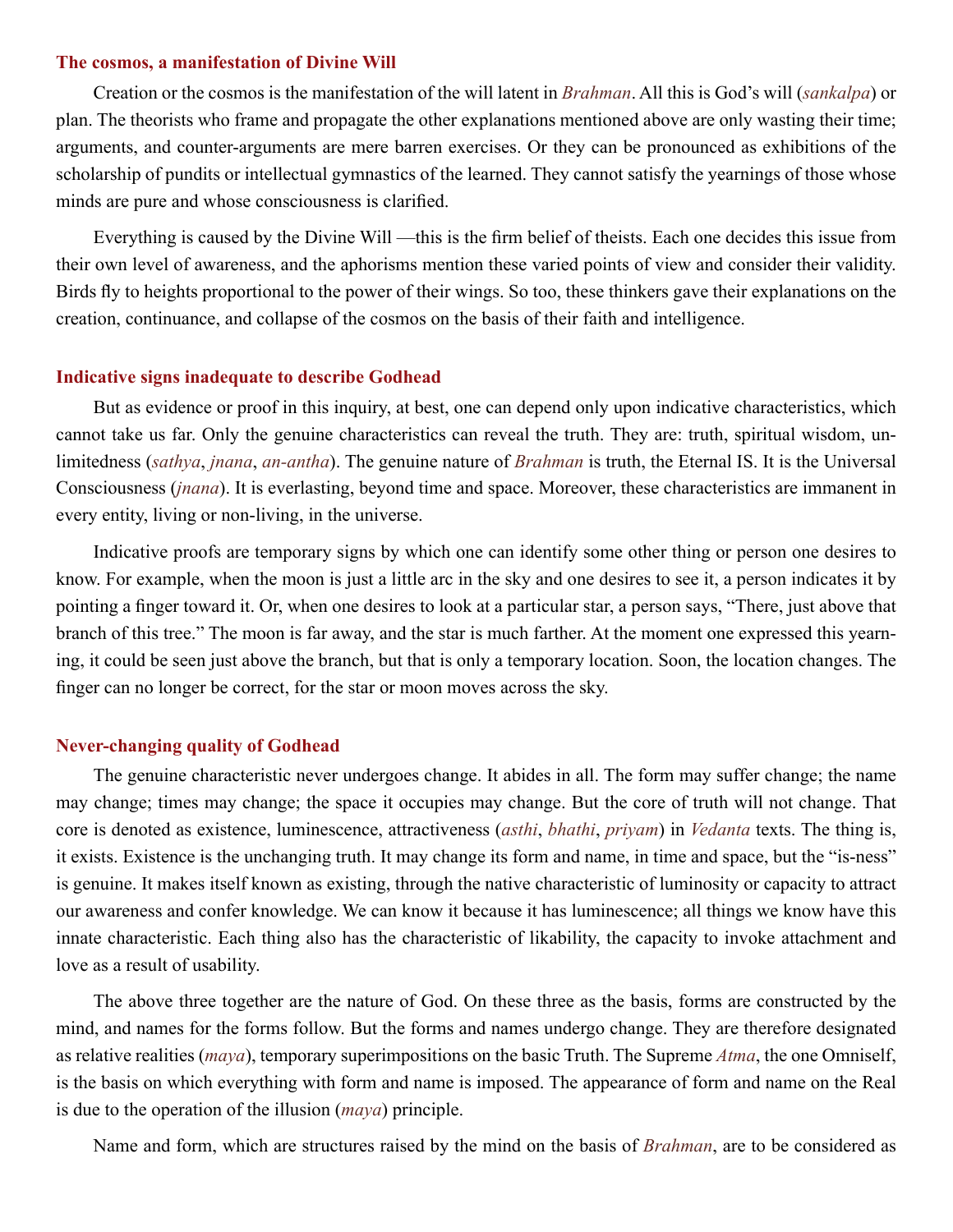### The cosmos, a manifestation of Divine Will

Creation or the cosmos is the manifestation of the will latent in *Brahman*. All this is God's will (*sankalpa*) or plan. The theorists who frame and propagate the other explanations mentioned above are only wasting their time; arguments, and counter-arguments are mere barren exercises. Or they can be pronounced as exhibitions of the scholarship of pundits or intellectual gymnastics of the learned. They cannot satisfy the yearnings of those whose minds are pure and whose consciousness is clarified.

Everything is caused by the Divine Will —this is the firm belief of theists. Each one decides this issue from their own level of awareness, and the aphorisms mention these varied points of view and consider their validity. Birds fly to heights proportional to the power of their wings. So too, these thinkers gave their explanations on the creation, continuance, and collapse of the cosmos on the basis of their faith and intelligence.

### Indicative signs inadequate to describe Godhead

But as evidence or proof in this inquiry, at best, one can depend only upon indicative characteristics, which cannot take us far. Only the genuine characteristics can reveal the truth. They are: truth, spiritual wisdom, unlimitedness (*sathya*, *jnana*, *an-antha*). The genuine nature of *Brahman* is truth, the Eternal IS. It is the Universal Consciousness (*jnana*). It is everlasting, beyond time and space. Moreover, these characteristics are immanent in every entity, living or non-living, in the universe.

Indicative proofs are temporary signs by which one can identify some other thing or person one desires to know. For example, when the moon is just a little arc in the sky and one desires to see it, a person indicates it by pointing a finger toward it. Or, when one desires to look at a particular star, a person says, "There, just above that branch of this tree." The moon is far away, and the star is much farther. At the moment one expressed this yearning, it could be seen just above the branch, but that is only a temporary location. Soon, the location changes. The finger can no longer be correct, for the star or moon moves across the sky.

### Never-changing quality of Godhead

The genuine characteristic never undergoes change. It abides in all. The form may suffer change; the name may change; times may change; the space it occupies may change. But the core of truth will not change. That core is denoted as existence, luminescence, attractiveness (*asthi*, *bhathi*, *priyam*) in *Vedanta* texts. The thing is, it exists. Existence is the unchanging truth. It may change its form and name, in time and space, but the "is-ness" is genuine. It makes itself known as existing, through the native characteristic of luminosity or capacity to attract our awareness and confer knowledge. We can know it because it has luminescence; all things we know have this innate characteristic. Each thing also has the characteristic of likability, the capacity to invoke attachment and love as a result of usability.

The above three together are the nature of God. On these three as the basis, forms are constructed by the mind, and names for the forms follow. But the forms and names undergo change. They are therefore designated as relative realities (*maya*), temporary superimpositions on the basic Truth. The Supreme *Atma*, the one Omniself, is the basis on which everything with form and name is imposed. The appearance of form and name on the Real is due to the operation of the illusion (*maya*) principle.

Name and form, which are structures raised by the mind on the basis of *Brahman*, are to be considered as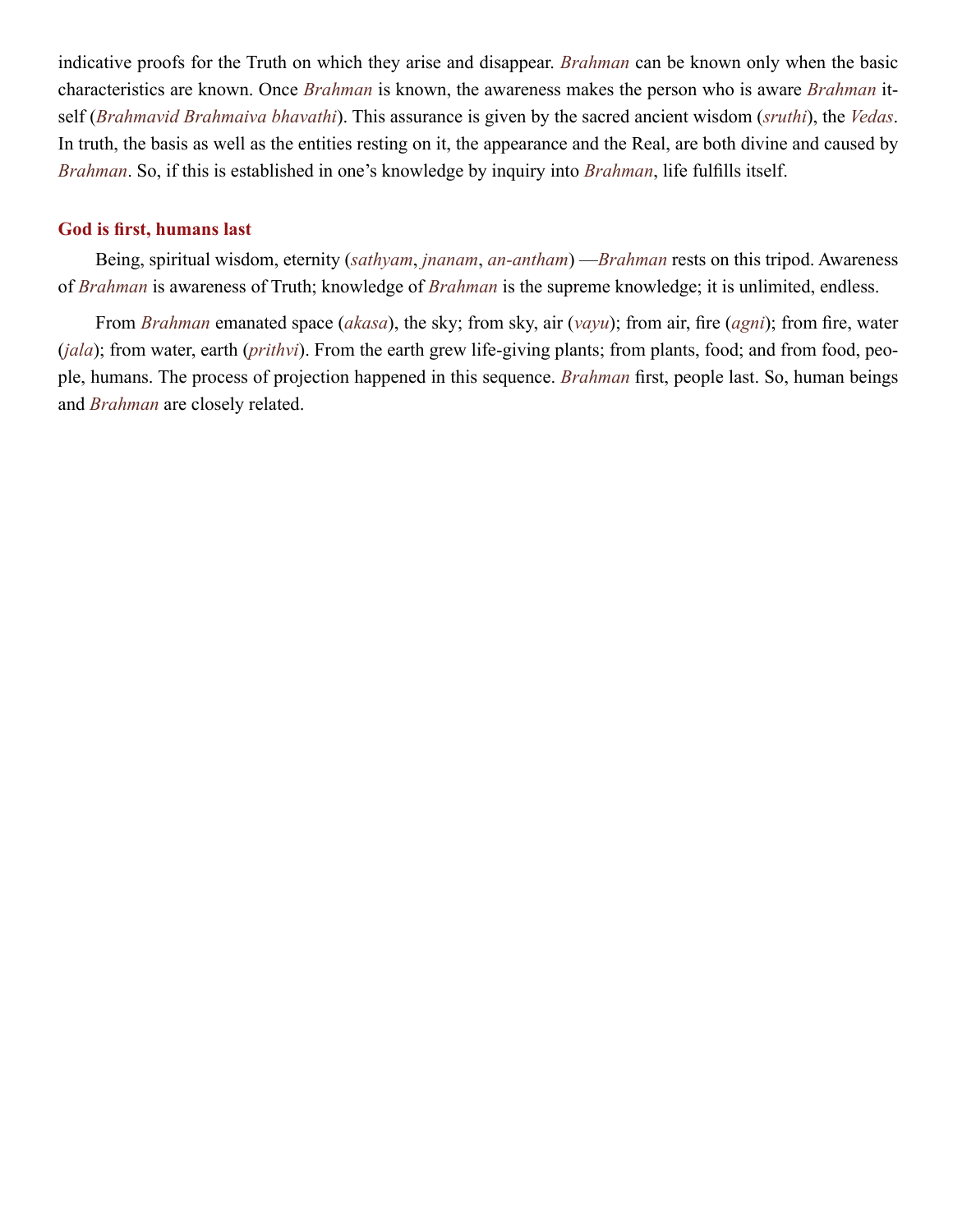indicative proofs for the Truth on which they arise and disappear. *Brahman* can be known only when the basic characteristics are known. Once *Brahman* is known, the awareness makes the person who is aware *Brahman* itself (*Brahmavid Brahmaiva bhavathi*). This assurance is given by the sacred ancient wisdom (*sruthi*), the *Vedas*. In truth, the basis as well as the entities resting on it, the appearance and the Real, are both divine and caused by *Brahman*. So, if this is established in one's knowledge by inquiry into *Brahman*, life fulfills itself.

### God is first, humans last

Being, spiritual wisdom, eternity (*sathyam*, *jnanam*, *an-antham*) —*Brahman* rests on this tripod. Awareness of *Brahman* is awareness of Truth; knowledge of *Brahman* is the supreme knowledge; it is unlimited, endless.

From *Brahman* emanated space (*akasa*), the sky; from sky, air (*vayu*); from air, fire (*agni*); from fire, water (*jala*); from water, earth (*prithvi*). From the earth grew life-giving plants; from plants, food; and from food, people, humans. The process of projection happened in this sequence. *Brahman* first, people last. So, human beings and *Brahman* are closely related.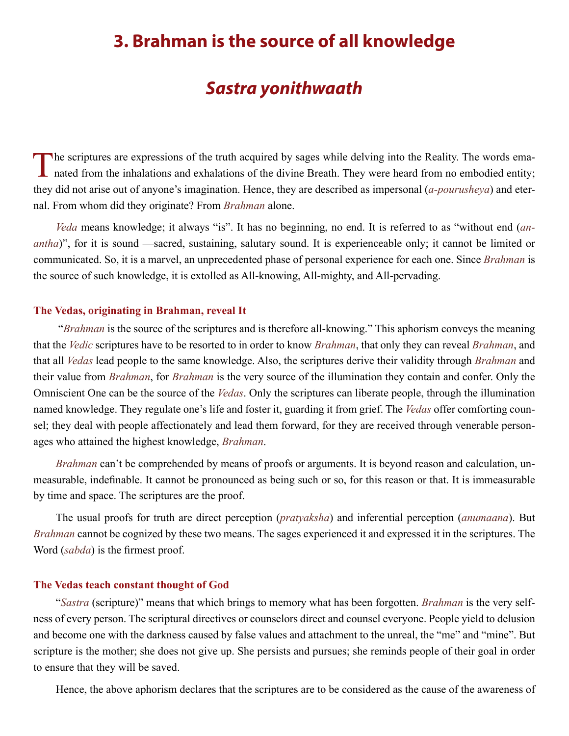# 3. Brahman is the source of all knowledge

## *Sastra yonithwaath*

The scriptures are expressions of the truth acquired by sages while delving into the Reality. The words emanated from the inhalations and exhalations of the divine Breath. They were heard from no embodied entity; they did not arise out of anyone's imagination. Hence, they are described as impersonal (*a-pourusheya*) and eternal. From whom did they originate? From *Brahman* alone.

*Veda* means knowledge; it always "is". It has no beginning, no end. It is referred to as "without end (*anantha*)", for it is sound —sacred, sustaining, salutary sound. It is experienceable only; it cannot be limited or communicated. So, it is a marvel, an unprecedented phase of personal experience for each one. Since *Brahman* is the source of such knowledge, it is extolled as All-knowing, All-mighty, and All-pervading.

### The Vedas, originating in Brahman, reveal It

"*Brahman* is the source of the scriptures and is therefore all-knowing." This aphorism conveys the meaning that the *Vedic* scriptures have to be resorted to in order to know *Brahman*, that only they can reveal *Brahman*, and that all *Vedas* lead people to the same knowledge. Also, the scriptures derive their validity through *Brahman* and their value from *Brahman*, for *Brahman* is the very source of the illumination they contain and confer. Only the Omniscient One can be the source of the *Vedas*. Only the scriptures can liberate people, through the illumination named knowledge. They regulate one's life and foster it, guarding it from grief. The *Vedas* offer comforting counsel; they deal with people affectionately and lead them forward, for they are received through venerable personages who attained the highest knowledge, *Brahman*.

*Brahman* can't be comprehended by means of proofs or arguments. It is beyond reason and calculation, unmeasurable, indefinable. It cannot be pronounced as being such or so, for this reason or that. It is immeasurable by time and space. The scriptures are the proof.

The usual proofs for truth are direct perception (*pratyaksha*) and inferential perception (*anumaana*). But *Brahman* cannot be cognized by these two means. The sages experienced it and expressed it in the scriptures. The Word (*sabda*) is the firmest proof.

### The Vedas teach constant thought of God

"*Sastra* (scripture)" means that which brings to memory what has been forgotten. *Brahman* is the very selfness of every person. The scriptural directives or counselors direct and counsel everyone. People yield to delusion and become one with the darkness caused by false values and attachment to the unreal, the "me" and "mine". But scripture is the mother; she does not give up. She persists and pursues; she reminds people of their goal in order to ensure that they will be saved.

Hence, the above aphorism declares that the scriptures are to be considered as the cause of the awareness of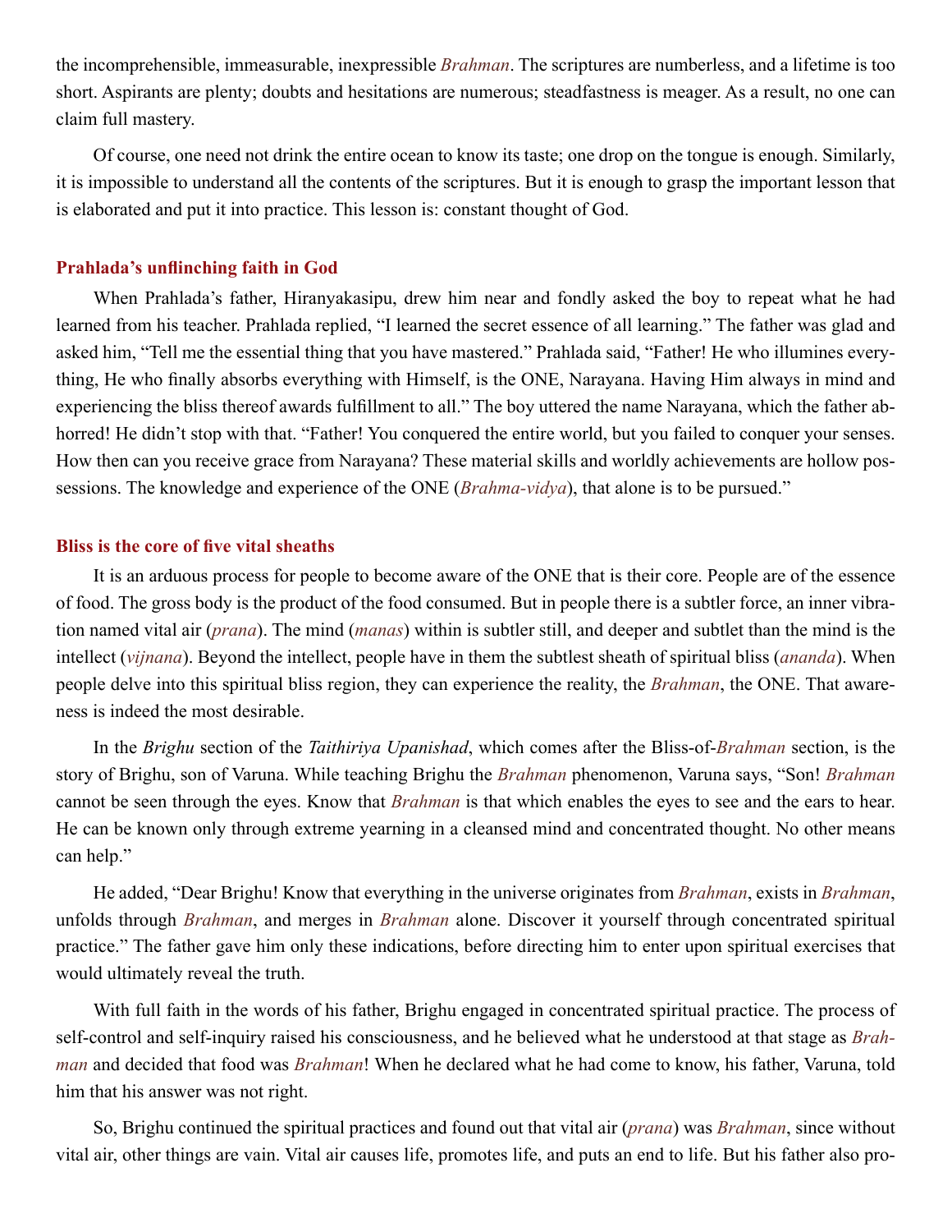the incomprehensible, immeasurable, inexpressible *Brahman*. The scriptures are numberless, and a lifetime is too short. Aspirants are plenty; doubts and hesitations are numerous; steadfastness is meager. As a result, no one can claim full mastery.

Of course, one need not drink the entire ocean to know its taste; one drop on the tongue is enough. Similarly, it is impossible to understand all the contents of the scriptures. But it is enough to grasp the important lesson that is elaborated and put it into practice. This lesson is: constant thought of God.

### Prahlada's unflinching faith in God

When Prahlada's father, Hiranyakasipu, drew him near and fondly asked the boy to repeat what he had learned from his teacher. Prahlada replied, "I learned the secret essence of all learning." The father was glad and asked him, "Tell me the essential thing that you have mastered." Prahlada said, "Father! He who illumines everything, He who finally absorbs everything with Himself, is the ONE, Narayana. Having Him always in mind and experiencing the bliss thereof awards fulfillment to all." The boy uttered the name Narayana, which the father abhorred! He didn't stop with that. "Father! You conquered the entire world, but you failed to conquer your senses. How then can you receive grace from Narayana? These material skills and worldly achievements are hollow possessions. The knowledge and experience of the ONE (*Brahma-vidya*), that alone is to be pursued."

### Bliss is the core of five vital sheaths

It is an arduous process for people to become aware of the ONE that is their core. People are of the essence of food. The gross body is the product of the food consumed. But in people there is a subtler force, an inner vibration named vital air (*prana*). The mind (*manas*) within is subtler still, and deeper and subtlet than the mind is the intellect (*vijnana*). Beyond the intellect, people have in them the subtlest sheath of spiritual bliss (*ananda*). When people delve into this spiritual bliss region, they can experience the reality, the *Brahman*, the ONE. That awareness is indeed the most desirable.

In the *Brighu* section of the *Taithiriya Upanishad*, which comes after the Bliss-of-*Brahman* section, is the story of Brighu, son of Varuna. While teaching Brighu the *Brahman* phenomenon, Varuna says, "Son! *Brahman* cannot be seen through the eyes. Know that *Brahman* is that which enables the eyes to see and the ears to hear. He can be known only through extreme yearning in a cleansed mind and concentrated thought. No other means can help."

He added, "Dear Brighu! Know that everything in the universe originates from *Brahman*, exists in *Brahman*, unfolds through *Brahman*, and merges in *Brahman* alone. Discover it yourself through concentrated spiritual practice." The father gave him only these indications, before directing him to enter upon spiritual exercises that would ultimately reveal the truth.

With full faith in the words of his father, Brighu engaged in concentrated spiritual practice. The process of self-control and self-inquiry raised his consciousness, and he believed what he understood at that stage as *Brahman* and decided that food was *Brahman*! When he declared what he had come to know, his father, Varuna, told him that his answer was not right.

So, Brighu continued the spiritual practices and found out that vital air (*prana*) was *Brahman*, since without vital air, other things are vain. Vital air causes life, promotes life, and puts an end to life. But his father also pro-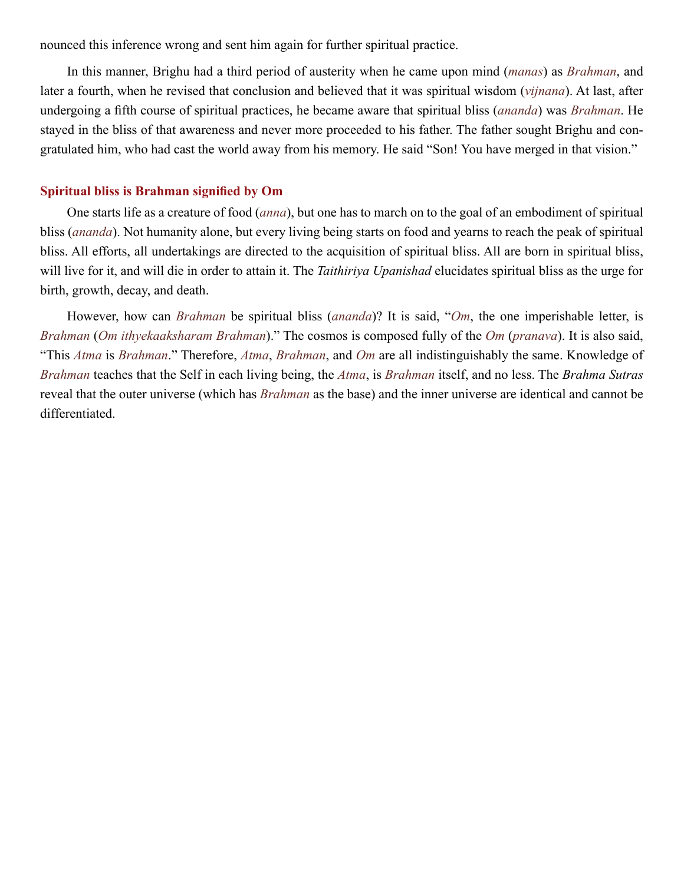nounced this inference wrong and sent him again for further spiritual practice.

In this manner, Brighu had a third period of austerity when he came upon mind (*manas*) as *Brahman*, and later a fourth, when he revised that conclusion and believed that it was spiritual wisdom (*vijnana*). At last, after undergoing a fifth course of spiritual practices, he became aware that spiritual bliss (*ananda*) was *Brahman*. He stayed in the bliss of that awareness and never more proceeded to his father. The father sought Brighu and congratulated him, who had cast the world away from his memory. He said "Son! You have merged in that vision."

### Spiritual bliss is Brahman signified by Om

One starts life as a creature of food (*anna*), but one has to march on to the goal of an embodiment of spiritual bliss (*ananda*). Not humanity alone, but every living being starts on food and yearns to reach the peak of spiritual bliss. All efforts, all undertakings are directed to the acquisition of spiritual bliss. All are born in spiritual bliss, will live for it, and will die in order to attain it. The *Taithiriya Upanishad* elucidates spiritual bliss as the urge for birth, growth, decay, and death.

However, how can *Brahman* be spiritual bliss (*ananda*)? It is said, "*Om*, the one imperishable letter, is *Brahman* (*Om ithyekaaksharam Brahman*)." The cosmos is composed fully of the *Om* (*pranava*). It is also said, "This *Atma* is *Brahman*." Therefore, *Atma*, *Brahman*, and *Om* are all indistinguishably the same. Knowledge of *Brahman* teaches that the Self in each living being, the *Atma*, is *Brahman* itself, and no less. The *Brahma Sutras* reveal that the outer universe (which has *Brahman* as the base) and the inner universe are identical and cannot be differentiated.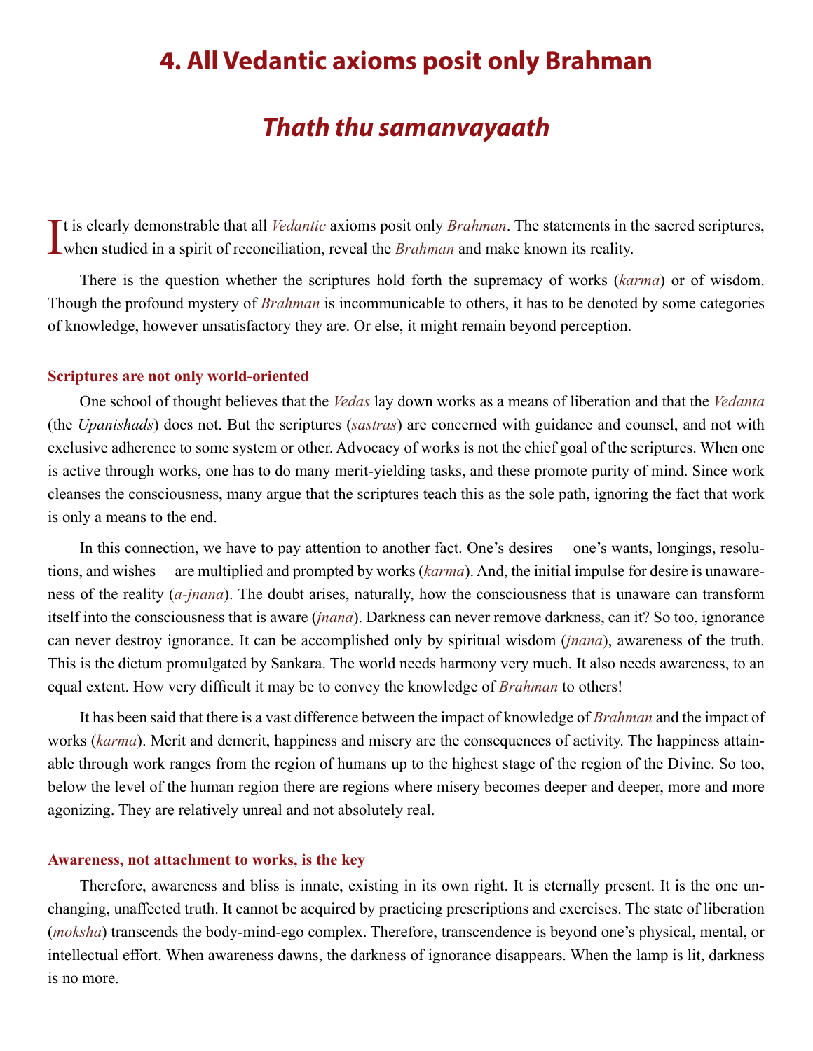# 4. All Vedantic axioms posit only Brahman

## *Thath thu samanvayaath*

It is clearly demonstrable that all *Vedantic* axioms posit only *Brahman*. The statements in the sacred scriptures, when studied in a spirit of reconciliation, reveal the *Brahman* and make known its reality.

There is the question whether the scriptures hold forth the supremacy of works (*karma*) or of wisdom. Though the profound mystery of *Brahman* is incommunicable to others, it has to be denoted by some categories of knowledge, however unsatisfactory they are. Or else, it might remain beyond perception.

### Scriptures are not only world-oriented

One school of thought believes that the *Vedas* lay down works as a means of liberation and that the *Vedanta* (the *Upanishads*) does not. But the scriptures (*sastras*) are concerned with guidance and counsel, and not with exclusive adherence to some system or other. Advocacy of works is not the chief goal of the scriptures. When one is active through works, one has to do many merit-yielding tasks, and these promote purity of mind. Since work cleanses the consciousness, many argue that the scriptures teach this as the sole path, ignoring the fact that work is only a means to the end.

In this connection, we have to pay attention to another fact. One's desires —one's wants, longings, resolutions, and wishes— are multiplied and prompted by works (*karma*). And, the initial impulse for desire is unawareness of the reality (*a-jnana*). The doubt arises, naturally, how the consciousness that is unaware can transform itself into the consciousness that is aware (*jnana*). Darkness can never remove darkness, can it? So too, ignorance can never destroy ignorance. It can be accomplished only by spiritual wisdom (*jnana*), awareness of the truth. This is the dictum promulgated by Sankara. The world needs harmony very much. It also needs awareness, to an equal extent. How very difficult it may be to convey the knowledge of *Brahman* to others!

It has been said that there is a vast difference between the impact of knowledge of *Brahman* and the impact of works (*karma*). Merit and demerit, happiness and misery are the consequences of activity. The happiness attainable through work ranges from the region of humans up to the highest stage of the region of the Divine. So too, below the level of the human region there are regions where misery becomes deeper and deeper, more and more agonizing. They are relatively unreal and not absolutely real.

### Awareness, not attachment to works, is the key

Therefore, awareness and bliss is innate, existing in its own right. It is eternally present. It is the one unchanging, unaffected truth. It cannot be acquired by practicing prescriptions and exercises. The state of liberation (*moksha*) transcends the body-mind-ego complex. Therefore, transcendence is beyond one's physical, mental, or intellectual effort. When awareness dawns, the darkness of ignorance disappears. When the lamp is lit, darkness is no more.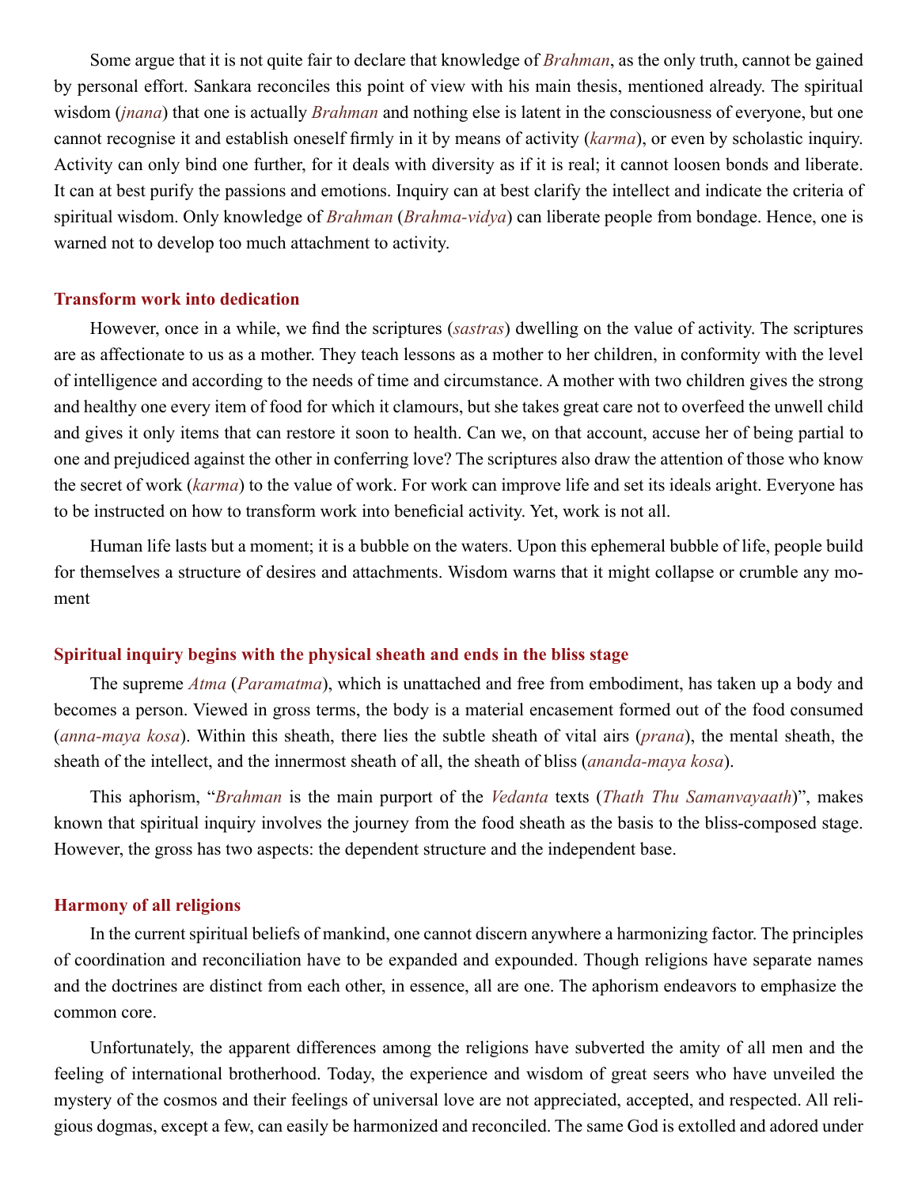Some argue that it is not quite fair to declare that knowledge of *Brahman*, as the only truth, cannot be gained by personal effort. Sankara reconciles this point of view with his main thesis, mentioned already. The spiritual wisdom (*jnana*) that one is actually *Brahman* and nothing else is latent in the consciousness of everyone, but one cannot recognise it and establish oneself firmly in it by means of activity (*karma*), or even by scholastic inquiry. Activity can only bind one further, for it deals with diversity as if it is real; it cannot loosen bonds and liberate. It can at best purify the passions and emotions. Inquiry can at best clarify the intellect and indicate the criteria of spiritual wisdom. Only knowledge of *Brahman* (*Brahma-vidya*) can liberate people from bondage. Hence, one is warned not to develop too much attachment to activity.

### Transform work into dedication

However, once in a while, we find the scriptures (*sastras*) dwelling on the value of activity. The scriptures are as affectionate to us as a mother. They teach lessons as a mother to her children, in conformity with the level of intelligence and according to the needs of time and circumstance. A mother with two children gives the strong and healthy one every item of food for which it clamours, but she takes great care not to overfeed the unwell child and gives it only items that can restore it soon to health. Can we, on that account, accuse her of being partial to one and prejudiced against the other in conferring love? The scriptures also draw the attention of those who know the secret of work (*karma*) to the value of work. For work can improve life and set its ideals aright. Everyone has to be instructed on how to transform work into beneficial activity. Yet, work is not all.

Human life lasts but a moment; it is a bubble on the waters. Upon this ephemeral bubble of life, people build for themselves a structure of desires and attachments. Wisdom warns that it might collapse or crumble any moment

### Spiritual inquiry begins with the physical sheath and ends in the bliss stage

The supreme *Atma* (*Paramatma*), which is unattached and free from embodiment, has taken up a body and becomes a person. Viewed in gross terms, the body is a material encasement formed out of the food consumed (*anna-maya kosa*). Within this sheath, there lies the subtle sheath of vital airs (*prana*), the mental sheath, the sheath of the intellect, and the innermost sheath of all, the sheath of bliss (*ananda-maya kosa*).

This aphorism, "*Brahman* is the main purport of the *Vedanta* texts (*Thath Thu Samanvayaath*)", makes known that spiritual inquiry involves the journey from the food sheath as the basis to the bliss-composed stage. However, the gross has two aspects: the dependent structure and the independent base.

### Harmony of all religions

In the current spiritual beliefs of mankind, one cannot discern anywhere a harmonizing factor. The principles of coordination and reconciliation have to be expanded and expounded. Though religions have separate names and the doctrines are distinct from each other, in essence, all are one. The aphorism endeavors to emphasize the common core.

Unfortunately, the apparent differences among the religions have subverted the amity of all men and the feeling of international brotherhood. Today, the experience and wisdom of great seers who have unveiled the mystery of the cosmos and their feelings of universal love are not appreciated, accepted, and respected. All religious dogmas, except a few, can easily be harmonized and reconciled. The same God is extolled and adored under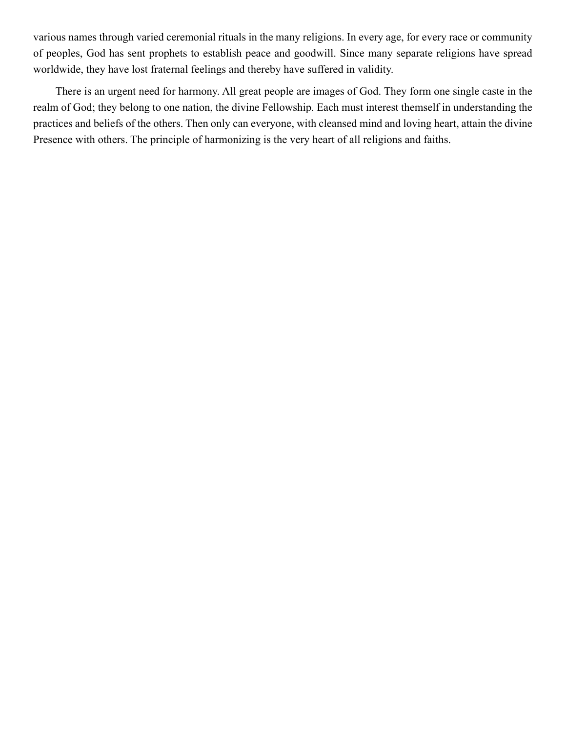various names through varied ceremonial rituals in the many religions. In every age, for every race or community of peoples, God has sent prophets to establish peace and goodwill. Since many separate religions have spread worldwide, they have lost fraternal feelings and thereby have suffered in validity.

There is an urgent need for harmony. All great people are images of God. They form one single caste in the realm of God; they belong to one nation, the divine Fellowship. Each must interest themself in understanding the practices and beliefs of the others. Then only can everyone, with cleansed mind and loving heart, attain the divine Presence with others. The principle of harmonizing is the very heart of all religions and faiths.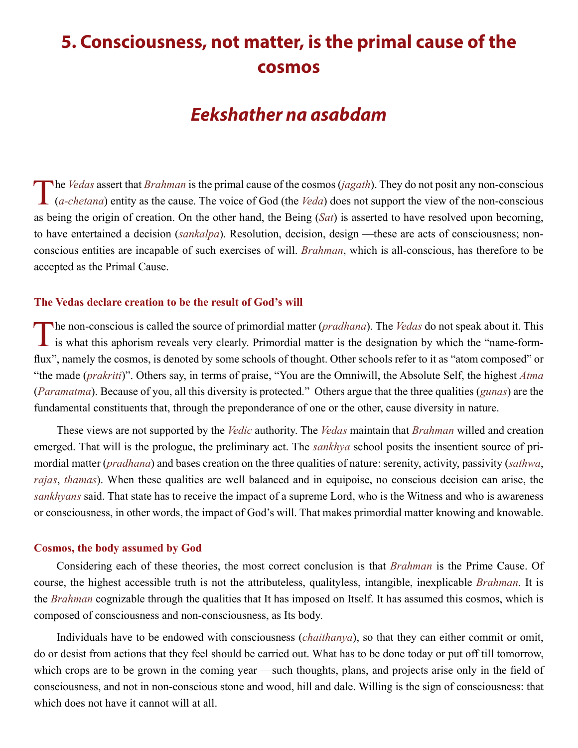# 5. Consciousness, not matter, is the primal cause of the cosmos

## *Eekshather na asabdam*

The *Vedas* assert that *Brahman* is the primal cause of the cosmos (*jagath*). They do not posit any non-conscious (*a-chetana*) entity as the cause. The voice of God (the *Veda*) does not support the view of the non-conscious as being the origin of creation. On the other hand, the Being (*Sat*) is asserted to have resolved upon becoming, to have entertained a decision (*sankalpa*). Resolution, decision, design —these are acts of consciousness; non-conscious entities are incapable of such exercises of will. *Brahman*, which is all-conscious, has therefore to be accepted as the Primal Cause.

### The Vedas declare creation to be the result of God's will

The non-conscious is called the source of primordial matter (*pradhana*). The *Vedas* do not speak about it. This is what this aphorism reveals very clearly. Primordial matter is the designation by which the "name-form-flux", namely the cosmos, is denoted by some schools of thought. Other schools refer to it as "atom composed" or "the made (*prakriti*)". Others say, in terms of praise, "You are the Omniwill, the Absolute Self, the highest *Atma* (*Paramatma*). Because of you, all this diversity is protected." Others argue that the three qualities (*gunas*) are the fundamental constituents that, through the preponderance of one or the other, cause diversity in nature.

These views are not supported by the *Vedic* authority. The *Vedas* maintain that *Brahman* willed and creation emerged. That will is the prologue, the preliminary act. The *sankhya* school posits the insentient source of primordial matter (*pradhana*) and bases creation on the three qualities of nature: serenity, activity, passivity (*sathwa*, *rajas*, *thamas*). When these qualities are well balanced and in equipoise, no conscious decision can arise, the *sankhyans* said. That state has to receive the impact of a supreme Lord, who is the Witness and who is awareness or consciousness, in other words, the impact of God's will. That makes primordial matter knowing and knowable.

### Cosmos, the body assumed by God

Considering each of these theories, the most correct conclusion is that *Brahman* is the Prime Cause. Of course, the highest accessible truth is not the attributeless, qualityless, intangible, inexplicable *Brahman*. It is the *Brahman* cognizable through the qualities that It has imposed on Itself. It has assumed this cosmos, which is composed of consciousness and non-consciousness, as Its body.

Individuals have to be endowed with consciousness (*chaithanya*), so that they can either commit or omit, do or desist from actions that they feel should be carried out. What has to be done today or put off till tomorrow, which crops are to be grown in the coming year —such thoughts, plans, and projects arise only in the field of consciousness, and not in non-conscious stone and wood, hill and dale. Willing is the sign of consciousness: that which does not have it cannot will at all.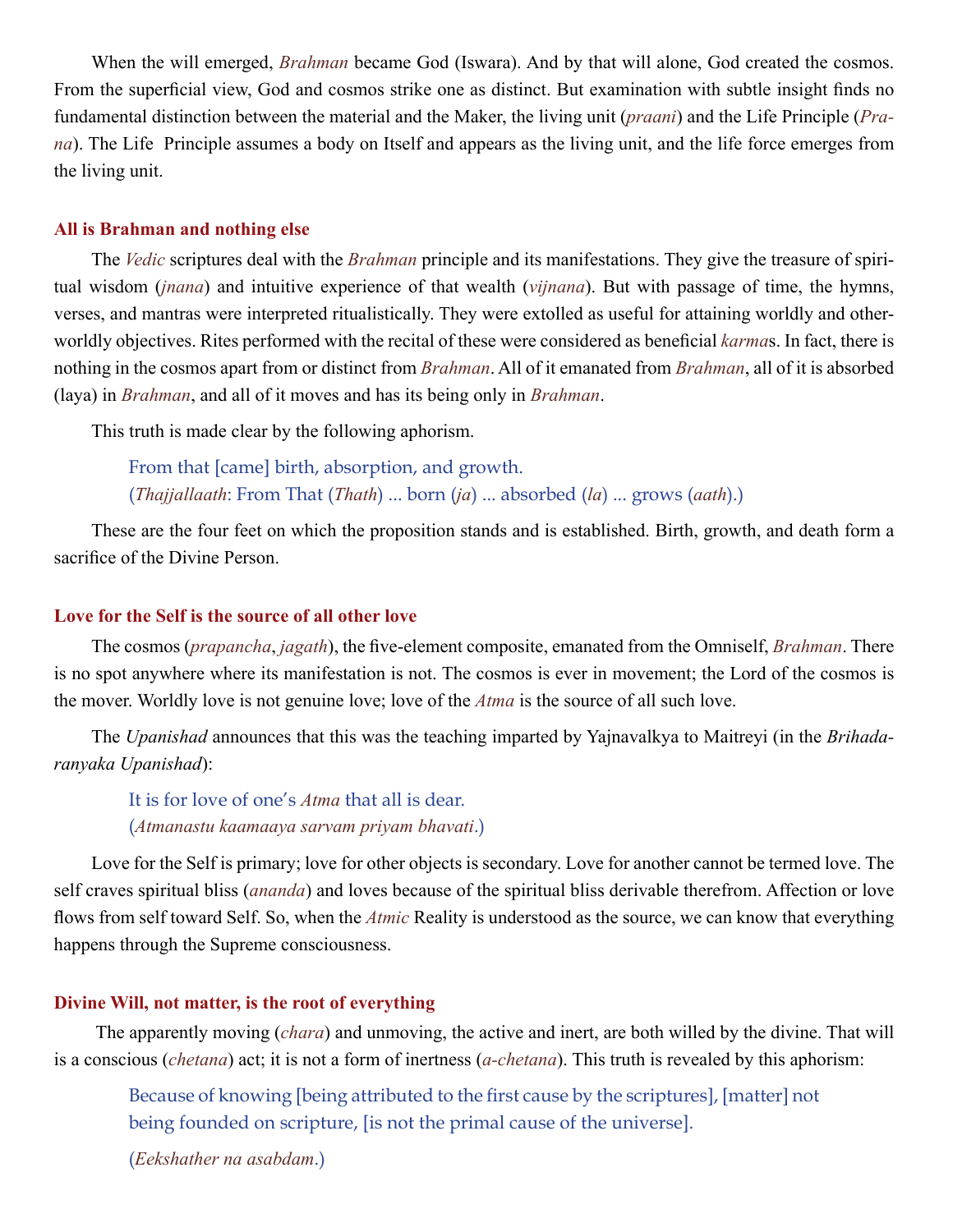When the will emerged, *Brahman* became God (Iswara). And by that will alone, God created the cosmos. From the superficial view, God and cosmos strike one as distinct. But examination with subtle insight finds no fundamental distinction between the material and the Maker, the living unit (*praani*) and the Life Principle (*Prana*). The Life Principle assumes a body on Itself and appears as the living unit, and the life force emerges from the living unit.

### All is Brahman and nothing else

The *Vedic* scriptures deal with the *Brahman* principle and its manifestations. They give the treasure of spiritual wisdom (*jnana*) and intuitive experience of that wealth (*vijnana*). But with passage of time, the hymns, verses, and mantras were interpreted ritualistically. They were extolled as useful for attaining worldly and other-worldly objectives. Rites performed with the recital of these were considered as beneficial *karma*s. In fact, there is nothing in the cosmos apart from or distinct from *Brahman*. All of it emanated from *Brahman*, all of it is absorbed (laya) in *Brahman*, and all of it moves and has its being only in *Brahman*.

This truth is made clear by the following aphorism.

> From that [came] birth, absorption, and growth.
> (*Thajjallaath*: From That (*Thath*) ... born (*ja*) ... absorbed (*la*) ... grows (*aath*).)

These are the four feet on which the proposition stands and is established. Birth, growth, and death form a sacrifice of the Divine Person.

### Love for the Self is the source of all other love

The cosmos (*prapancha*, *jagath*), the five-element composite, emanated from the Omniself, *Brahman*. There is no spot anywhere where its manifestation is not. The cosmos is ever in movement; the Lord of the cosmos is the mover. Worldly love is not genuine love; love of the *Atma* is the source of all such love.

The *Upanishad* announces that this was the teaching imparted by Yajnavalkya to Maitreyi (in the *Brihadaranyaka Upanishad*):

> It is for love of one's *Atma* that all is dear.
> (*Atmanastu kaamaaya sarvam priyam bhavati*.)

Love for the Self is primary; love for other objects is secondary. Love for another cannot be termed love. The self craves spiritual bliss (*ananda*) and loves because of the spiritual bliss derivable therefrom. Affection or love flows from self toward Self. So, when the *Atmic* Reality is understood as the source, we can know that everything happens through the Supreme consciousness.

### Divine Will, not matter, is the root of everything

The apparently moving (*chara*) and unmoving, the active and inert, are both willed by the divine. That will is a conscious (*chetana*) act; it is not a form of inertness (*a-chetana*). This truth is revealed by this aphorism:

> Because of knowing [being attributed to the first cause by the scriptures], [matter] not being founded on scripture, [is not the primal cause of the universe].
>
> (*Eekshather na asabdam*.)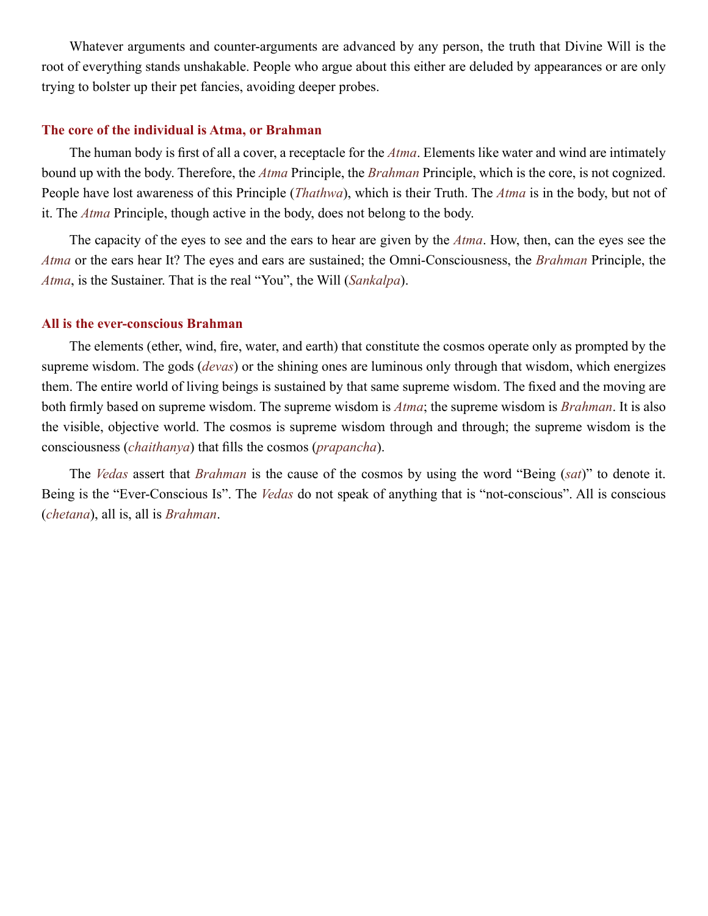Whatever arguments and counter-arguments are advanced by any person, the truth that Divine Will is the root of everything stands unshakable. People who argue about this either are deluded by appearances or are only trying to bolster up their pet fancies, avoiding deeper probes.

### The core of the individual is Atma, or Brahman

The human body is first of all a cover, a receptacle for the *Atma*. Elements like water and wind are intimately bound up with the body. Therefore, the *Atma* Principle, the *Brahman* Principle, which is the core, is not cognized. People have lost awareness of this Principle (*Thathwa*), which is their Truth. The *Atma* is in the body, but not of it. The *Atma* Principle, though active in the body, does not belong to the body.

The capacity of the eyes to see and the ears to hear are given by the *Atma*. How, then, can the eyes see the *Atma* or the ears hear It? The eyes and ears are sustained; the Omni-Consciousness, the *Brahman* Principle, the *Atma*, is the Sustainer. That is the real "You", the Will (*Sankalpa*).

### All is the ever-conscious Brahman

The elements (ether, wind, fire, water, and earth) that constitute the cosmos operate only as prompted by the supreme wisdom. The gods (*devas*) or the shining ones are luminous only through that wisdom, which energizes them. The entire world of living beings is sustained by that same supreme wisdom. The fixed and the moving are both firmly based on supreme wisdom. The supreme wisdom is *Atma*; the supreme wisdom is *Brahman*. It is also the visible, objective world. The cosmos is supreme wisdom through and through; the supreme wisdom is the consciousness (*chaithanya*) that fills the cosmos (*prapancha*).

The *Vedas* assert that *Brahman* is the cause of the cosmos by using the word "Being (*sat*)" to denote it. Being is the "Ever-Conscious Is". The *Vedas* do not speak of anything that is "not-conscious". All is conscious (*chetana*), all is, all is *Brahman*.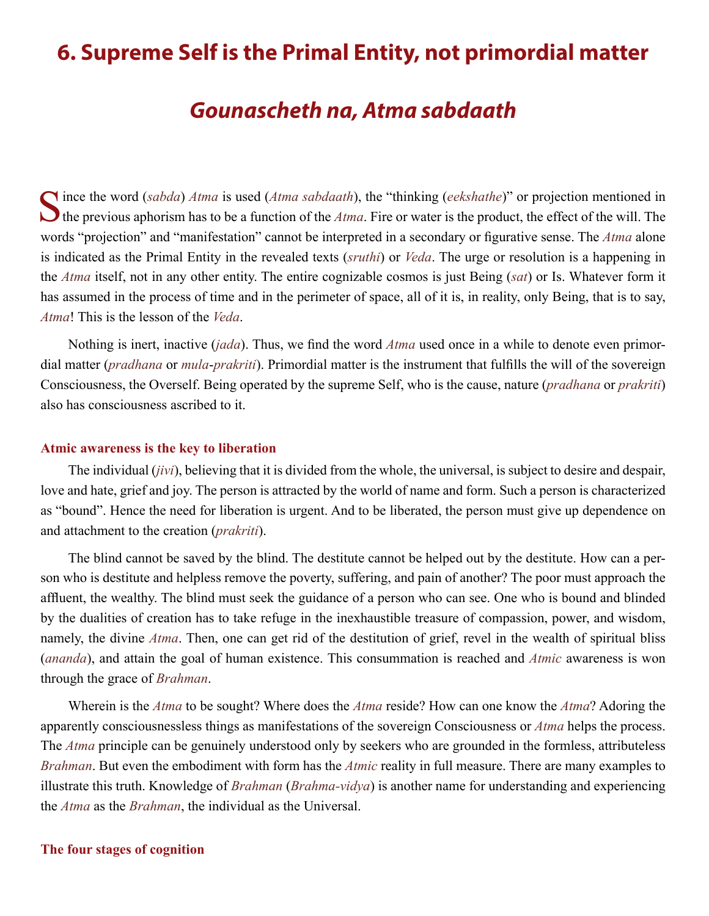# 6. Supreme Self is the Primal Entity, not primordial matter

## *Gounascheth na, Atma sabdaath*

Since the word (*sabda*) *Atma* is used (*Atma sabdaath*), the "thinking (*eekshathe*)" or projection mentioned in the previous aphorism has to be a function of the *Atma*. Fire or water is the product, the effect of the will. The words "projection" and "manifestation" cannot be interpreted in a secondary or figurative sense. The *Atma* alone is indicated as the Primal Entity in the revealed texts (*sruthi*) or *Veda*. The urge or resolution is a happening in the *Atma* itself, not in any other entity. The entire cognizable cosmos is just Being (*sat*) or Is. Whatever form it has assumed in the process of time and in the perimeter of space, all of it is, in reality, only Being, that is to say, *Atma*! This is the lesson of the *Veda*.

Nothing is inert, inactive (*jada*). Thus, we find the word *Atma* used once in a while to denote even primordial matter (*pradhana* or *mula*-*prakriti*). Primordial matter is the instrument that fulfills the will of the sovereign Consciousness, the Overself. Being operated by the supreme Self, who is the cause, nature (*pradhana* or *prakriti*) also has consciousness ascribed to it.

### Atmic awareness is the key to liberation

The individual (*jivi*), believing that it is divided from the whole, the universal, is subject to desire and despair, love and hate, grief and joy. The person is attracted by the world of name and form. Such a person is characterized as "bound". Hence the need for liberation is urgent. And to be liberated, the person must give up dependence on and attachment to the creation (*prakriti*).

The blind cannot be saved by the blind. The destitute cannot be helped out by the destitute. How can a person who is destitute and helpless remove the poverty, suffering, and pain of another? The poor must approach the affluent, the wealthy. The blind must seek the guidance of a person who can see. One who is bound and blinded by the dualities of creation has to take refuge in the inexhaustible treasure of compassion, power, and wisdom, namely, the divine *Atma*. Then, one can get rid of the destitution of grief, revel in the wealth of spiritual bliss (*ananda*), and attain the goal of human existence. This consummation is reached and *Atmic* awareness is won through the grace of *Brahman*.

Wherein is the *Atma* to be sought? Where does the *Atma* reside? How can one know the *Atma*? Adoring the apparently consciousnessless things as manifestations of the sovereign Consciousness or *Atma* helps the process. The *Atma* principle can be genuinely understood only by seekers who are grounded in the formless, attributeless *Brahman*. But even the embodiment with form has the *Atmic* reality in full measure. There are many examples to illustrate this truth. Knowledge of *Brahman* (*Brahma-vidya*) is another name for understanding and experiencing the *Atma* as the *Brahman*, the individual as the Universal.

### The four stages of cognition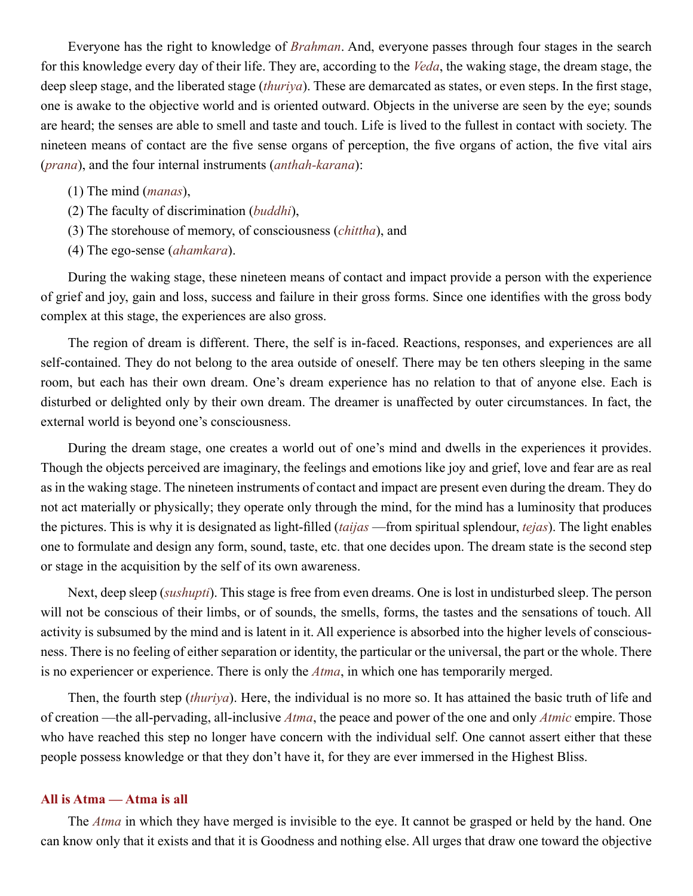Everyone has the right to knowledge of *Brahman*. And, everyone passes through four stages in the search for this knowledge every day of their life. They are, according to the *Veda*, the waking stage, the dream stage, the deep sleep stage, and the liberated stage (*thuriya*). These are demarcated as states, or even steps. In the first stage, one is awake to the objective world and is oriented outward. Objects in the universe are seen by the eye; sounds are heard; the senses are able to smell and taste and touch. Life is lived to the fullest in contact with society. The nineteen means of contact are the five sense organs of perception, the five organs of action, the five vital airs (*prana*), and the four internal instruments (*anthah-karana*):

(1) The mind (*manas*),
(2) The faculty of discrimination (*buddhi*),
(3) The storehouse of memory, of consciousness (*chittha*), and
(4) The ego-sense (*ahamkara*).

During the waking stage, these nineteen means of contact and impact provide a person with the experience of grief and joy, gain and loss, success and failure in their gross forms. Since one identifies with the gross body complex at this stage, the experiences are also gross.

The region of dream is different. There, the self is in-faced. Reactions, responses, and experiences are all self-contained. They do not belong to the area outside of oneself. There may be ten others sleeping in the same room, but each has their own dream. One's dream experience has no relation to that of anyone else. Each is disturbed or delighted only by their own dream. The dreamer is unaffected by outer circumstances. In fact, the external world is beyond one's consciousness.

During the dream stage, one creates a world out of one's mind and dwells in the experiences it provides. Though the objects perceived are imaginary, the feelings and emotions like joy and grief, love and fear are as real as in the waking stage. The nineteen instruments of contact and impact are present even during the dream. They do not act materially or physically; they operate only through the mind, for the mind has a luminosity that produces the pictures. This is why it is designated as light-filled (*taijas* —from spiritual splendour, *tejas*). The light enables one to formulate and design any form, sound, taste, etc. that one decides upon. The dream state is the second step or stage in the acquisition by the self of its own awareness.

Next, deep sleep (*sushupti*). This stage is free from even dreams. One is lost in undisturbed sleep. The person will not be conscious of their limbs, or of sounds, the smells, forms, the tastes and the sensations of touch. All activity is subsumed by the mind and is latent in it. All experience is absorbed into the higher levels of consciousness. There is no feeling of either separation or identity, the particular or the universal, the part or the whole. There is no experiencer or experience. There is only the *Atma*, in which one has temporarily merged.

Then, the fourth step (*thuriya*). Here, the individual is no more so. It has attained the basic truth of life and of creation —the all-pervading, all-inclusive *Atma*, the peace and power of the one and only *Atmic* empire. Those who have reached this step no longer have concern with the individual self. One cannot assert either that these people possess knowledge or that they don't have it, for they are ever immersed in the Highest Bliss.

### All is Atma — Atma is all

The *Atma* in which they have merged is invisible to the eye. It cannot be grasped or held by the hand. One can know only that it exists and that it is Goodness and nothing else. All urges that draw one toward the objective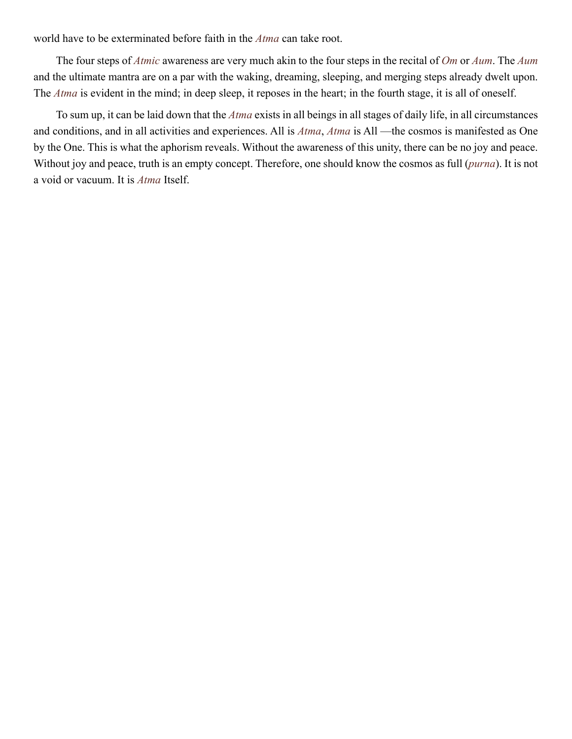world have to be exterminated before faith in the *Atma* can take root.

The four steps of *Atmic* awareness are very much akin to the four steps in the recital of *Om* or *Aum*. The *Aum* and the ultimate mantra are on a par with the waking, dreaming, sleeping, and merging steps already dwelt upon. The *Atma* is evident in the mind; in deep sleep, it reposes in the heart; in the fourth stage, it is all of oneself.

To sum up, it can be laid down that the *Atma* exists in all beings in all stages of daily life, in all circumstances and conditions, and in all activities and experiences. All is *Atma*, *Atma* is All —the cosmos is manifested as One by the One. This is what the aphorism reveals. Without the awareness of this unity, there can be no joy and peace. Without joy and peace, truth is an empty concept. Therefore, one should know the cosmos as full (*purna*). It is not a void or vacuum. It is *Atma* Itself.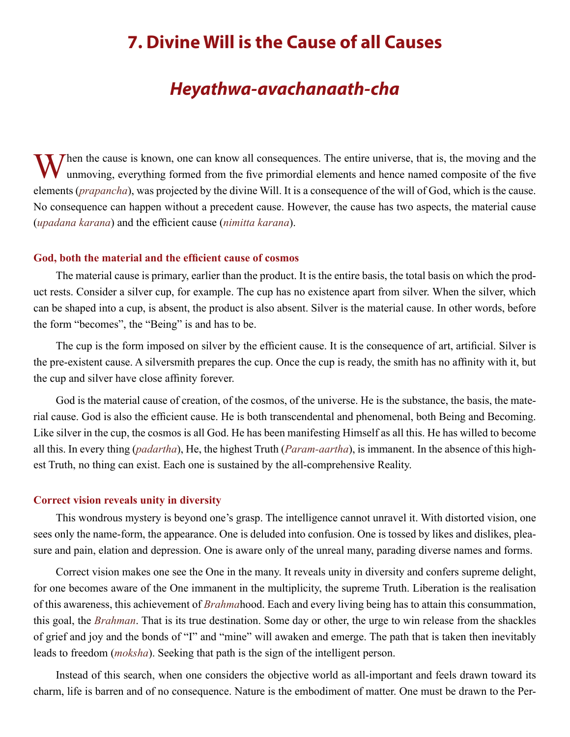# 7. Divine Will is the Cause of all Causes

## *Heyathwa-avachanaath-cha*

When the cause is known, one can know all consequences. The entire universe, that is, the moving and the unmoving, everything formed from the five primordial elements and hence named composite of the five elements (*prapancha*), was projected by the divine Will. It is a consequence of the will of God, which is the cause. No consequence can happen without a precedent cause. However, the cause has two aspects, the material cause (*upadana karana*) and the efficient cause (*nimitta karana*).

### God, both the material and the efficient cause of cosmos

The material cause is primary, earlier than the product. It is the entire basis, the total basis on which the product rests. Consider a silver cup, for example. The cup has no existence apart from silver. When the silver, which can be shaped into a cup, is absent, the product is also absent. Silver is the material cause. In other words, before the form "becomes", the "Being" is and has to be.

The cup is the form imposed on silver by the efficient cause. It is the consequence of art, artificial. Silver is the pre-existent cause. A silversmith prepares the cup. Once the cup is ready, the smith has no affinity with it, but the cup and silver have close affinity forever.

God is the material cause of creation, of the cosmos, of the universe. He is the substance, the basis, the material cause. God is also the efficient cause. He is both transcendental and phenomenal, both Being and Becoming. Like silver in the cup, the cosmos is all God. He has been manifesting Himself as all this. He has willed to become all this. In every thing (*padartha*), He, the highest Truth (*Param-aartha*), is immanent. In the absence of this highest Truth, no thing can exist. Each one is sustained by the all-comprehensive Reality.

### Correct vision reveals unity in diversity

This wondrous mystery is beyond one's grasp. The intelligence cannot unravel it. With distorted vision, one sees only the name-form, the appearance. One is deluded into confusion. One is tossed by likes and dislikes, pleasure and pain, elation and depression. One is aware only of the unreal many, parading diverse names and forms.

Correct vision makes one see the One in the many. It reveals unity in diversity and confers supreme delight, for one becomes aware of the One immanent in the multiplicity, the supreme Truth. Liberation is the realisation of this awareness, this achievement of *Brahma*hood. Each and every living being has to attain this consummation, this goal, the *Brahman*. That is its true destination. Some day or other, the urge to win release from the shackles of grief and joy and the bonds of "I" and "mine" will awaken and emerge. The path that is taken then inevitably leads to freedom (*moksha*). Seeking that path is the sign of the intelligent person.

Instead of this search, when one considers the objective world as all-important and feels drawn toward its charm, life is barren and of no consequence. Nature is the embodiment of matter. One must be drawn to the Per-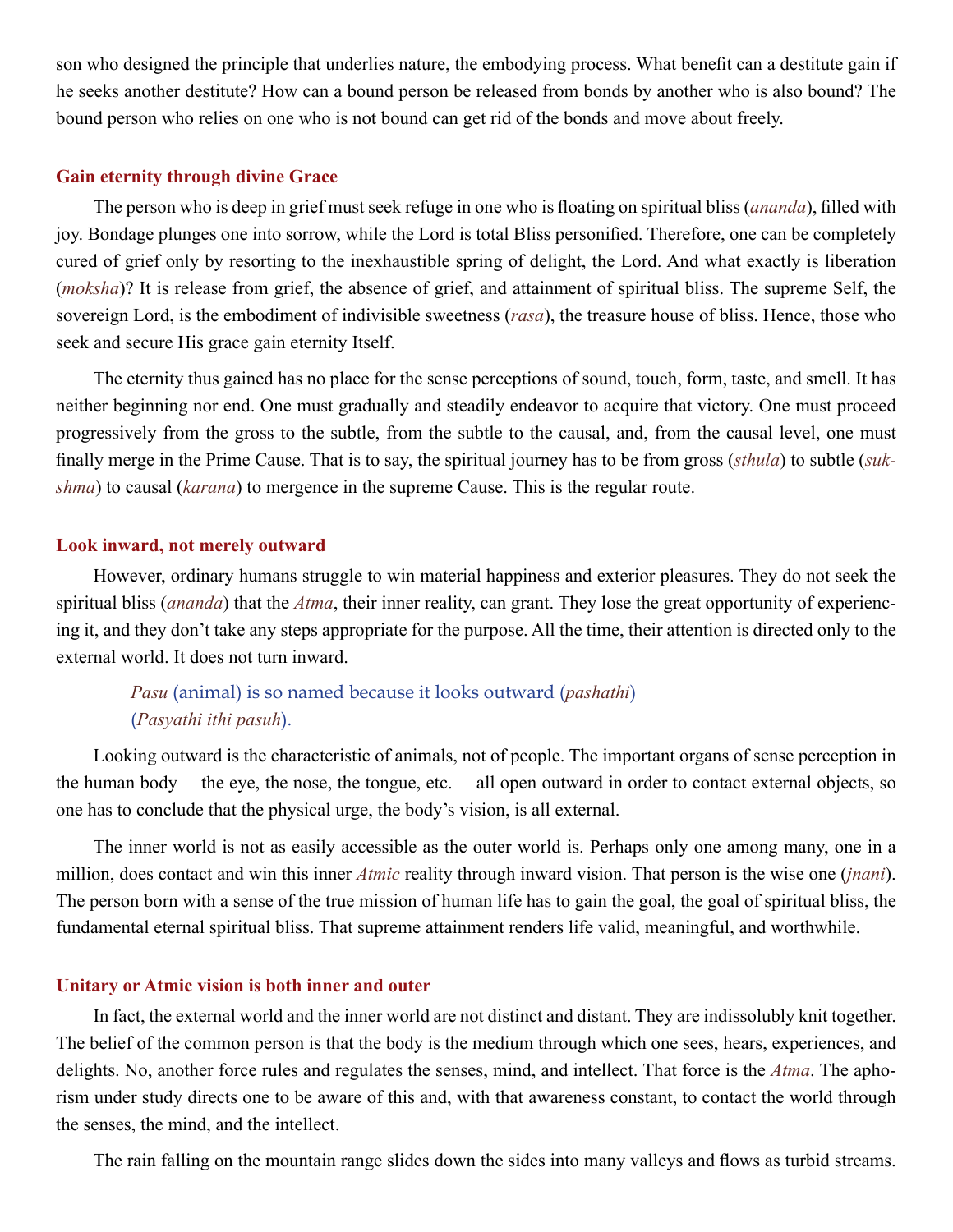son who designed the principle that underlies nature, the embodying process. What benefit can a destitute gain if he seeks another destitute? How can a bound person be released from bonds by another who is also bound? The bound person who relies on one who is not bound can get rid of the bonds and move about freely.

### Gain eternity through divine Grace

The person who is deep in grief must seek refuge in one who is floating on spiritual bliss (*ananda*), filled with joy. Bondage plunges one into sorrow, while the Lord is total Bliss personified. Therefore, one can be completely cured of grief only by resorting to the inexhaustible spring of delight, the Lord. And what exactly is liberation (*moksha*)? It is release from grief, the absence of grief, and attainment of spiritual bliss. The supreme Self, the sovereign Lord, is the embodiment of indivisible sweetness (*rasa*), the treasure house of bliss. Hence, those who seek and secure His grace gain eternity Itself.

The eternity thus gained has no place for the sense perceptions of sound, touch, form, taste, and smell. It has neither beginning nor end. One must gradually and steadily endeavor to acquire that victory. One must proceed progressively from the gross to the subtle, from the subtle to the causal, and, from the causal level, one must finally merge in the Prime Cause. That is to say, the spiritual journey has to be from gross (*sthula*) to subtle (*sukshma*) to causal (*karana*) to mergence in the supreme Cause. This is the regular route.

### Look inward, not merely outward

However, ordinary humans struggle to win material happiness and exterior pleasures. They do not seek the spiritual bliss (*ananda*) that the *Atma*, their inner reality, can grant. They lose the great opportunity of experiencing it, and they don't take any steps appropriate for the purpose. All the time, their attention is directed only to the external world. It does not turn inward.

> *Pasu* (animal) is so named because it looks outward (*pashathi*)
> (*Pasyathi ithi pasuh*).

Looking outward is the characteristic of animals, not of people. The important organs of sense perception in the human body —the eye, the nose, the tongue, etc.— all open outward in order to contact external objects, so one has to conclude that the physical urge, the body's vision, is all external.

The inner world is not as easily accessible as the outer world is. Perhaps only one among many, one in a million, does contact and win this inner *Atmic* reality through inward vision. That person is the wise one (*jnani*). The person born with a sense of the true mission of human life has to gain the goal, the goal of spiritual bliss, the fundamental eternal spiritual bliss. That supreme attainment renders life valid, meaningful, and worthwhile.

### Unitary or Atmic vision is both inner and outer

In fact, the external world and the inner world are not distinct and distant. They are indissolubly knit together. The belief of the common person is that the body is the medium through which one sees, hears, experiences, and delights. No, another force rules and regulates the senses, mind, and intellect. That force is the *Atma*. The aphorism under study directs one to be aware of this and, with that awareness constant, to contact the world through the senses, the mind, and the intellect.

The rain falling on the mountain range slides down the sides into many valleys and flows as turbid streams.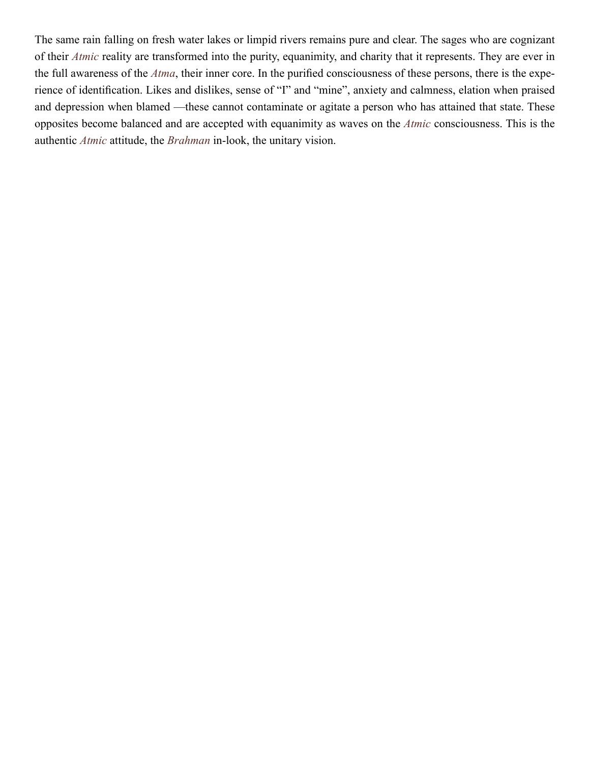The same rain falling on fresh water lakes or limpid rivers remains pure and clear. The sages who are cognizant of their *Atmic* reality are transformed into the purity, equanimity, and charity that it represents. They are ever in the full awareness of the *Atma*, their inner core. In the purified consciousness of these persons, there is the experience of identification. Likes and dislikes, sense of “I” and “mine”, anxiety and calmness, elation when praised and depression when blamed —these cannot contaminate or agitate a person who has attained that state. These opposites become balanced and are accepted with equanimity as waves on the *Atmic* consciousness. This is the authentic *Atmic* attitude, the *Brahman* in-look, the unitary vision.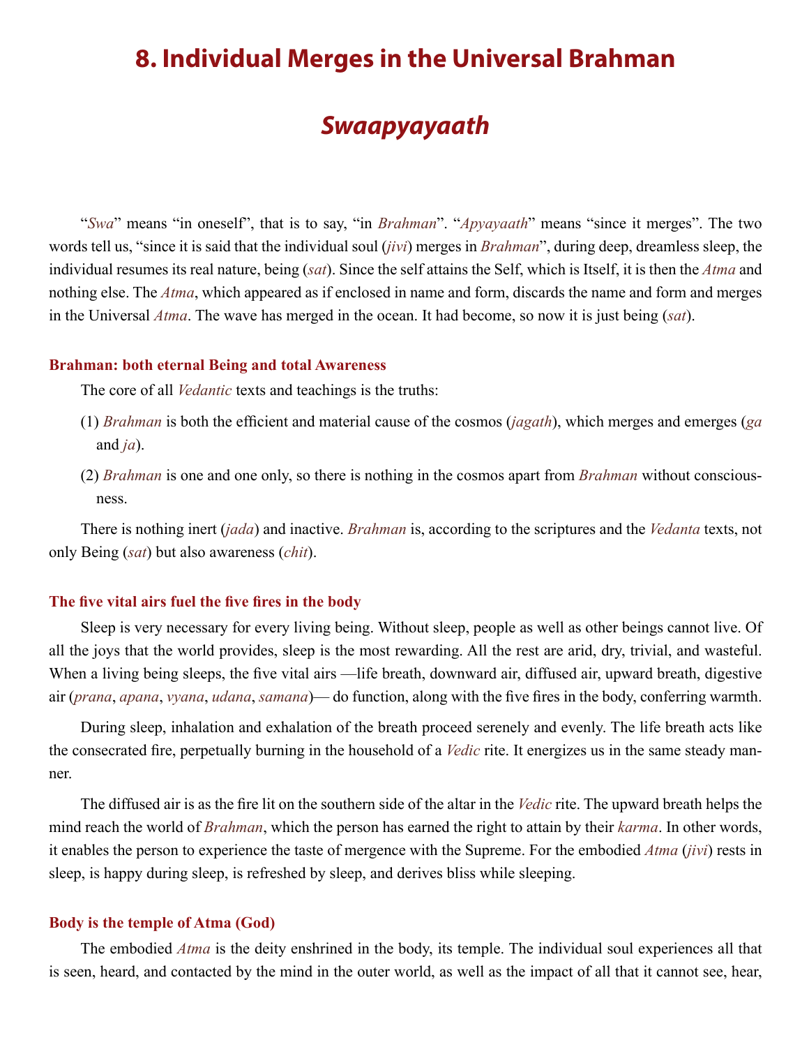# 8. Individual Merges in the Universal Brahman

## *Swaapyayaath*

"*Swa*" means "in oneself", that is to say, "in *Brahman*". "*Apyayaath*" means "since it merges". The two words tell us, "since it is said that the individual soul (*jivi*) merges in *Brahman*", during deep, dreamless sleep, the individual resumes its real nature, being (*sat*). Since the self attains the Self, which is Itself, it is then the *Atma* and nothing else. The *Atma*, which appeared as if enclosed in name and form, discards the name and form and merges in the Universal *Atma*. The wave has merged in the ocean. It had become, so now it is just being (*sat*).

### Brahman: both eternal Being and total Awareness

The core of all *Vedantic* texts and teachings is the truths:

(1) *Brahman* is both the efficient and material cause of the cosmos (*jagath*), which merges and emerges (*ga* and *ja*).

(2) *Brahman* is one and one only, so there is nothing in the cosmos apart from *Brahman* without consciousness.

There is nothing inert (*jada*) and inactive. *Brahman* is, according to the scriptures and the *Vedanta* texts, not only Being (*sat*) but also awareness (*chit*).

### The five vital airs fuel the five fires in the body

Sleep is very necessary for every living being. Without sleep, people as well as other beings cannot live. Of all the joys that the world provides, sleep is the most rewarding. All the rest are arid, dry, trivial, and wasteful. When a living being sleeps, the five vital airs —life breath, downward air, diffused air, upward breath, digestive air (*prana*, *apana*, *vyana*, *udana*, *samana*)— do function, along with the five fires in the body, conferring warmth.

During sleep, inhalation and exhalation of the breath proceed serenely and evenly. The life breath acts like the consecrated fire, perpetually burning in the household of a *Vedic* rite. It energizes us in the same steady manner.

The diffused air is as the fire lit on the southern side of the altar in the *Vedic* rite. The upward breath helps the mind reach the world of *Brahman*, which the person has earned the right to attain by their *karma*. In other words, it enables the person to experience the taste of mergence with the Supreme. For the embodied *Atma* (*jivi*) rests in sleep, is happy during sleep, is refreshed by sleep, and derives bliss while sleeping.

### Body is the temple of Atma (God)

The embodied *Atma* is the deity enshrined in the body, its temple. The individual soul experiences all that is seen, heard, and contacted by the mind in the outer world, as well as the impact of all that it cannot see, hear,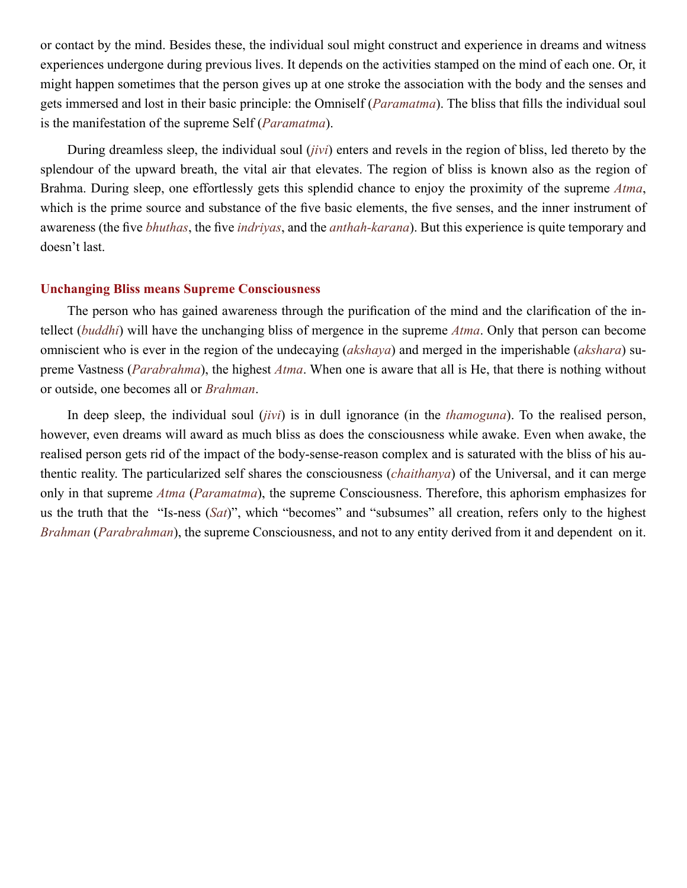or contact by the mind. Besides these, the individual soul might construct and experience in dreams and witness experiences undergone during previous lives. It depends on the activities stamped on the mind of each one. Or, it might happen sometimes that the person gives up at one stroke the association with the body and the senses and gets immersed and lost in their basic principle: the Omniself (*Paramatma*). The bliss that fills the individual soul is the manifestation of the supreme Self (*Paramatma*).

During dreamless sleep, the individual soul (*jivi*) enters and revels in the region of bliss, led thereto by the splendour of the upward breath, the vital air that elevates. The region of bliss is known also as the region of Brahma. During sleep, one effortlessly gets this splendid chance to enjoy the proximity of the supreme *Atma*, which is the prime source and substance of the five basic elements, the five senses, and the inner instrument of awareness (the five *bhuthas*, the five *indriyas*, and the *anthah-karana*). But this experience is quite temporary and doesn't last.

### Unchanging Bliss means Supreme Consciousness

The person who has gained awareness through the purification of the mind and the clarification of the intellect (*buddhi*) will have the unchanging bliss of mergence in the supreme *Atma*. Only that person can become omniscient who is ever in the region of the undecaying (*akshaya*) and merged in the imperishable (*akshara*) supreme Vastness (*Parabrahma*), the highest *Atma*. When one is aware that all is He, that there is nothing without or outside, one becomes all or *Brahman*.

In deep sleep, the individual soul (*jivi*) is in dull ignorance (in the *thamoguna*). To the realised person, however, even dreams will award as much bliss as does the consciousness while awake. Even when awake, the realised person gets rid of the impact of the body-sense-reason complex and is saturated with the bliss of his authentic reality. The particularized self shares the consciousness (*chaithanya*) of the Universal, and it can merge only in that supreme *Atma* (*Paramatma*), the supreme Consciousness. Therefore, this aphorism emphasizes for us the truth that the "Is-ness (*Sat*)", which "becomes" and "subsumes" all creation, refers only to the highest *Brahman* (*Parabrahman*), the supreme Consciousness, and not to any entity derived from it and dependent on it.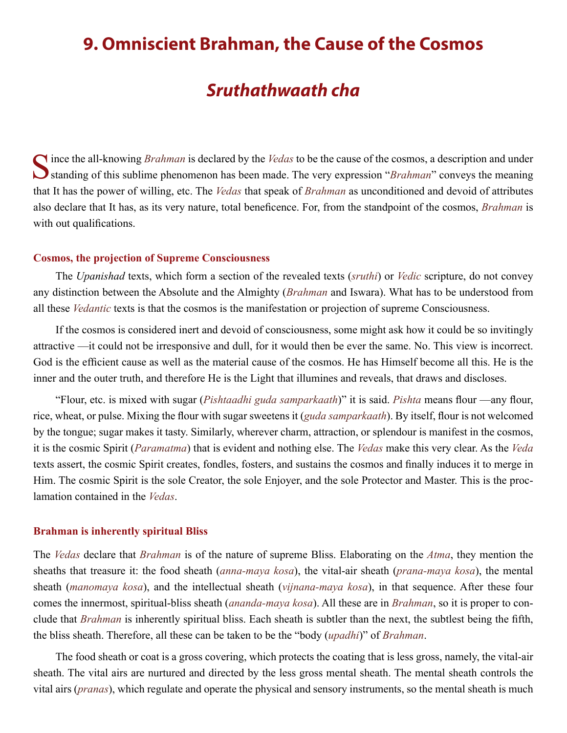# 9. Omniscient Brahman, the Cause of the Cosmos

## *Sruthathwaath cha*

Since the all-knowing *Brahman* is declared by the *Vedas* to be the cause of the cosmos, a description and under standing of this sublime phenomenon has been made. The very expression "*Brahman*" conveys the meaning that It has the power of willing, etc. The *Vedas* that speak of *Brahman* as unconditioned and devoid of attributes also declare that It has, as its very nature, total beneficence. For, from the standpoint of the cosmos, *Brahman* is with out qualifications.

### Cosmos, the projection of Supreme Consciousness

The *Upanishad* texts, which form a section of the revealed texts (*sruthi*) or *Vedic* scripture, do not convey any distinction between the Absolute and the Almighty (*Brahman* and Iswara). What has to be understood from all these *Vedantic* texts is that the cosmos is the manifestation or projection of supreme Consciousness.

If the cosmos is considered inert and devoid of consciousness, some might ask how it could be so invitingly attractive —it could not be irresponsive and dull, for it would then be ever the same. No. This view is incorrect. God is the efficient cause as well as the material cause of the cosmos. He has Himself become all this. He is the inner and the outer truth, and therefore He is the Light that illumines and reveals, that draws and discloses.

"Flour, etc. is mixed with sugar (*Pishtaadhi guda samparkaath*)" it is said. *Pishta* means flour —any flour, rice, wheat, or pulse. Mixing the flour with sugar sweetens it (*guda samparkaath*). By itself, flour is not welcomed by the tongue; sugar makes it tasty. Similarly, wherever charm, attraction, or splendour is manifest in the cosmos, it is the cosmic Spirit (*Paramatma*) that is evident and nothing else. The *Vedas* make this very clear. As the *Veda* texts assert, the cosmic Spirit creates, fondles, fosters, and sustains the cosmos and finally induces it to merge in Him. The cosmic Spirit is the sole Creator, the sole Enjoyer, and the sole Protector and Master. This is the proclamation contained in the *Vedas*.

### Brahman is inherently spiritual Bliss

The *Vedas* declare that *Brahman* is of the nature of supreme Bliss. Elaborating on the *Atma*, they mention the sheaths that treasure it: the food sheath (*anna-maya kosa*), the vital-air sheath (*prana-maya kosa*), the mental sheath (*manomaya kosa*), and the intellectual sheath (*vijnana-maya kosa*), in that sequence. After these four comes the innermost, spiritual-bliss sheath (*ananda-maya kosa*). All these are in *Brahman*, so it is proper to conclude that *Brahman* is inherently spiritual bliss. Each sheath is subtler than the next, the subtlest being the fifth, the bliss sheath. Therefore, all these can be taken to be the "body (*upadhi*)" of *Brahman*.

The food sheath or coat is a gross covering, which protects the coating that is less gross, namely, the vital-air sheath. The vital airs are nurtured and directed by the less gross mental sheath. The mental sheath controls the vital airs (*pranas*), which regulate and operate the physical and sensory instruments, so the mental sheath is much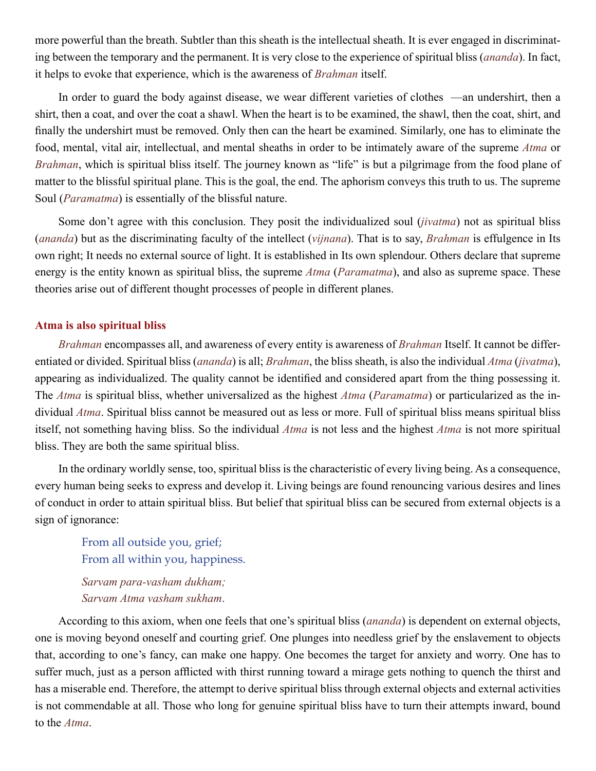more powerful than the breath. Subtler than this sheath is the intellectual sheath. It is ever engaged in discriminating between the temporary and the permanent. It is very close to the experience of spiritual bliss (*ananda*). In fact, it helps to evoke that experience, which is the awareness of *Brahman* itself.

In order to guard the body against disease, we wear different varieties of clothes —an undershirt, then a shirt, then a coat, and over the coat a shawl. When the heart is to be examined, the shawl, then the coat, shirt, and finally the undershirt must be removed. Only then can the heart be examined. Similarly, one has to eliminate the food, mental, vital air, intellectual, and mental sheaths in order to be intimately aware of the supreme *Atma* or *Brahman*, which is spiritual bliss itself. The journey known as "life" is but a pilgrimage from the food plane of matter to the blissful spiritual plane. This is the goal, the end. The aphorism conveys this truth to us. The supreme Soul (*Paramatma*) is essentially of the blissful nature.

Some don't agree with this conclusion. They posit the individualized soul (*jivatma*) not as spiritual bliss (*ananda*) but as the discriminating faculty of the intellect (*vijnana*). That is to say, *Brahman* is effulgence in Its own right; It needs no external source of light. It is established in Its own splendour. Others declare that supreme energy is the entity known as spiritual bliss, the supreme *Atma* (*Paramatma*), and also as supreme space. These theories arise out of different thought processes of people in different planes.

### Atma is also spiritual bliss

*Brahman* encompasses all, and awareness of every entity is awareness of *Brahman* Itself. It cannot be differentiated or divided. Spiritual bliss (*ananda*) is all; *Brahman*, the bliss sheath, is also the individual *Atma* (*jivatma*), appearing as individualized. The quality cannot be identified and considered apart from the thing possessing it. The *Atma* is spiritual bliss, whether universalized as the highest *Atma* (*Paramatma*) or particularized as the individual *Atma*. Spiritual bliss cannot be measured out as less or more. Full of spiritual bliss means spiritual bliss itself, not something having bliss. So the individual *Atma* is not less and the highest *Atma* is not more spiritual bliss. They are both the same spiritual bliss.

In the ordinary worldly sense, too, spiritual bliss is the characteristic of every living being. As a consequence, every human being seeks to express and develop it. Living beings are found renouncing various desires and lines of conduct in order to attain spiritual bliss. But belief that spiritual bliss can be secured from external objects is a sign of ignorance:

> From all outside you, grief;
> From all within you, happiness.
>
> *Sarvam para-vasham dukham;*
> *Sarvam Atma vasham sukham.*

According to this axiom, when one feels that one's spiritual bliss (*ananda*) is dependent on external objects, one is moving beyond oneself and courting grief. One plunges into needless grief by the enslavement to objects that, according to one's fancy, can make one happy. One becomes the target for anxiety and worry. One has to suffer much, just as a person afflicted with thirst running toward a mirage gets nothing to quench the thirst and has a miserable end. Therefore, the attempt to derive spiritual bliss through external objects and external activities is not commendable at all. Those who long for genuine spiritual bliss have to turn their attempts inward, bound to the *Atma*.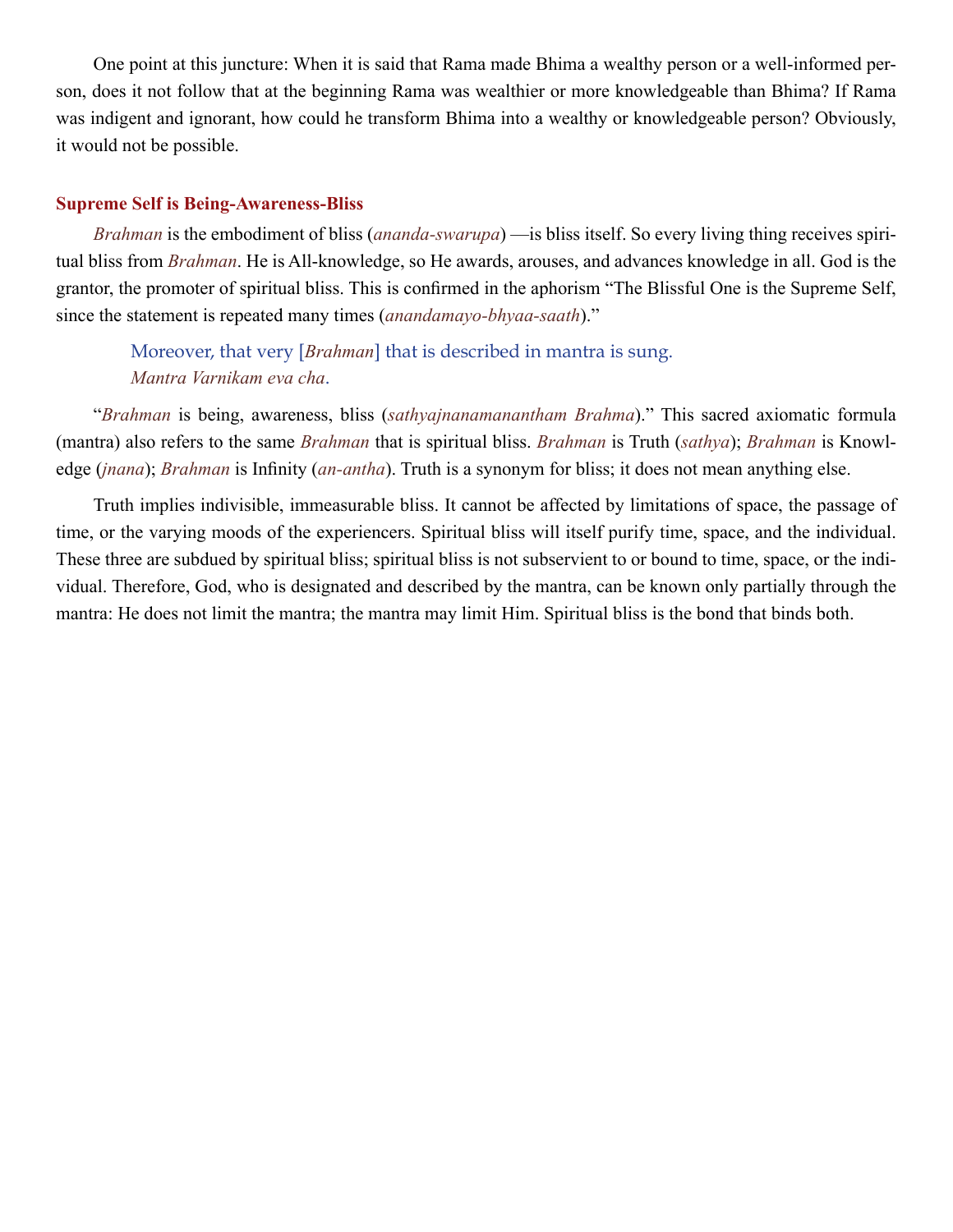One point at this juncture: When it is said that Rama made Bhima a wealthy person or a well-informed person, does it not follow that at the beginning Rama was wealthier or more knowledgeable than Bhima? If Rama was indigent and ignorant, how could he transform Bhima into a wealthy or knowledgeable person? Obviously, it would not be possible.

### Supreme Self is Being-Awareness-Bliss

*Brahman* is the embodiment of bliss (*ananda-swarupa*) —is bliss itself. So every living thing receives spiritual bliss from *Brahman*. He is All-knowledge, so He awards, arouses, and advances knowledge in all. God is the grantor, the promoter of spiritual bliss. This is confirmed in the aphorism "The Blissful One is the Supreme Self, since the statement is repeated many times (*anandamayo-bhyaa-saath*)."

> Moreover, that very [*Brahman*] that is described in mantra is sung.
> *Mantra Varnikam eva cha*.

"*Brahman* is being, awareness, bliss (*sathyajnanamanantham Brahma*)." This sacred axiomatic formula (mantra) also refers to the same *Brahman* that is spiritual bliss. *Brahman* is Truth (*sathya*); *Brahman* is Knowledge (*jnana*); *Brahman* is Infinity (*an-antha*). Truth is a synonym for bliss; it does not mean anything else.

Truth implies indivisible, immeasurable bliss. It cannot be affected by limitations of space, the passage of time, or the varying moods of the experiencers. Spiritual bliss will itself purify time, space, and the individual. These three are subdued by spiritual bliss; spiritual bliss is not subservient to or bound to time, space, or the individual. Therefore, God, who is designated and described by the mantra, can be known only partially through the mantra: He does not limit the mantra; the mantra may limit Him. Spiritual bliss is the bond that binds both.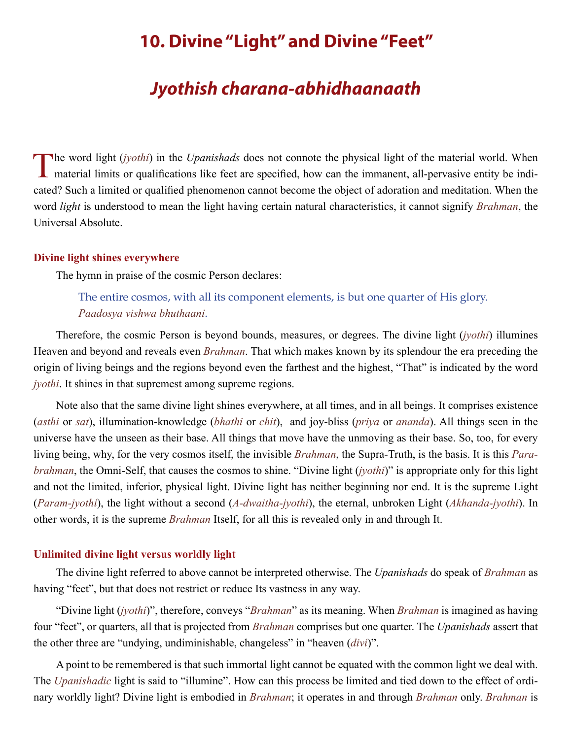# 10. Divine "Light" and Divine "Feet"

## *Jyothish charana-abhidhaanaath*

The word light (*jyothi*) in the *Upanishads* does not connote the physical light of the material world. When material limits or qualifications like feet are specified, how can the immanent, all-pervasive entity be indicated? Such a limited or qualified phenomenon cannot become the object of adoration and meditation. When the word *light* is understood to mean the light having certain natural characteristics, it cannot signify *Brahman*, the Universal Absolute.

### Divine light shines everywhere

The hymn in praise of the cosmic Person declares:

> The entire cosmos, with all its component elements, is but one quarter of His glory.
> *Paadosya vishwa bhuthaani.*

Therefore, the cosmic Person is beyond bounds, measures, or degrees. The divine light (*jyothi*) illumines Heaven and beyond and reveals even *Brahman*. That which makes known by its splendour the era preceding the origin of living beings and the regions beyond even the farthest and the highest, "That" is indicated by the word *jyothi*. It shines in that supremest among supreme regions.

Note also that the same divine light shines everywhere, at all times, and in all beings. It comprises existence (*asthi* or *sat*), illumination-knowledge (*bhathi* or *chit*), and joy-bliss (*priya* or *ananda*). All things seen in the universe have the unseen as their base. All things that move have the unmoving as their base. So, too, for every living being, why, for the very cosmos itself, the invisible *Brahman*, the Supra-Truth, is the basis. It is this *Para-brahman*, the Omni-Self, that causes the cosmos to shine. "Divine light (*jyothi*)" is appropriate only for this light and not the limited, inferior, physical light. Divine light has neither beginning nor end. It is the supreme Light (*Param-jyothi*), the light without a second (*A-dwaitha-jyothi*), the eternal, unbroken Light (*Akhanda-jyothi*). In other words, it is the supreme *Brahman* Itself, for all this is revealed only in and through It.

### Unlimited divine light versus worldly light

The divine light referred to above cannot be interpreted otherwise. The *Upanishads* do speak of *Brahman* as having "feet", but that does not restrict or reduce Its vastness in any way.

"Divine light (*jyothi*)", therefore, conveys "*Brahman*" as its meaning. When *Brahman* is imagined as having four "feet", or quarters, all that is projected from *Brahman* comprises but one quarter. The *Upanishads* assert that the other three are "undying, undiminishable, changeless" in "heaven (*divi*)".

A point to be remembered is that such immortal light cannot be equated with the common light we deal with. The *Upanishadic* light is said to "illumine". How can this process be limited and tied down to the effect of ordinary worldly light? Divine light is embodied in *Brahman*; it operates in and through *Brahman* only. *Brahman* is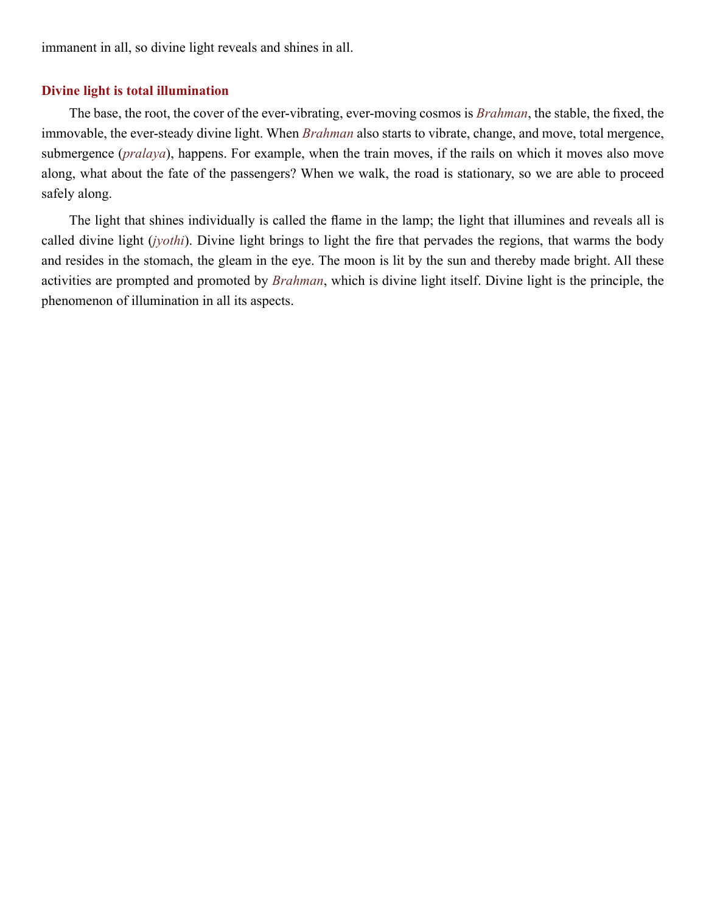immanent in all, so divine light reveals and shines in all.

### Divine light is total illumination

The base, the root, the cover of the ever-vibrating, ever-moving cosmos is *Brahman*, the stable, the fixed, the immovable, the ever-steady divine light. When *Brahman* also starts to vibrate, change, and move, total mergence, submergence (*pralaya*), happens. For example, when the train moves, if the rails on which it moves also move along, what about the fate of the passengers? When we walk, the road is stationary, so we are able to proceed safely along.

The light that shines individually is called the flame in the lamp; the light that illumines and reveals all is called divine light (*jyothi*). Divine light brings to light the fire that pervades the regions, that warms the body and resides in the stomach, the gleam in the eye. The moon is lit by the sun and thereby made bright. All these activities are prompted and promoted by *Brahman*, which is divine light itself. Divine light is the principle, the phenomenon of illumination in all its aspects.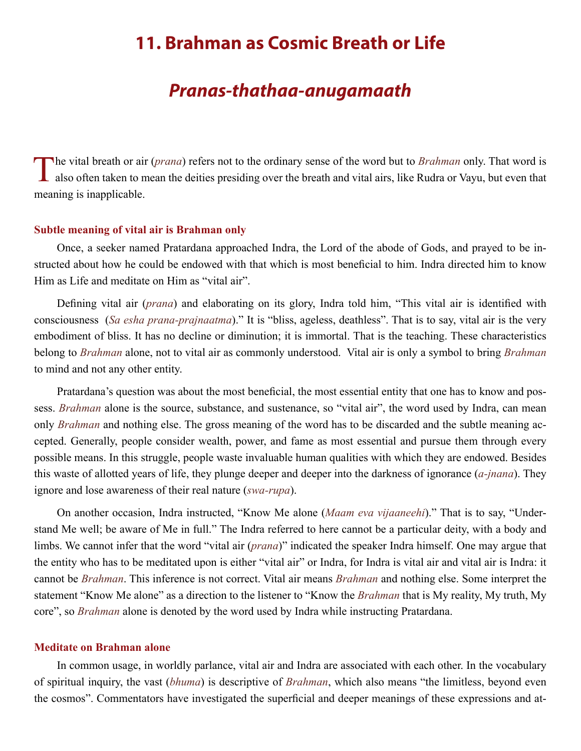# 11. Brahman as Cosmic Breath or Life

## *Pranas-thathaa-anugamaath*

The vital breath or air (*prana*) refers not to the ordinary sense of the word but to *Brahman* only. That word is also often taken to mean the deities presiding over the breath and vital airs, like Rudra or Vayu, but even that meaning is inapplicable.

### Subtle meaning of vital air is Brahman only

Once, a seeker named Pratardana approached Indra, the Lord of the abode of Gods, and prayed to be instructed about how he could be endowed with that which is most beneficial to him. Indra directed him to know Him as Life and meditate on Him as "vital air".

Defining vital air (*prana*) and elaborating on its glory, Indra told him, "This vital air is identified with consciousness (*Sa esha prana-prajnaatma*)." It is "bliss, ageless, deathless". That is to say, vital air is the very embodiment of bliss. It has no decline or diminution; it is immortal. That is the teaching. These characteristics belong to *Brahman* alone, not to vital air as commonly understood. Vital air is only a symbol to bring *Brahman* to mind and not any other entity.

Pratardana's question was about the most beneficial, the most essential entity that one has to know and possess. *Brahman* alone is the source, substance, and sustenance, so "vital air", the word used by Indra, can mean only *Brahman* and nothing else. The gross meaning of the word has to be discarded and the subtle meaning accepted. Generally, people consider wealth, power, and fame as most essential and pursue them through every possible means. In this struggle, people waste invaluable human qualities with which they are endowed. Besides this waste of allotted years of life, they plunge deeper and deeper into the darkness of ignorance (*a-jnana*). They ignore and lose awareness of their real nature (*swa-rupa*).

On another occasion, Indra instructed, "Know Me alone (*Maam eva vijaaneehi*)." That is to say, "Understand Me well; be aware of Me in full." The Indra referred to here cannot be a particular deity, with a body and limbs. We cannot infer that the word "vital air (*prana*)" indicated the speaker Indra himself. One may argue that the entity who has to be meditated upon is either "vital air" or Indra, for Indra is vital air and vital air is Indra: it cannot be *Brahman*. This inference is not correct. Vital air means *Brahman* and nothing else. Some interpret the statement "Know Me alone" as a direction to the listener to "Know the *Brahman* that is My reality, My truth, My core", so *Brahman* alone is denoted by the word used by Indra while instructing Pratardana.

### Meditate on Brahman alone

In common usage, in worldly parlance, vital air and Indra are associated with each other. In the vocabulary of spiritual inquiry, the vast (*bhuma*) is descriptive of *Brahman*, which also means "the limitless, beyond even the cosmos". Commentators have investigated the superficial and deeper meanings of these expressions and at-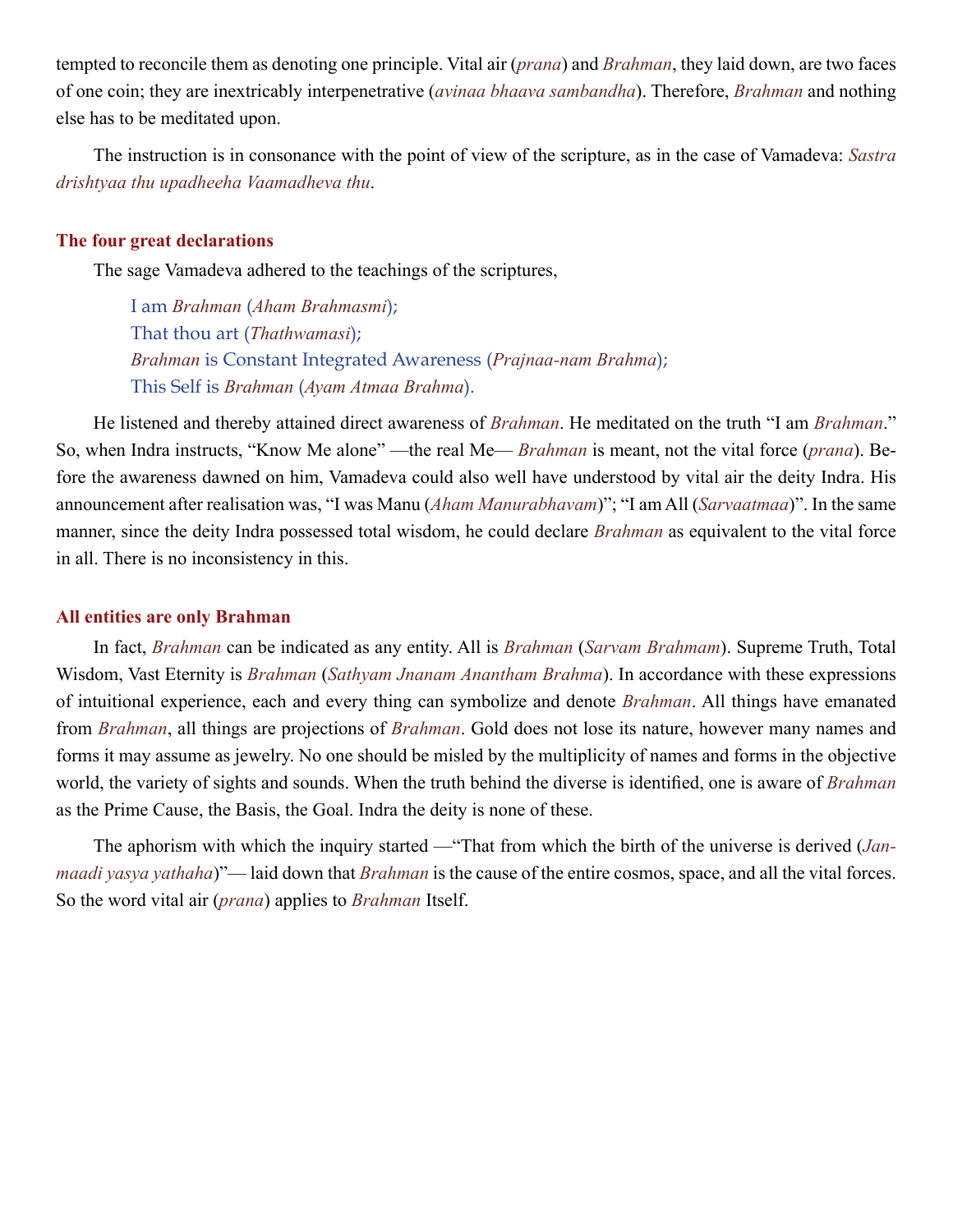tempted to reconcile them as denoting one principle. Vital air (*prana*) and *Brahman*, they laid down, are two faces of one coin; they are inextricably interpenetrative (*avinaa bhaava sambandha*). Therefore, *Brahman* and nothing else has to be meditated upon.

The instruction is in consonance with the point of view of the scripture, as in the case of Vamadeva: *Sastra drishtyaa thu upadheeha Vaamadheva thu*.

### The four great declarations

The sage Vamadeva adhered to the teachings of the scriptures,

> I am *Brahman* (*Aham Brahmasmi*);
> That thou art (*Thathwamasi*);
> *Brahman* is Constant Integrated Awareness (*Prajnaa-nam Brahma*);
> This Self is *Brahman* (*Ayam Atmaa Brahma*).

He listened and thereby attained direct awareness of *Brahman*. He meditated on the truth "I am *Brahman*." So, when Indra instructs, "Know Me alone" —the real Me— *Brahman* is meant, not the vital force (*prana*). Before the awareness dawned on him, Vamadeva could also well have understood by vital air the deity Indra. His announcement after realisation was, "I was Manu (*Aham Manurabhavam*)"; "I am All (*Sarvaatmaa*)". In the same manner, since the deity Indra possessed total wisdom, he could declare *Brahman* as equivalent to the vital force in all. There is no inconsistency in this.

### All entities are only Brahman

In fact, *Brahman* can be indicated as any entity. All is *Brahman* (*Sarvam Brahmam*). Supreme Truth, Total Wisdom, Vast Eternity is *Brahman* (*Sathyam Jnanam Anantham Brahma*). In accordance with these expressions of intuitional experience, each and every thing can symbolize and denote *Brahman*. All things have emanated from *Brahman*, all things are projections of *Brahman*. Gold does not lose its nature, however many names and forms it may assume as jewelry. No one should be misled by the multiplicity of names and forms in the objective world, the variety of sights and sounds. When the truth behind the diverse is identified, one is aware of *Brahman* as the Prime Cause, the Basis, the Goal. Indra the deity is none of these.

The aphorism with which the inquiry started —"That from which the birth of the universe is derived (*Janmaadi yasya yathaha*)"— laid down that *Brahman* is the cause of the entire cosmos, space, and all the vital forces. So the word vital air (*prana*) applies to *Brahman* Itself.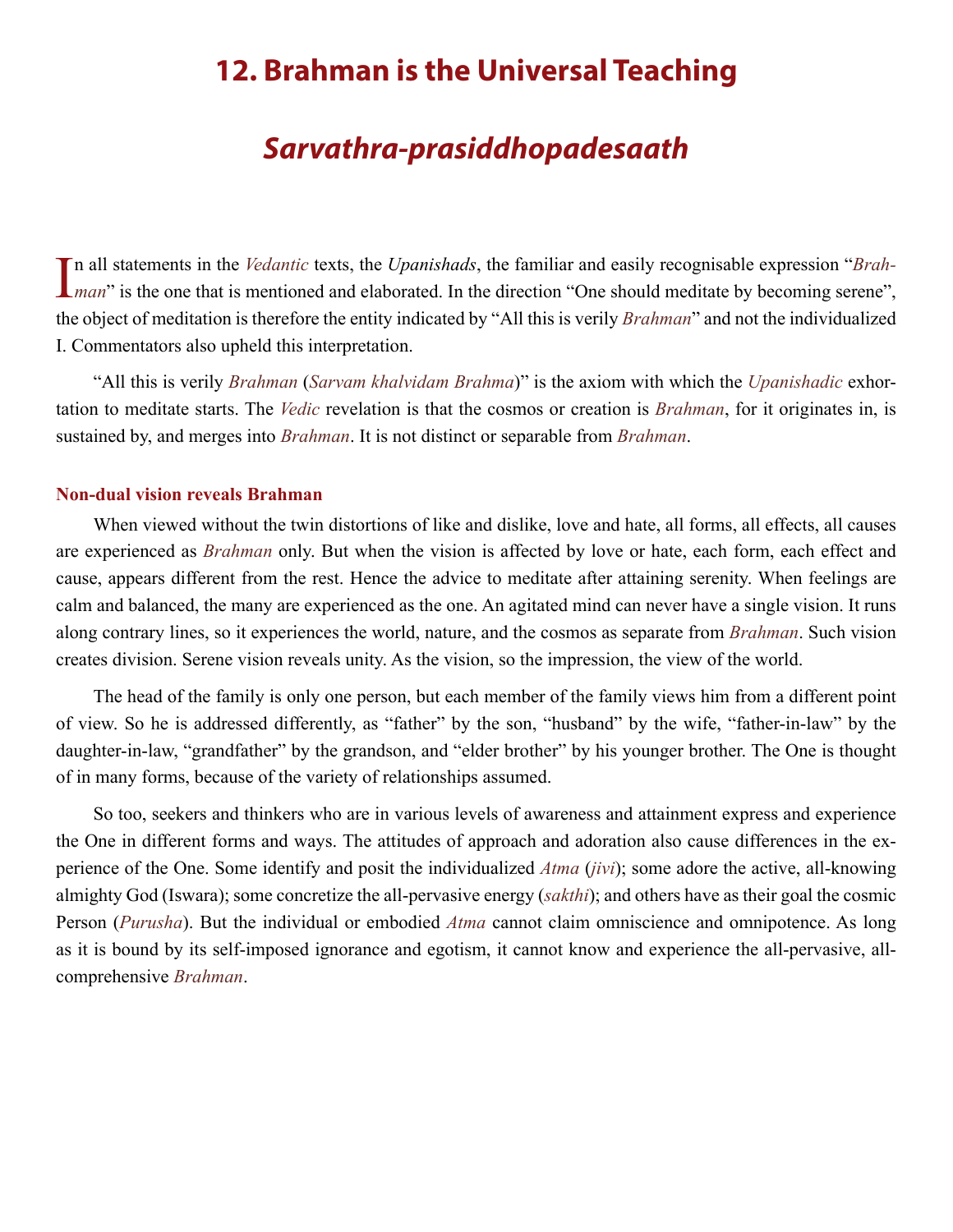# 12. Brahman is the Universal Teaching

## *Sarvathra-prasiddhopadesaath*

In all statements in the *Vedantic* texts, the *Upanishads*, the familiar and easily recognisable expression "*Brahman*" is the one that is mentioned and elaborated. In the direction "One should meditate by becoming serene", the object of meditation is therefore the entity indicated by "All this is verily *Brahman*" and not the individualized I. Commentators also upheld this interpretation.

"All this is verily *Brahman* (*Sarvam khalvidam Brahma*)" is the axiom with which the *Upanishadic* exhortation to meditate starts. The *Vedic* revelation is that the cosmos or creation is *Brahman*, for it originates in, is sustained by, and merges into *Brahman*. It is not distinct or separable from *Brahman*.

### Non-dual vision reveals Brahman

When viewed without the twin distortions of like and dislike, love and hate, all forms, all effects, all causes are experienced as *Brahman* only. But when the vision is affected by love or hate, each form, each effect and cause, appears different from the rest. Hence the advice to meditate after attaining serenity. When feelings are calm and balanced, the many are experienced as the one. An agitated mind can never have a single vision. It runs along contrary lines, so it experiences the world, nature, and the cosmos as separate from *Brahman*. Such vision creates division. Serene vision reveals unity. As the vision, so the impression, the view of the world.

The head of the family is only one person, but each member of the family views him from a different point of view. So he is addressed differently, as "father" by the son, "husband" by the wife, "father-in-law" by the daughter-in-law, "grandfather" by the grandson, and "elder brother" by his younger brother. The One is thought of in many forms, because of the variety of relationships assumed.

So too, seekers and thinkers who are in various levels of awareness and attainment express and experience the One in different forms and ways. The attitudes of approach and adoration also cause differences in the experience of the One. Some identify and posit the individualized *Atma* (*jivi*); some adore the active, all-knowing almighty God (Iswara); some concretize the all-pervasive energy (*sakthi*); and others have as their goal the cosmic Person (*Purusha*). But the individual or embodied *Atma* cannot claim omniscience and omnipotence. As long as it is bound by its self-imposed ignorance and egotism, it cannot know and experience the all-pervasive, all-comprehensive *Brahman*.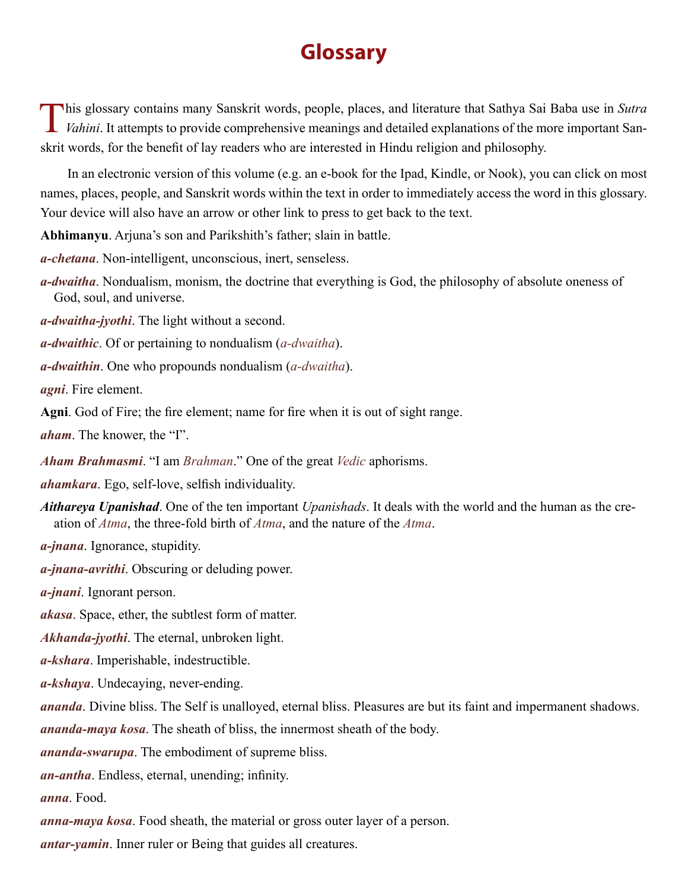# Glossary

This glossary contains many Sanskrit words, people, places, and literature that Sathya Sai Baba use in *Sutra Vahini*. It attempts to provide comprehensive meanings and detailed explanations of the more important Sanskrit words, for the benefit of lay readers who are interested in Hindu religion and philosophy.

In an electronic version of this volume (e.g. an e-book for the Ipad, Kindle, or Nook), you can click on most names, places, people, and Sanskrit words within the text in order to immediately access the word in this glossary. Your device will also have an arrow or other link to press to get back to the text.

**Abhimanyu**. Arjuna's son and Parikshith's father; slain in battle.

***a-chetana***. Non-intelligent, unconscious, inert, senseless.

***a-dwaitha***. Nondualism, monism, the doctrine that everything is God, the philosophy of absolute oneness of God, soul, and universe.

***a-dwaitha-jyothi***. The light without a second.

***a-dwaithic***. Of or pertaining to nondualism (*a-dwaitha*).

***a-dwaithin***. One who propounds nondualism (*a-dwaitha*).

***agni***. Fire element.

**Agni**. God of Fire; the fire element; name for fire when it is out of sight range.

***aham***. The knower, the "I".

***Aham Brahmasmi***. "I am *Brahman*." One of the great *Vedic* aphorisms.

***ahamkara***. Ego, self-love, selfish individuality.

***Aithareya Upanishad***. One of the ten important *Upanishads*. It deals with the world and the human as the creation of *Atma*, the three-fold birth of *Atma*, and the nature of the *Atma*.

***a-jnana***. Ignorance, stupidity.

***a-jnana-avrithi***. Obscuring or deluding power.

***a-jnani***. Ignorant person.

***akasa***. Space, ether, the subtlest form of matter.

***Akhanda-jyothi***. The eternal, unbroken light.

***a-kshara***. Imperishable, indestructible.

***a-kshaya***. Undecaying, never-ending.

***ananda***. Divine bliss. The Self is unalloyed, eternal bliss. Pleasures are but its faint and impermanent shadows.

***ananda-maya kosa***. The sheath of bliss, the innermost sheath of the body.

***ananda-swarupa***. The embodiment of supreme bliss.

***an-antha***. Endless, eternal, unending; infinity.

***anna***. Food.

***anna-maya kosa***. Food sheath, the material or gross outer layer of a person.

***antar-yamin***. Inner ruler or Being that guides all creatures.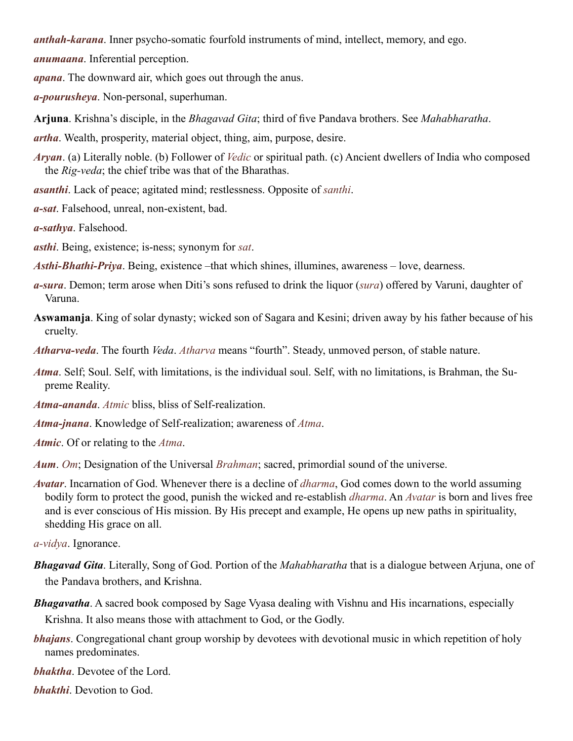***anthah-karana***. Inner psycho-somatic fourfold instruments of mind, intellect, memory, and ego.

***anumaana***. Inferential perception.

***apana***. The downward air, which goes out through the anus.

***a-pourusheya***. Non-personal, superhuman.

**Arjuna**. Krishna's disciple, in the *Bhagavad Gita*; third of five Pandava brothers. See *Mahabharatha*.

***artha***. Wealth, prosperity, material object, thing, aim, purpose, desire.

***Aryan***. (a) Literally noble. (b) Follower of *Vedic* or spiritual path. (c) Ancient dwellers of India who composed the *Rig-veda*; the chief tribe was that of the Bharathas.

***asanthi***. Lack of peace; agitated mind; restlessness. Opposite of *santhi*.

***a-sat***. Falsehood, unreal, non-existent, bad.

***a-sathya***. Falsehood.

***asthi***. Being, existence; is-ness; synonym for *sat*.

***Asthi-Bhathi-Priya***. Being, existence –that which shines, illumines, awareness – love, dearness.

***a-sura***. Demon; term arose when Diti's sons refused to drink the liquor (*sura*) offered by Varuni, daughter of Varuna.

**Aswamanja**. King of solar dynasty; wicked son of Sagara and Kesini; driven away by his father because of his cruelty.

***Atharva-veda***. The fourth *Veda*. *Atharva* means "fourth". Steady, unmoved person, of stable nature.

***Atma***. Self; Soul. Self, with limitations, is the individual soul. Self, with no limitations, is Brahman, the Supreme Reality.

***Atma-ananda***. *Atmic* bliss, bliss of Self-realization.

***Atma-jnana***. Knowledge of Self-realization; awareness of *Atma*.

***Atmic***. Of or relating to the *Atma*.

***Aum***. *Om*; Designation of the Universal *Brahman*; sacred, primordial sound of the universe.

***Avatar***. Incarnation of God. Whenever there is a decline of *dharma*, God comes down to the world assuming bodily form to protect the good, punish the wicked and re-establish *dharma*. An *Avatar* is born and lives free and is ever conscious of His mission. By His precept and example, He opens up new paths in spirituality, shedding His grace on all.

*a-vidya*. Ignorance.

***Bhagavad Gita***. Literally, Song of God. Portion of the *Mahabharatha* that is a dialogue between Arjuna, one of the Pandava brothers, and Krishna.

***Bhagavatha***. A sacred book composed by Sage Vyasa dealing with Vishnu and His incarnations, especially Krishna. It also means those with attachment to God, or the Godly.

***bhajans***. Congregational chant group worship by devotees with devotional music in which repetition of holy names predominates.

***bhaktha***. Devotee of the Lord.

***bhakthi***. Devotion to God.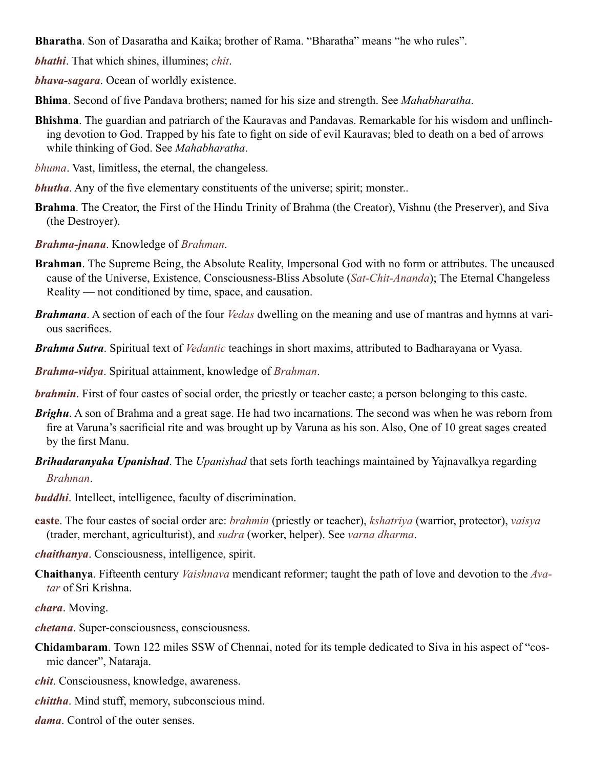**Bharatha**. Son of Dasaratha and Kaika; brother of Rama. "Bharatha" means "he who rules".

***bhathi***. That which shines, illumines; *chit*.

***bhava-sagara***. Ocean of worldly existence.

**Bhima**. Second of five Pandava brothers; named for his size and strength. See *Mahabharatha*.

**Bhishma**. The guardian and patriarch of the Kauravas and Pandavas. Remarkable for his wisdom and unflinching devotion to God. Trapped by his fate to fight on side of evil Kauravas; bled to death on a bed of arrows while thinking of God. See *Mahabharatha*.

*bhuma*. Vast, limitless, the eternal, the changeless.

***bhutha***. Any of the five elementary constituents of the universe; spirit; monster..

**Brahma**. The Creator, the First of the Hindu Trinity of Brahma (the Creator), Vishnu (the Preserver), and Siva (the Destroyer).

***Brahma-jnana***. Knowledge of *Brahman*.

**Brahman**. The Supreme Being, the Absolute Reality, Impersonal God with no form or attributes. The uncaused cause of the Universe, Existence, Consciousness-Bliss Absolute (*Sat-Chit-Ananda*); The Eternal Changeless Reality — not conditioned by time, space, and causation.

***Brahmana***. A section of each of the four *Vedas* dwelling on the meaning and use of mantras and hymns at various sacrifices.

***Brahma Sutra***. Spiritual text of *Vedantic* teachings in short maxims, attributed to Badharayana or Vyasa.

***Brahma-vidya***. Spiritual attainment, knowledge of *Brahman*.

***brahmin***. First of four castes of social order, the priestly or teacher caste; a person belonging to this caste.

***Brighu***. A son of Brahma and a great sage. He had two incarnations. The second was when he was reborn from fire at Varuna's sacrificial rite and was brought up by Varuna as his son. Also, One of 10 great sages created by the first Manu.

***Brihadaranyaka Upanishad***. The *Upanishad* that sets forth teachings maintained by Yajnavalkya regarding *Brahman*.

***buddhi***. Intellect, intelligence, faculty of discrimination.

**caste**. The four castes of social order are: *brahmin* (priestly or teacher), *kshatriya* (warrior, protector), *vaisya* (trader, merchant, agriculturist), and *sudra* (worker, helper). See *varna dharma*.

***chaithanya***. Consciousness, intelligence, spirit.

**Chaithanya**. Fifteenth century *Vaishnava* mendicant reformer; taught the path of love and devotion to the *Avatar* of Sri Krishna.

***chara***. Moving.

***chetana***. Super-consciousness, consciousness.

**Chidambaram**. Town 122 miles SSW of Chennai, noted for its temple dedicated to Siva in his aspect of "cosmic dancer", Nataraja.

***chit***. Consciousness, knowledge, awareness.

***chittha***. Mind stuff, memory, subconscious mind.

***dama***. Control of the outer senses.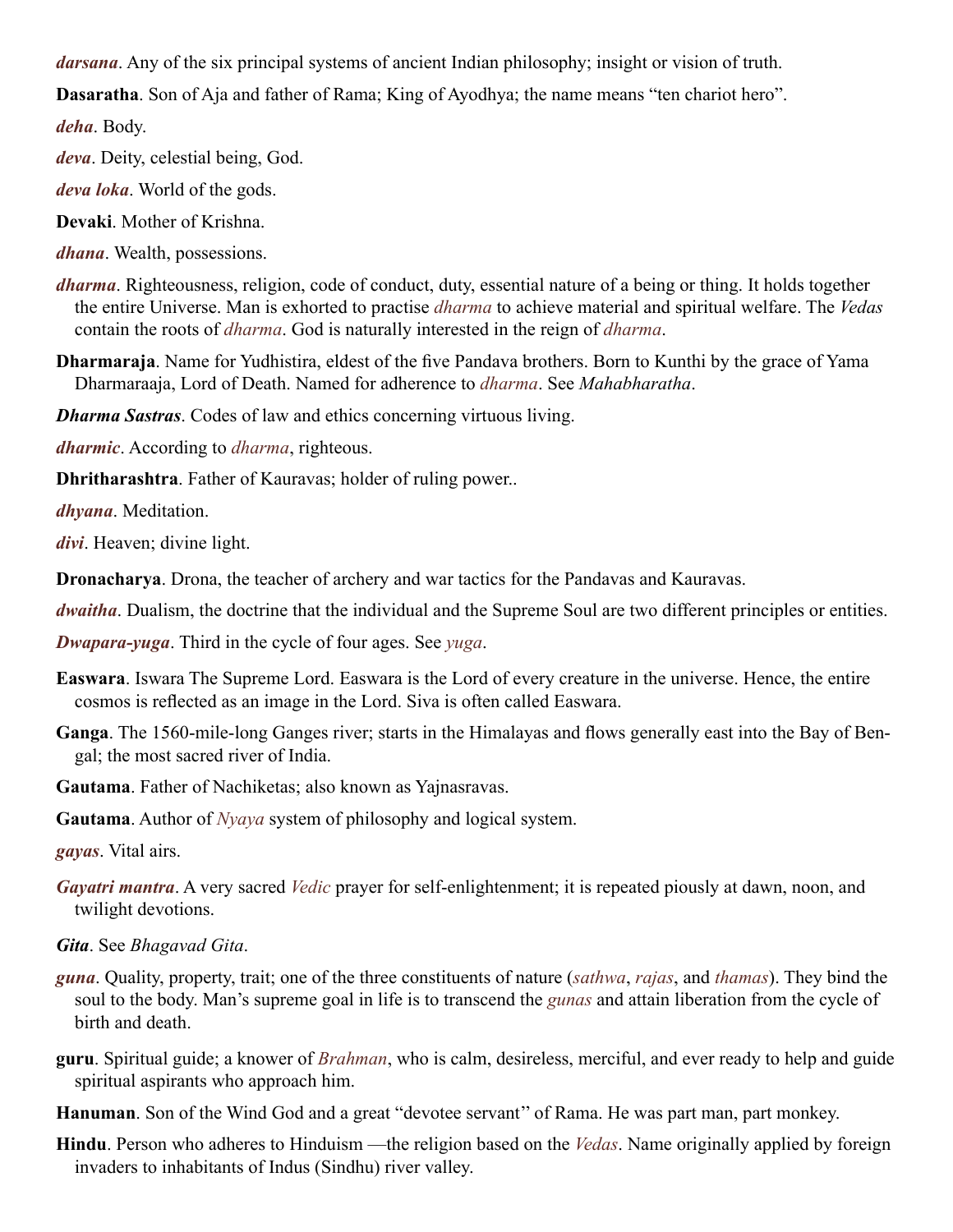***darsana***. Any of the six principal systems of ancient Indian philosophy; insight or vision of truth.

**Dasaratha**. Son of Aja and father of Rama; King of Ayodhya; the name means “ten chariot hero”.

***deha***. Body.

***deva***. Deity, celestial being, God.

***deva loka***. World of the gods.

**Devaki**. Mother of Krishna.

***dhana***. Wealth, possessions.

***dharma***. Righteousness, religion, code of conduct, duty, essential nature of a being or thing. It holds together the entire Universe. Man is exhorted to practise *dharma* to achieve material and spiritual welfare. The *Vedas* contain the roots of *dharma*. God is naturally interested in the reign of *dharma*.

**Dharmaraja**. Name for Yudhistira, eldest of the five Pandava brothers. Born to Kunthi by the grace of Yama Dharmaraaja, Lord of Death. Named for adherence to *dharma*. See *Mahabharatha*.

***Dharma Sastras***. Codes of law and ethics concerning virtuous living.

***dharmic***. According to *dharma*, righteous.

**Dhritharashtra**. Father of Kauravas; holder of ruling power..

***dhyana***. Meditation.

***divi***. Heaven; divine light.

**Dronacharya**. Drona, the teacher of archery and war tactics for the Pandavas and Kauravas.

***dwaitha***. Dualism, the doctrine that the individual and the Supreme Soul are two different principles or entities.

***Dwapara-yuga***. Third in the cycle of four ages. See *yuga*.

**Easwara**. Iswara The Supreme Lord. Easwara is the Lord of every creature in the universe. Hence, the entire cosmos is reflected as an image in the Lord. Siva is often called Easwara.

**Ganga**. The 1560-mile-long Ganges river; starts in the Himalayas and flows generally east into the Bay of Bengal; the most sacred river of India.

**Gautama**. Father of Nachiketas; also known as Yajnasravas.

**Gautama**. Author of *Nyaya* system of philosophy and logical system.

***gayas***. Vital airs.

***Gayatri mantra***. A very sacred *Vedic* prayer for self-enlightenment; it is repeated piously at dawn, noon, and twilight devotions.

***Gita***. See *Bhagavad Gita*.

***guna***. Quality, property, trait; one of the three constituents of nature (*sathwa*, *rajas*, and *thamas*). They bind the soul to the body. Man’s supreme goal in life is to transcend the *gunas* and attain liberation from the cycle of birth and death.

**guru**. Spiritual guide; a knower of *Brahman*, who is calm, desireless, merciful, and ever ready to help and guide spiritual aspirants who approach him.

**Hanuman**. Son of the Wind God and a great “devotee servant” of Rama. He was part man, part monkey.

**Hindu**. Person who adheres to Hinduism —the religion based on the *Vedas*. Name originally applied by foreign invaders to inhabitants of Indus (Sindhu) river valley.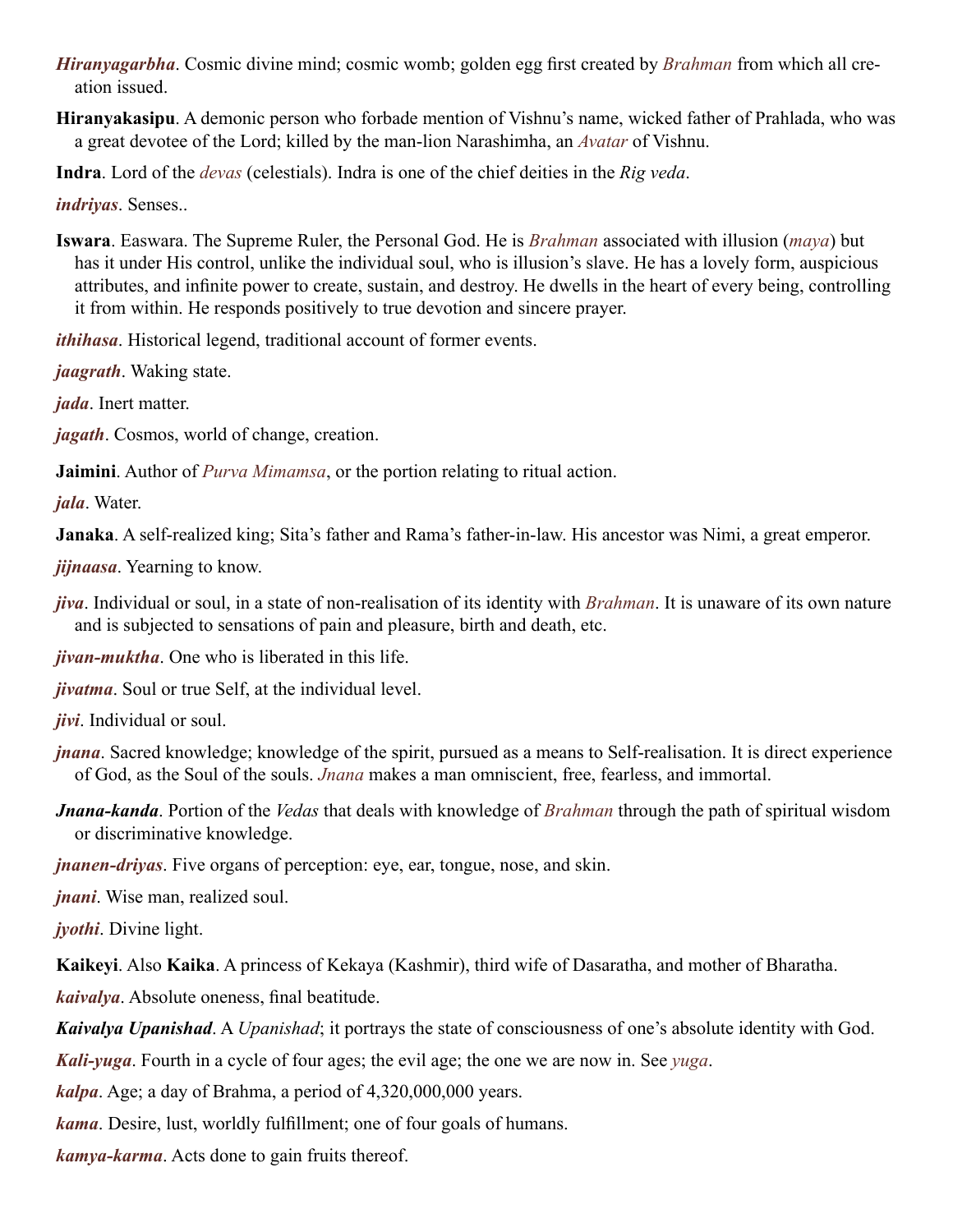***Hiranyagarbha***. Cosmic divine mind; cosmic womb; golden egg first created by *Brahman* from which all creation issued.

**Hiranyakasipu**. A demonic person who forbade mention of Vishnu's name, wicked father of Prahlada, who was a great devotee of the Lord; killed by the man-lion Narashimha, an *Avatar* of Vishnu.

**Indra**. Lord of the *devas* (celestials). Indra is one of the chief deities in the *Rig veda*.

***indriyas***. Senses..

**Iswara**. Easwara. The Supreme Ruler, the Personal God. He is *Brahman* associated with illusion (*maya*) but has it under His control, unlike the individual soul, who is illusion's slave. He has a lovely form, auspicious attributes, and infinite power to create, sustain, and destroy. He dwells in the heart of every being, controlling it from within. He responds positively to true devotion and sincere prayer.

***ithihasa***. Historical legend, traditional account of former events.

***jaagrath***. Waking state.

***jada***. Inert matter.

***jagath***. Cosmos, world of change, creation.

**Jaimini**. Author of *Purva Mimamsa*, or the portion relating to ritual action.

***jala***. Water.

**Janaka**. A self-realized king; Sita's father and Rama's father-in-law. His ancestor was Nimi, a great emperor.

***jijnaasa***. Yearning to know.

***jiva***. Individual or soul, in a state of non-realisation of its identity with *Brahman*. It is unaware of its own nature and is subjected to sensations of pain and pleasure, birth and death, etc.

***jivan-muktha***. One who is liberated in this life.

***jivatma***. Soul or true Self, at the individual level.

***jivi***. Individual or soul.

***jnana***. Sacred knowledge; knowledge of the spirit, pursued as a means to Self-realisation. It is direct experience of God, as the Soul of the souls. *Jnana* makes a man omniscient, free, fearless, and immortal.

***Jnana-kanda***. Portion of the *Vedas* that deals with knowledge of *Brahman* through the path of spiritual wisdom or discriminative knowledge.

***jnanen-driyas***. Five organs of perception: eye, ear, tongue, nose, and skin.

***jnani***. Wise man, realized soul.

***jyothi***. Divine light.

**Kaikeyi**. Also **Kaika**. A princess of Kekaya (Kashmir), third wife of Dasaratha, and mother of Bharatha.

***kaivalya***. Absolute oneness, final beatitude.

***Kaivalya Upanishad***. A *Upanishad*; it portrays the state of consciousness of one's absolute identity with God.

***Kali-yuga***. Fourth in a cycle of four ages; the evil age; the one we are now in. See *yuga*.

***kalpa***. Age; a day of Brahma, a period of 4,320,000,000 years.

***kama***. Desire, lust, worldly fulfillment; one of four goals of humans.

***kamya-karma***. Acts done to gain fruits thereof.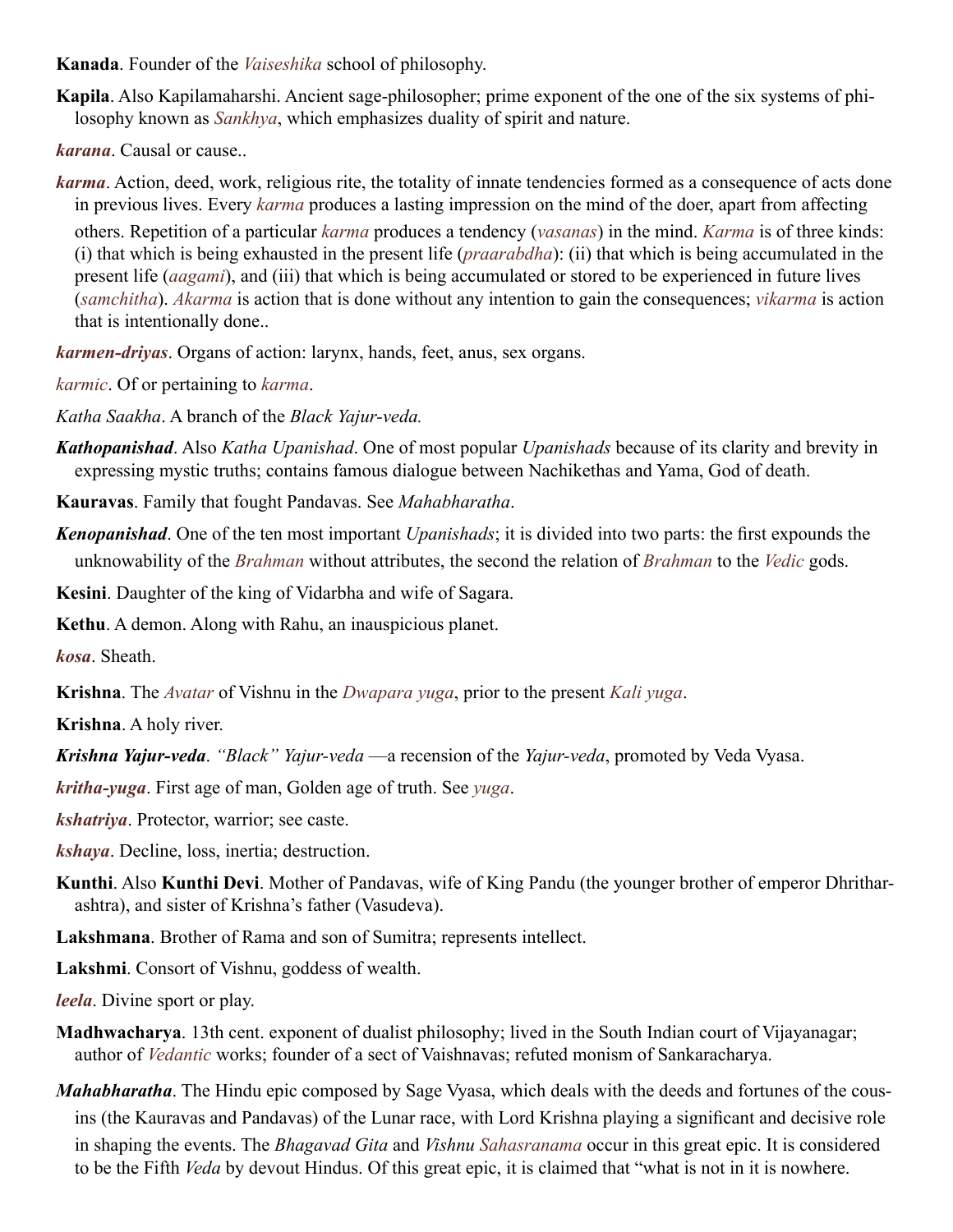**Kanada**. Founder of the *Vaiseshika* school of philosophy.

**Kapila**. Also Kapilamaharshi. Ancient sage-philosopher; prime exponent of the one of the six systems of philosophy known as *Sankhya*, which emphasizes duality of spirit and nature.

***karana***. Causal or cause..

***karma***. Action, deed, work, religious rite, the totality of innate tendencies formed as a consequence of acts done in previous lives. Every *karma* produces a lasting impression on the mind of the doer, apart from affecting others. Repetition of a particular *karma* produces a tendency (*vasanas*) in the mind. *Karma* is of three kinds: (i) that which is being exhausted in the present life (*praarabdha*): (ii) that which is being accumulated in the present life (*aagami*), and (iii) that which is being accumulated or stored to be experienced in future lives (*samchitha*). *Akarma* is action that is done without any intention to gain the consequences; *vikarma* is action that is intentionally done..

***karmen-driyas***. Organs of action: larynx, hands, feet, anus, sex organs.

*karmic*. Of or pertaining to *karma*.

*Katha Saakha*. A branch of the *Black Yajur-veda.*

***Kathopanishad***. Also *Katha Upanishad*. One of most popular *Upanishads* because of its clarity and brevity in expressing mystic truths; contains famous dialogue between Nachikethas and Yama, God of death.

**Kauravas**. Family that fought Pandavas. See *Mahabharatha*.

***Kenopanishad***. One of the ten most important *Upanishads*; it is divided into two parts: the first expounds the unknowability of the *Brahman* without attributes, the second the relation of *Brahman* to the *Vedic* gods.

**Kesini**. Daughter of the king of Vidarbha and wife of Sagara.

**Kethu**. A demon. Along with Rahu, an inauspicious planet.

***kosa***. Sheath.

**Krishna**. The *Avatar* of Vishnu in the *Dwapara yuga*, prior to the present *Kali yuga*.

**Krishna**. A holy river.

***Krishna Yajur-veda***. *"Black" Yajur-veda* —a recension of the *Yajur-veda*, promoted by Veda Vyasa.

***kritha-yuga***. First age of man, Golden age of truth. See *yuga*.

***kshatriya***. Protector, warrior; see caste.

***kshaya***. Decline, loss, inertia; destruction.

**Kunthi**. Also **Kunthi Devi**. Mother of Pandavas, wife of King Pandu (the younger brother of emperor Dhritharashtra), and sister of Krishna's father (Vasudeva).

**Lakshmana**. Brother of Rama and son of Sumitra; represents intellect.

**Lakshmi**. Consort of Vishnu, goddess of wealth.

***leela***. Divine sport or play.

**Madhwacharya**. 13th cent. exponent of dualist philosophy; lived in the South Indian court of Vijayanagar; author of *Vedantic* works; founder of a sect of Vaishnavas; refuted monism of Sankaracharya.

***Mahabharatha***. The Hindu epic composed by Sage Vyasa, which deals with the deeds and fortunes of the cousins (the Kauravas and Pandavas) of the Lunar race, with Lord Krishna playing a significant and decisive role in shaping the events. The *Bhagavad Gita* and *Vishnu Sahasranama* occur in this great epic. It is considered to be the Fifth *Veda* by devout Hindus. Of this great epic, it is claimed that "what is not in it is nowhere.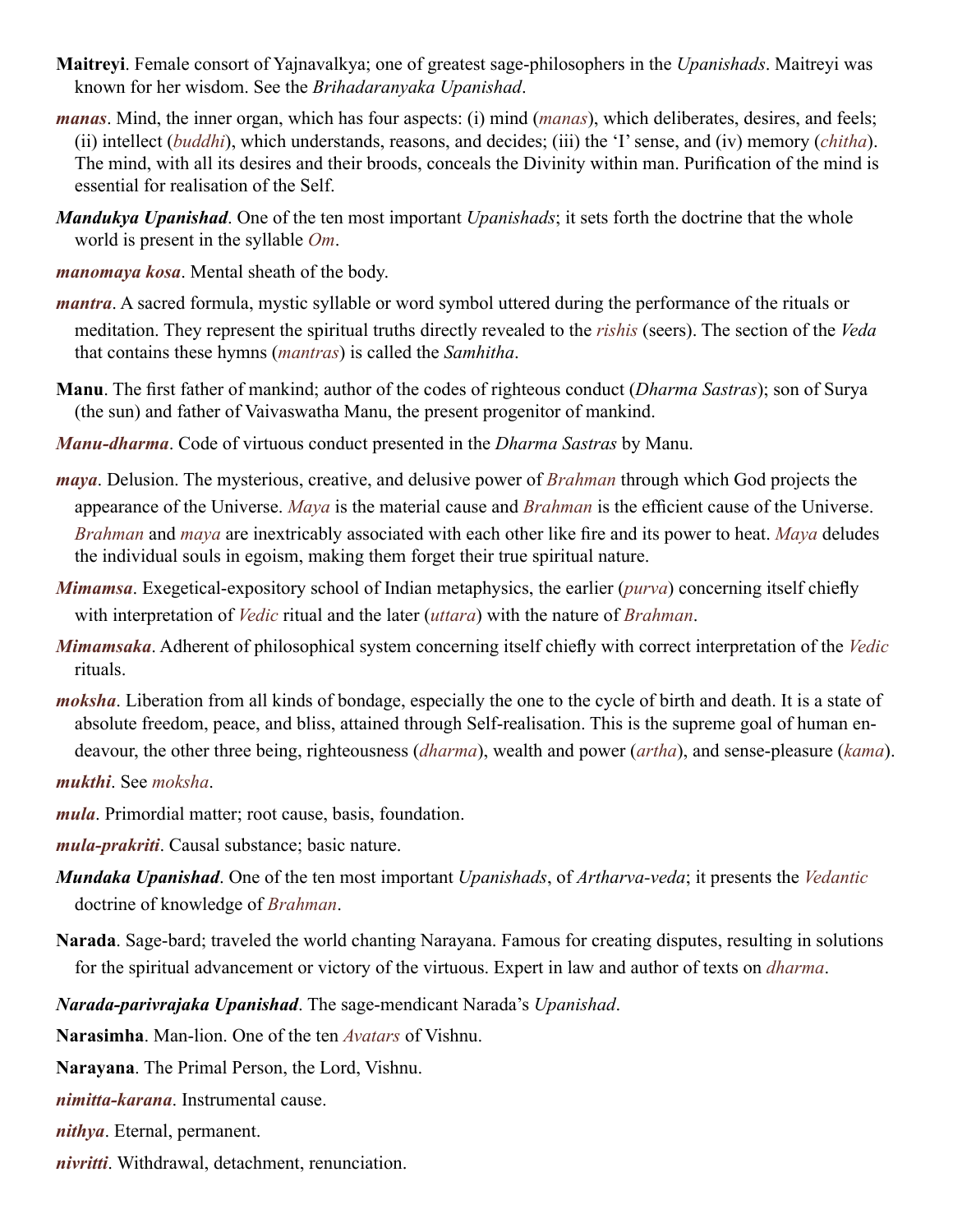**Maitreyi**. Female consort of Yajnavalkya; one of greatest sage-philosophers in the *Upanishads*. Maitreyi was known for her wisdom. See the *Brihadaranyaka Upanishad*.

***manas***. Mind, the inner organ, which has four aspects: (i) mind (*manas*), which deliberates, desires, and feels; (ii) intellect (*buddhi*), which understands, reasons, and decides; (iii) the 'I' sense, and (iv) memory (*chitha*). The mind, with all its desires and their broods, conceals the Divinity within man. Purification of the mind is essential for realisation of the Self.

***Mandukya Upanishad***. One of the ten most important *Upanishads*; it sets forth the doctrine that the whole world is present in the syllable *Om*.

***manomaya kosa***. Mental sheath of the body.

***mantra***. A sacred formula, mystic syllable or word symbol uttered during the performance of the rituals or meditation. They represent the spiritual truths directly revealed to the *rishis* (seers). The section of the *Veda* that contains these hymns (*mantras*) is called the *Samhitha*.

**Manu**. The first father of mankind; author of the codes of righteous conduct (*Dharma Sastras*); son of Surya (the sun) and father of Vaivaswatha Manu, the present progenitor of mankind.

***Manu-dharma***. Code of virtuous conduct presented in the *Dharma Sastras* by Manu.

***maya***. Delusion. The mysterious, creative, and delusive power of *Brahman* through which God projects the appearance of the Universe. *Maya* is the material cause and *Brahman* is the efficient cause of the Universe. *Brahman* and *maya* are inextricably associated with each other like fire and its power to heat. *Maya* deludes the individual souls in egoism, making them forget their true spiritual nature.

***Mimamsa***. Exegetical-expository school of Indian metaphysics, the earlier (*purva*) concerning itself chiefly with interpretation of *Vedic* ritual and the later (*uttara*) with the nature of *Brahman*.

***Mimamsaka***. Adherent of philosophical system concerning itself chiefly with correct interpretation of the *Vedic* rituals.

***moksha***. Liberation from all kinds of bondage, especially the one to the cycle of birth and death. It is a state of absolute freedom, peace, and bliss, attained through Self-realisation. This is the supreme goal of human endeavour, the other three being, righteousness (*dharma*), wealth and power (*artha*), and sense-pleasure (*kama*).

***mukthi***. See *moksha*.

***mula***. Primordial matter; root cause, basis, foundation.

***mula-prakriti***. Causal substance; basic nature.

***Mundaka Upanishad***. One of the ten most important *Upanishads*, of *Artharva-veda*; it presents the *Vedantic* doctrine of knowledge of *Brahman*.

**Narada**. Sage-bard; traveled the world chanting Narayana. Famous for creating disputes, resulting in solutions for the spiritual advancement or victory of the virtuous. Expert in law and author of texts on *dharma*.

***Narada-parivrajaka Upanishad***. The sage-mendicant Narada's *Upanishad*.

**Narasimha**. Man-lion. One of the ten *Avatars* of Vishnu.

**Narayana**. The Primal Person, the Lord, Vishnu.

***nimitta-karana***. Instrumental cause.

***nithya***. Eternal, permanent.

***nivritti***. Withdrawal, detachment, renunciation.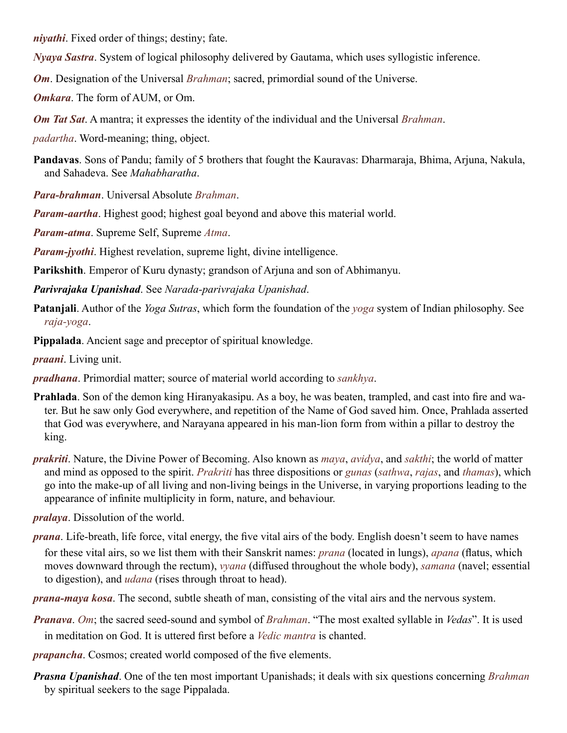***niyathi***. Fixed order of things; destiny; fate.

***Nyaya Sastra***. System of logical philosophy delivered by Gautama, which uses syllogistic inference.

***Om***. Designation of the Universal *Brahman*; sacred, primordial sound of the Universe.

***Omkara***. The form of AUM, or Om.

***Om Tat Sat***. A mantra; it expresses the identity of the individual and the Universal *Brahman*.

*padartha*. Word-meaning; thing, object.

**Pandavas**. Sons of Pandu; family of 5 brothers that fought the Kauravas: Dharmaraja, Bhima, Arjuna, Nakula, and Sahadeva. See *Mahabharatha*.

***Para-brahman***. Universal Absolute *Brahman*.

***Param-aartha***. Highest good; highest goal beyond and above this material world.

***Param-atma***. Supreme Self, Supreme *Atma*.

***Param-jyothi***. Highest revelation, supreme light, divine intelligence.

**Parikshith**. Emperor of Kuru dynasty; grandson of Arjuna and son of Abhimanyu.

***Parivrajaka Upanishad***. See *Narada-parivrajaka Upanishad*.

**Patanjali**. Author of the *Yoga Sutras*, which form the foundation of the *yoga* system of Indian philosophy. See *raja-yoga*.

**Pippalada**. Ancient sage and preceptor of spiritual knowledge.

***praani***. Living unit.

***pradhana***. Primordial matter; source of material world according to *sankhya*.

**Prahlada**. Son of the demon king Hiranyakasipu. As a boy, he was beaten, trampled, and cast into fire and water. But he saw only God everywhere, and repetition of the Name of God saved him. Once, Prahlada asserted that God was everywhere, and Narayana appeared in his man-lion form from within a pillar to destroy the king.

***prakriti***. Nature, the Divine Power of Becoming. Also known as *maya*, *avidya*, and *sakthi*; the world of matter and mind as opposed to the spirit. *Prakriti* has three dispositions or *gunas* (*sathwa*, *rajas*, and *thamas*), which go into the make-up of all living and non-living beings in the Universe, in varying proportions leading to the appearance of infinite multiplicity in form, nature, and behaviour.

***pralaya***. Dissolution of the world.

***prana***. Life-breath, life force, vital energy, the five vital airs of the body. English doesn't seem to have names for these vital airs, so we list them with their Sanskrit names: *prana* (located in lungs), *apana* (flatus, which moves downward through the rectum), *vyana* (diffused throughout the whole body), *samana* (navel; essential to digestion), and *udana* (rises through throat to head).

***prana-maya kosa***. The second, subtle sheath of man, consisting of the vital airs and the nervous system.

***Pranava***. *Om*; the sacred seed-sound and symbol of *Brahman*. "The most exalted syllable in *Vedas*". It is used in meditation on God. It is uttered first before a *Vedic mantra* is chanted.

***prapancha***. Cosmos; created world composed of the five elements.

***Prasna Upanishad***. One of the ten most important Upanishads; it deals with six questions concerning *Brahman* by spiritual seekers to the sage Pippalada.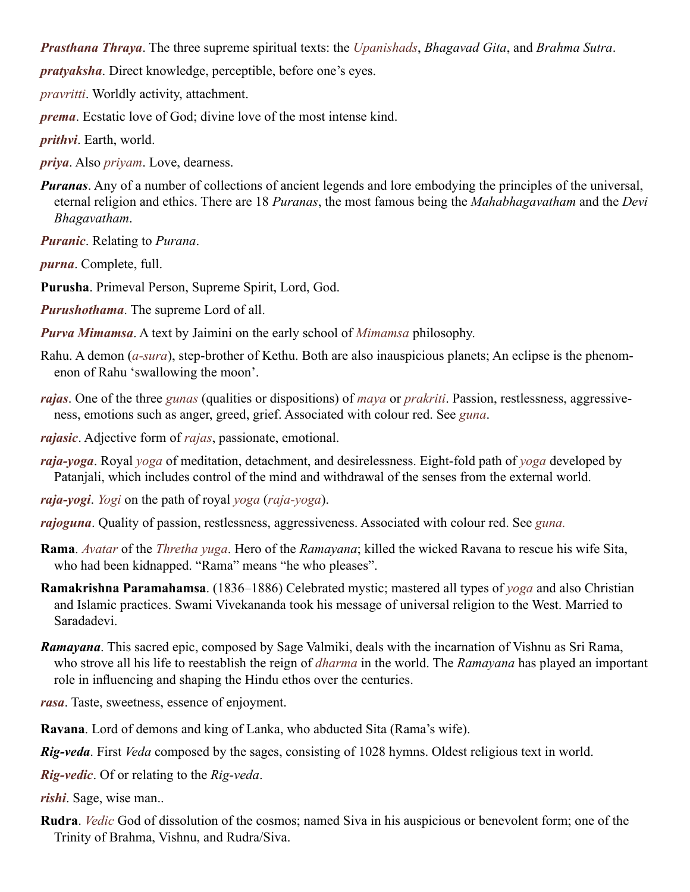***Prasthana Thraya***. The three supreme spiritual texts: the *Upanishads*, *Bhagavad Gita*, and *Brahma Sutra*.

***pratyaksha***. Direct knowledge, perceptible, before one's eyes.

*pravritti*. Worldly activity, attachment.

***prema***. Ecstatic love of God; divine love of the most intense kind.

***prithvi***. Earth, world.

***priya***. Also *priyam*. Love, dearness.

***Puranas***. Any of a number of collections of ancient legends and lore embodying the principles of the universal, eternal religion and ethics. There are 18 *Puranas*, the most famous being the *Mahabhagavatham* and the *Devi Bhagavatham*.

***Puranic***. Relating to *Purana*.

***purna***. Complete, full.

**Purusha**. Primeval Person, Supreme Spirit, Lord, God.

***Purushothama***. The supreme Lord of all.

***Purva Mimamsa***. A text by Jaimini on the early school of *Mimamsa* philosophy.

Rahu. A demon (*a-sura*), step-brother of Kethu. Both are also inauspicious planets; An eclipse is the phenomenon of Rahu 'swallowing the moon'.

***rajas***. One of the three *gunas* (qualities or dispositions) of *maya* or *prakriti*. Passion, restlessness, aggressiveness, emotions such as anger, greed, grief. Associated with colour red. See *guna*.

***rajasic***. Adjective form of *rajas*, passionate, emotional.

***raja-yoga***. Royal *yoga* of meditation, detachment, and desirelessness. Eight-fold path of *yoga* developed by Patanjali, which includes control of the mind and withdrawal of the senses from the external world.

***raja-yogi***. *Yogi* on the path of royal *yoga* (*raja-yoga*).

***rajoguna***. Quality of passion, restlessness, aggressiveness. Associated with colour red. See *guna.*

**Rama**. *Avatar* of the *Thretha yuga*. Hero of the *Ramayana*; killed the wicked Ravana to rescue his wife Sita, who had been kidnapped. "Rama" means "he who pleases".

**Ramakrishna Paramahamsa**. (1836–1886) Celebrated mystic; mastered all types of *yoga* and also Christian and Islamic practices. Swami Vivekananda took his message of universal religion to the West. Married to Saradadevi.

***Ramayana***. This sacred epic, composed by Sage Valmiki, deals with the incarnation of Vishnu as Sri Rama, who strove all his life to reestablish the reign of *dharma* in the world. The *Ramayana* has played an important role in influencing and shaping the Hindu ethos over the centuries.

***rasa***. Taste, sweetness, essence of enjoyment.

**Ravana**. Lord of demons and king of Lanka, who abducted Sita (Rama's wife).

***Rig-veda***. First *Veda* composed by the sages, consisting of 1028 hymns. Oldest religious text in world.

***Rig-vedic***. Of or relating to the *Rig-veda*.

***rishi***. Sage, wise man..

**Rudra**. *Vedic* God of dissolution of the cosmos; named Siva in his auspicious or benevolent form; one of the Trinity of Brahma, Vishnu, and Rudra/Siva.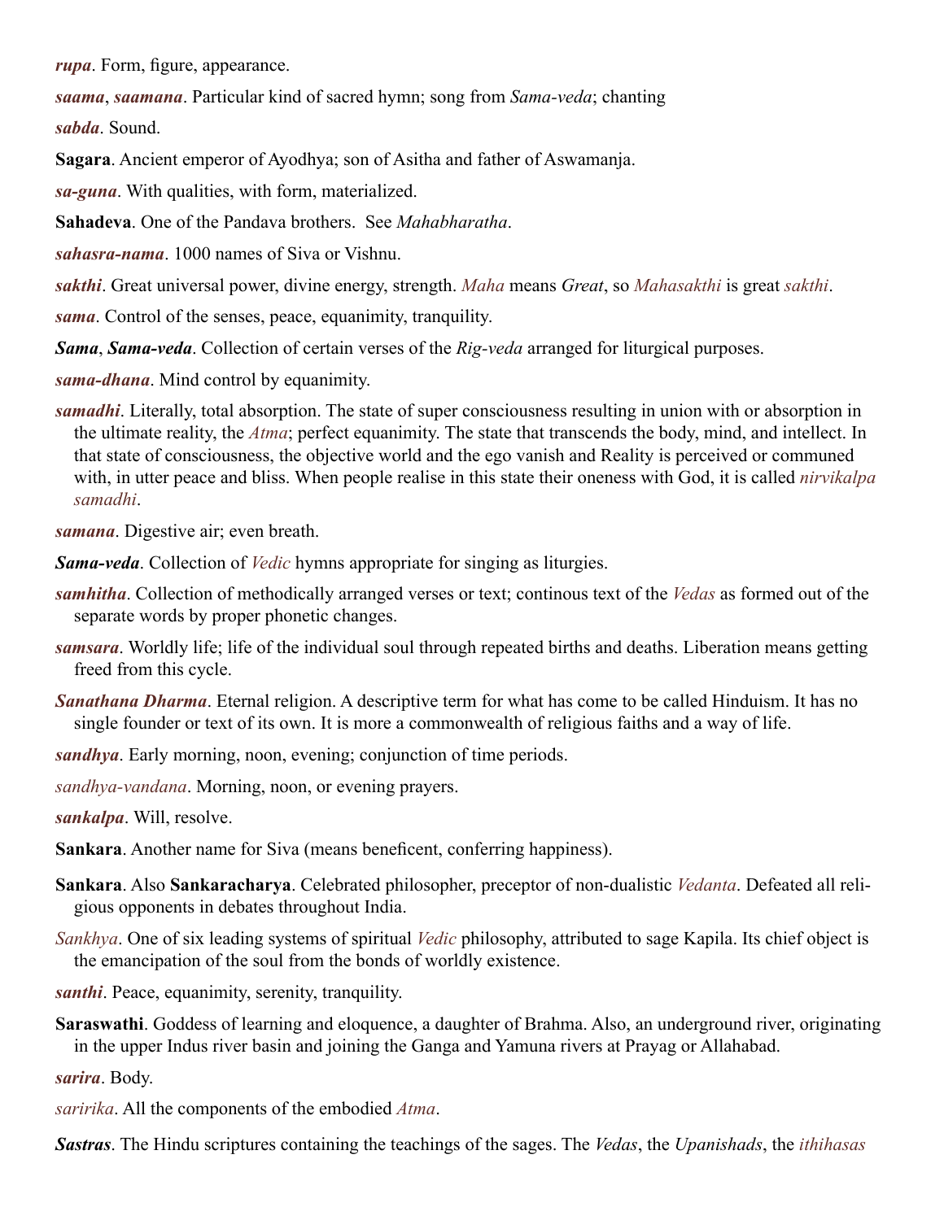***rupa***. Form, figure, appearance.

***saama***, ***saamana***. Particular kind of sacred hymn; song from *Sama-veda*; chanting

***sabda***. Sound.

**Sagara**. Ancient emperor of Ayodhya; son of Asitha and father of Aswamanja.

***sa-guna***. With qualities, with form, materialized.

**Sahadeva**. One of the Pandava brothers. See *Mahabharatha*.

***sahasra-nama***. 1000 names of Siva or Vishnu.

***sakthi***. Great universal power, divine energy, strength. *Maha* means *Great*, so *Mahasakthi* is great *sakthi*.

***sama***. Control of the senses, peace, equanimity, tranquility.

***Sama***, ***Sama-veda***. Collection of certain verses of the *Rig-veda* arranged for liturgical purposes.

***sama-dhana***. Mind control by equanimity.

***samadhi***. Literally, total absorption. The state of super consciousness resulting in union with or absorption in the ultimate reality, the *Atma*; perfect equanimity. The state that transcends the body, mind, and intellect. In that state of consciousness, the objective world and the ego vanish and Reality is perceived or communed with, in utter peace and bliss. When people realise in this state their oneness with God, it is called *nirvikalpa samadhi*.

***samana***. Digestive air; even breath.

***Sama-veda***. Collection of *Vedic* hymns appropriate for singing as liturgies.

***samhitha***. Collection of methodically arranged verses or text; continous text of the *Vedas* as formed out of the separate words by proper phonetic changes.

***samsara***. Worldly life; life of the individual soul through repeated births and deaths. Liberation means getting freed from this cycle.

***Sanathana Dharma***. Eternal religion. A descriptive term for what has come to be called Hinduism. It has no single founder or text of its own. It is more a commonwealth of religious faiths and a way of life.

***sandhya***. Early morning, noon, evening; conjunction of time periods.

*sandhya-vandana*. Morning, noon, or evening prayers.

***sankalpa***. Will, resolve.

**Sankara**. Another name for Siva (means beneficent, conferring happiness).

**Sankara**. Also **Sankaracharya**. Celebrated philosopher, preceptor of non-dualistic *Vedanta*. Defeated all religious opponents in debates throughout India.

*Sankhya*. One of six leading systems of spiritual *Vedic* philosophy, attributed to sage Kapila. Its chief object is the emancipation of the soul from the bonds of worldly existence.

***santhi***. Peace, equanimity, serenity, tranquility.

**Saraswathi**. Goddess of learning and eloquence, a daughter of Brahma. Also, an underground river, originating in the upper Indus river basin and joining the Ganga and Yamuna rivers at Prayag or Allahabad.

***sarira***. Body.

*saririka*. All the components of the embodied *Atma*.

***Sastras***. The Hindu scriptures containing the teachings of the sages. The *Vedas*, the *Upanishads*, the *ithihasas*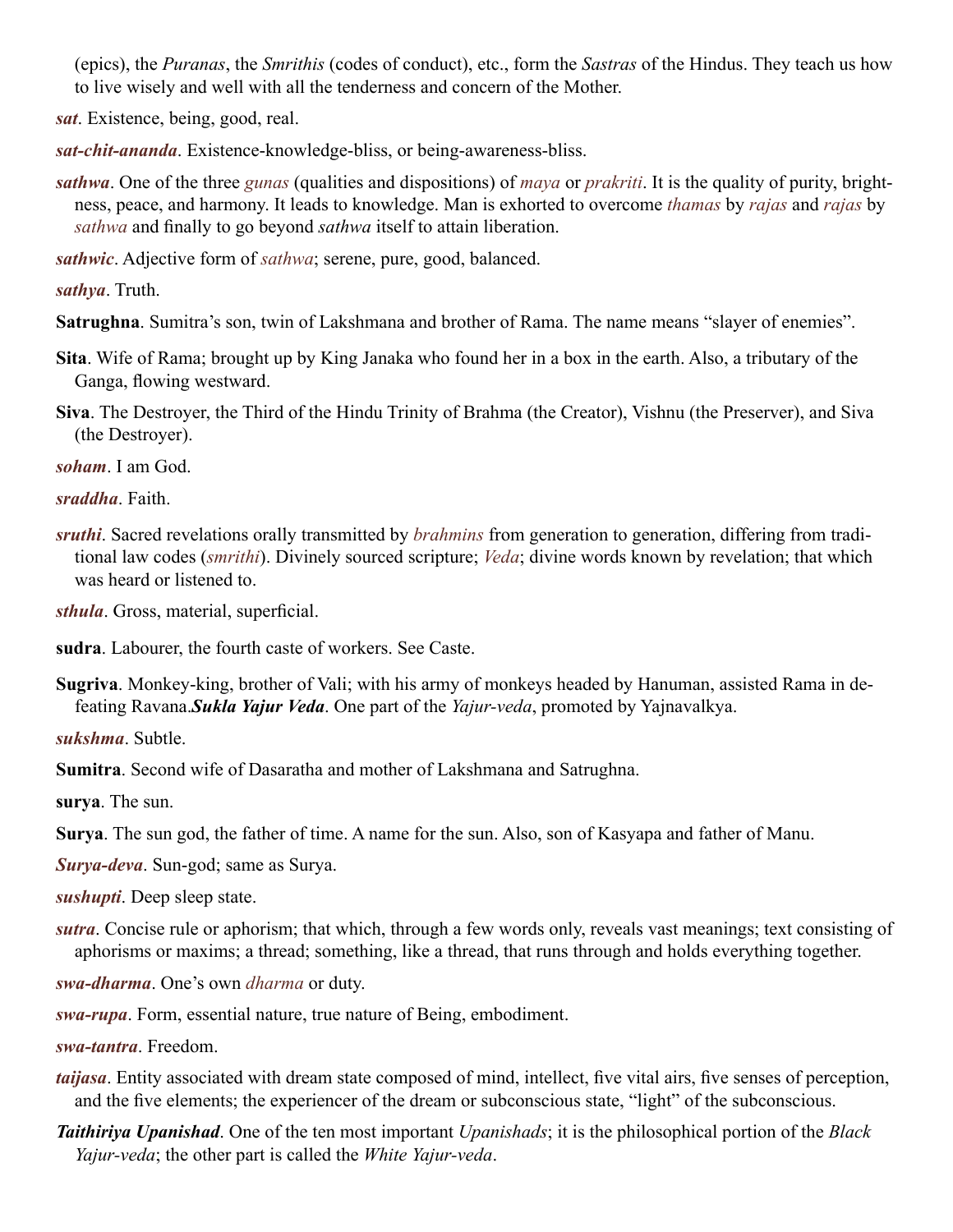(epics), the *Puranas*, the *Smrithis* (codes of conduct), etc., form the *Sastras* of the Hindus. They teach us how to live wisely and well with all the tenderness and concern of the Mother.

***sat***. Existence, being, good, real.

***sat-chit-ananda***. Existence-knowledge-bliss, or being-awareness-bliss.

***sathwa***. One of the three *gunas* (qualities and dispositions) of *maya* or *prakriti*. It is the quality of purity, brightness, peace, and harmony. It leads to knowledge. Man is exhorted to overcome *thamas* by *rajas* and *rajas* by *sathwa* and finally to go beyond *sathwa* itself to attain liberation.

***sathwic***. Adjective form of *sathwa*; serene, pure, good, balanced.

***sathya***. Truth.

**Satrughna**. Sumitra's son, twin of Lakshmana and brother of Rama. The name means "slayer of enemies".

**Sita**. Wife of Rama; brought up by King Janaka who found her in a box in the earth. Also, a tributary of the Ganga, flowing westward.

**Siva**. The Destroyer, the Third of the Hindu Trinity of Brahma (the Creator), Vishnu (the Preserver), and Siva (the Destroyer).

***soham***. I am God.

***sraddha***. Faith.

***sruthi***. Sacred revelations orally transmitted by *brahmins* from generation to generation, differing from traditional law codes (*smrithi*). Divinely sourced scripture; *Veda*; divine words known by revelation; that which was heard or listened to.

***sthula***. Gross, material, superficial.

**sudra**. Labourer, the fourth caste of workers. See Caste.

**Sugriva**. Monkey-king, brother of Vali; with his army of monkeys headed by Hanuman, assisted Rama in defeating Ravana.

***Sukla Yajur Veda***. One part of the *Yajur-veda*, promoted by Yajnavalkya.

***sukshma***. Subtle.

**Sumitra**. Second wife of Dasaratha and mother of Lakshmana and Satrughna.

**surya**. The sun.

**Surya**. The sun god, the father of time. A name for the sun. Also, son of Kasyapa and father of Manu.

***Surya-deva***. Sun-god; same as Surya.

***sushupti***. Deep sleep state.

***sutra***. Concise rule or aphorism; that which, through a few words only, reveals vast meanings; text consisting of aphorisms or maxims; a thread; something, like a thread, that runs through and holds everything together.

***swa-dharma***. One's own *dharma* or duty.

***swa-rupa***. Form, essential nature, true nature of Being, embodiment.

***swa-tantra***. Freedom.

***taijasa***. Entity associated with dream state composed of mind, intellect, five vital airs, five senses of perception, and the five elements; the experiencer of the dream or subconscious state, "light" of the subconscious.

***Taithiriya Upanishad***. One of the ten most important *Upanishads*; it is the philosophical portion of the *Black Yajur-veda*; the other part is called the *White Yajur-veda*.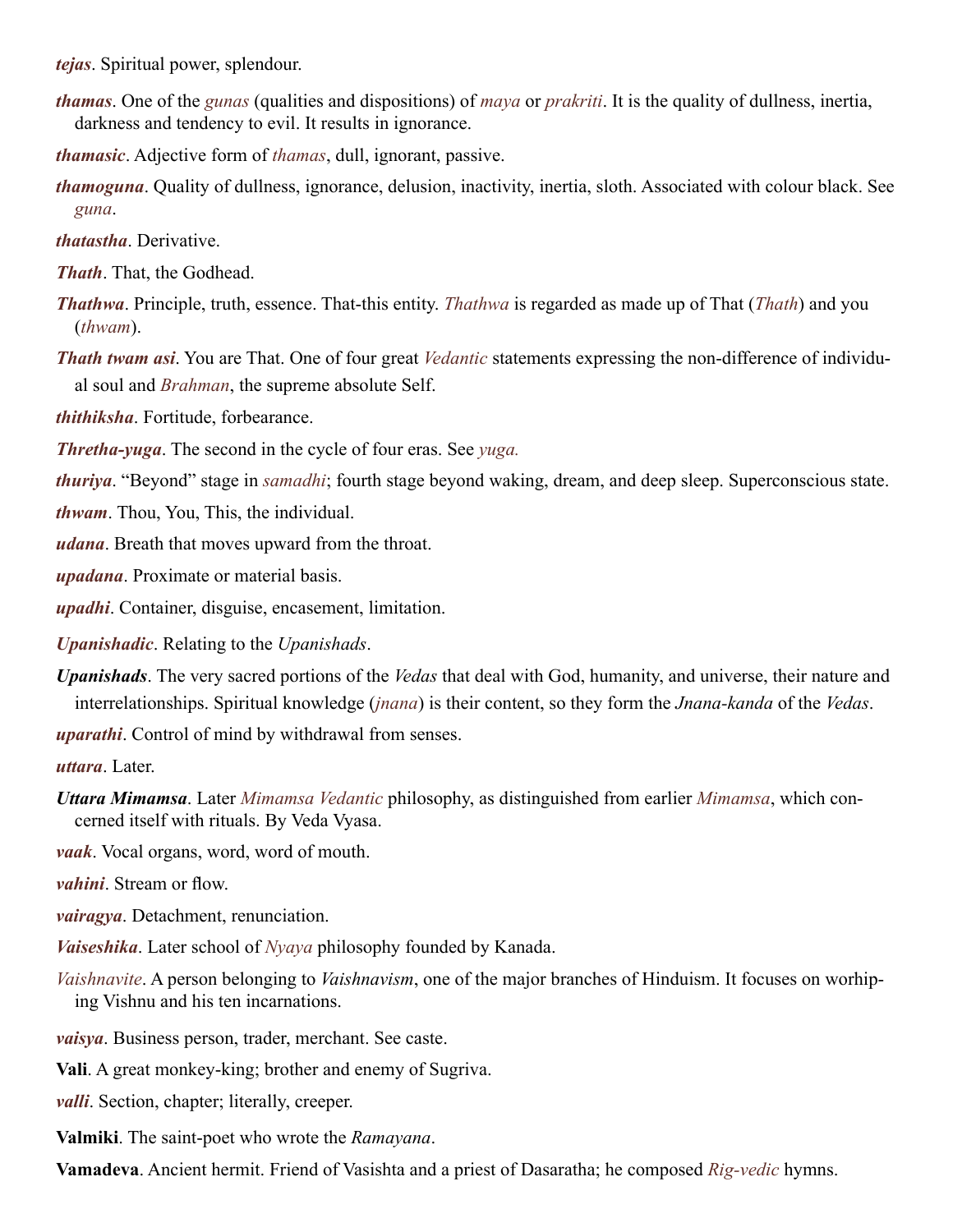***tejas***. Spiritual power, splendour.

***thamas***. One of the *gunas* (qualities and dispositions) of *maya* or *prakriti*. It is the quality of dullness, inertia, darkness and tendency to evil. It results in ignorance.

***thamasic***. Adjective form of *thamas*, dull, ignorant, passive.

***thamoguna***. Quality of dullness, ignorance, delusion, inactivity, inertia, sloth. Associated with colour black. See *guna*.

***thatastha***. Derivative.

***Thath***. That, the Godhead.

***Thathwa***. Principle, truth, essence. That-this entity. *Thathwa* is regarded as made up of That (*Thath*) and you (*thwam*).

***Thath twam asi***. You are That. One of four great *Vedantic* statements expressing the non-difference of individual soul and *Brahman*, the supreme absolute Self.

***thithiksha***. Fortitude, forbearance.

***Thretha-yuga***. The second in the cycle of four eras. See *yuga.*

***thuriya***. "Beyond" stage in *samadhi*; fourth stage beyond waking, dream, and deep sleep. Superconscious state.

***thwam***. Thou, You, This, the individual.

***udana***. Breath that moves upward from the throat.

***upadana***. Proximate or material basis.

***upadhi***. Container, disguise, encasement, limitation.

***Upanishadic***. Relating to the *Upanishads*.

***Upanishads***. The very sacred portions of the *Vedas* that deal with God, humanity, and universe, their nature and interrelationships. Spiritual knowledge (*jnana*) is their content, so they form the *Jnana-kanda* of the *Vedas*.

***uparathi***. Control of mind by withdrawal from senses.

***uttara***. Later.

***Uttara Mimamsa***. Later *Mimamsa Vedantic* philosophy, as distinguished from earlier *Mimamsa*, which concerned itself with rituals. By Veda Vyasa.

***vaak***. Vocal organs, word, word of mouth.

***vahini***. Stream or flow.

***vairagya***. Detachment, renunciation.

***Vaiseshika***. Later school of *Nyaya* philosophy founded by Kanada.

*Vaishnavite*. A person belonging to *Vaishnavism*, one of the major branches of Hinduism. It focuses on worhiping Vishnu and his ten incarnations.

***vaisya***. Business person, trader, merchant. See caste.

**Vali**. A great monkey-king; brother and enemy of Sugriva.

***valli***. Section, chapter; literally, creeper.

**Valmiki**. The saint-poet who wrote the *Ramayana*.

**Vamadeva**. Ancient hermit. Friend of Vasishta and a priest of Dasaratha; he composed *Rig-vedic* hymns.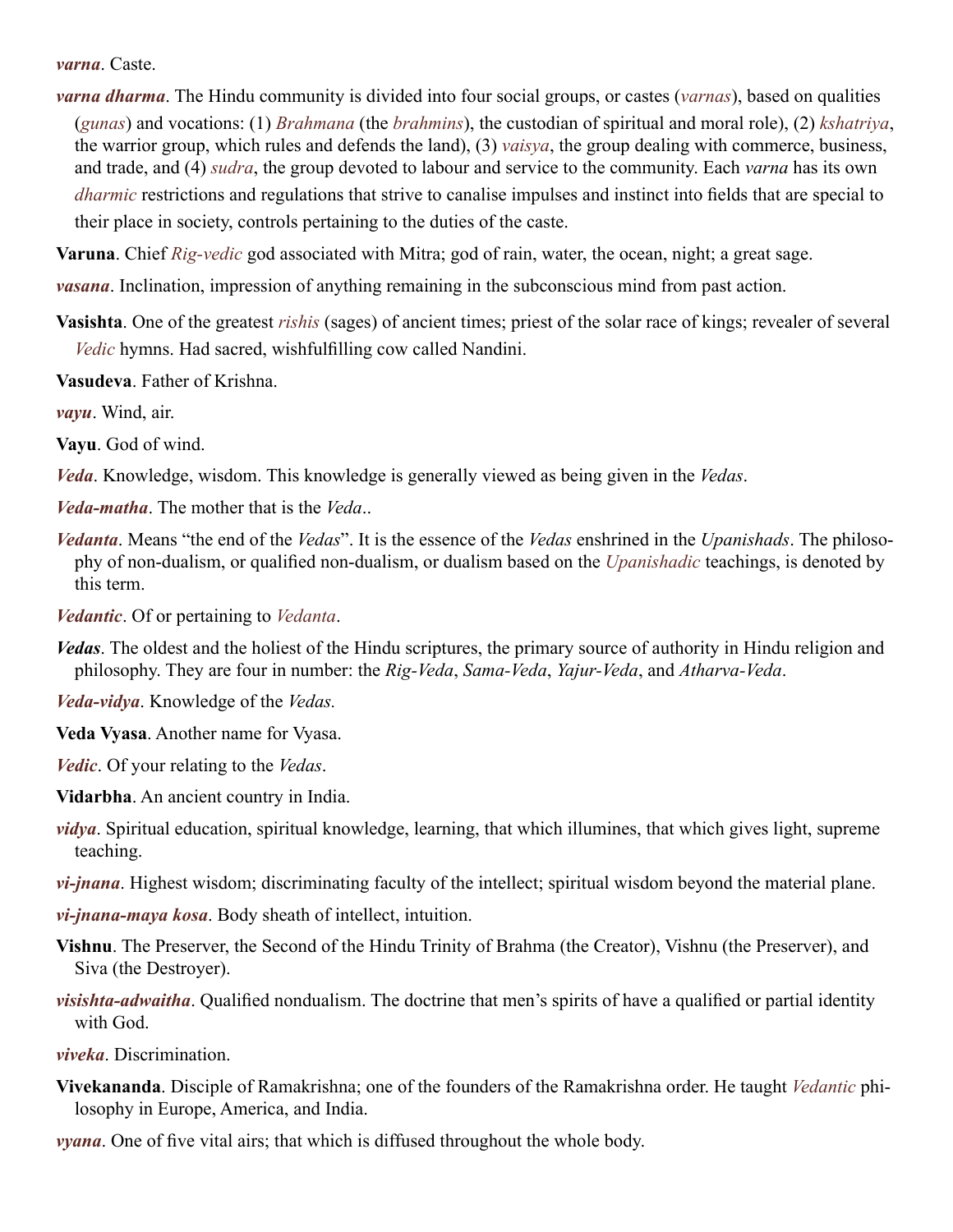***varna***. Caste.

***varna dharma***. The Hindu community is divided into four social groups, or castes (*varnas*), based on qualities (*gunas*) and vocations: (1) *Brahmana* (the *brahmins*), the custodian of spiritual and moral role), (2) *kshatriya*, the warrior group, which rules and defends the land), (3) *vaisya*, the group dealing with commerce, business, and trade, and (4) *sudra*, the group devoted to labour and service to the community. Each *varna* has its own *dharmic* restrictions and regulations that strive to canalise impulses and instinct into fields that are special to their place in society, controls pertaining to the duties of the caste.

**Varuna**. Chief *Rig-vedic* god associated with Mitra; god of rain, water, the ocean, night; a great sage.

***vasana***. Inclination, impression of anything remaining in the subconscious mind from past action.

**Vasishta**. One of the greatest *rishis* (sages) of ancient times; priest of the solar race of kings; revealer of several *Vedic* hymns. Had sacred, wishfulfilling cow called Nandini.

**Vasudeva**. Father of Krishna.

***vayu***. Wind, air.

**Vayu**. God of wind.

***Veda***. Knowledge, wisdom. This knowledge is generally viewed as being given in the *Vedas*.

***Veda-matha***. The mother that is the *Veda*..

***Vedanta***. Means "the end of the *Vedas*". It is the essence of the *Vedas* enshrined in the *Upanishads*. The philosophy of non-dualism, or qualified non-dualism, or dualism based on the *Upanishadic* teachings, is denoted by this term.

***Vedantic***. Of or pertaining to *Vedanta*.

***Vedas***. The oldest and the holiest of the Hindu scriptures, the primary source of authority in Hindu religion and philosophy. They are four in number: the *Rig-Veda*, *Sama-Veda*, *Yajur-Veda*, and *Atharva-Veda*.

***Veda-vidya***. Knowledge of the *Vedas.*

**Veda Vyasa**. Another name for Vyasa.

***Vedic***. Of your relating to the *Vedas*.

**Vidarbha**. An ancient country in India.

***vidya***. Spiritual education, spiritual knowledge, learning, that which illumines, that which gives light, supreme teaching.

***vi-jnana***. Highest wisdom; discriminating faculty of the intellect; spiritual wisdom beyond the material plane.

***vi-jnana-maya kosa***. Body sheath of intellect, intuition.

**Vishnu**. The Preserver, the Second of the Hindu Trinity of Brahma (the Creator), Vishnu (the Preserver), and Siva (the Destroyer).

***visishta-adwaitha***. Qualified nondualism. The doctrine that men's spirits of have a qualified or partial identity with God.

***viveka***. Discrimination.

**Vivekananda**. Disciple of Ramakrishna; one of the founders of the Ramakrishna order. He taught *Vedantic* philosophy in Europe, America, and India.

***vyana***. One of five vital airs; that which is diffused throughout the whole body.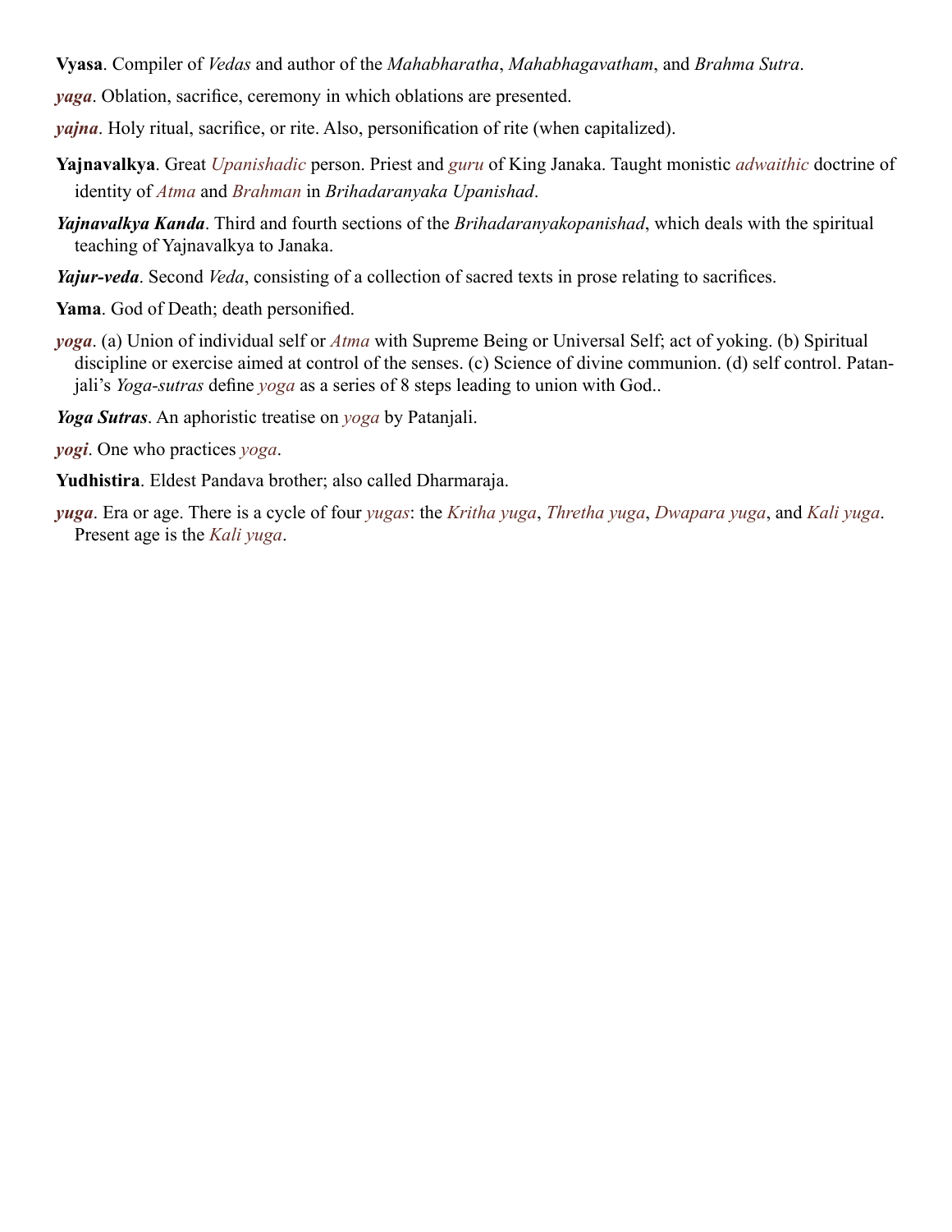**Vyasa**. Compiler of *Vedas* and author of the *Mahabharatha*, *Mahabhagavatham*, and *Brahma Sutra*.

***yaga***. Oblation, sacrifice, ceremony in which oblations are presented.

***yajna***. Holy ritual, sacrifice, or rite. Also, personification of rite (when capitalized).

**Yajnavalkya**. Great *Upanishadic* person. Priest and *guru* of King Janaka. Taught monistic *adwaithic* doctrine of identity of *Atma* and *Brahman* in *Brihadaranyaka Upanishad*.

***Yajnavalkya Kanda***. Third and fourth sections of the *Brihadaranyakopanishad*, which deals with the spiritual teaching of Yajnavalkya to Janaka.

***Yajur-veda***. Second *Veda*, consisting of a collection of sacred texts in prose relating to sacrifices.

**Yama**. God of Death; death personified.

***yoga***. (a) Union of individual self or *Atma* with Supreme Being or Universal Self; act of yoking. (b) Spiritual discipline or exercise aimed at control of the senses. (c) Science of divine communion. (d) self control. Patanjali's *Yoga-sutras* define *yoga* as a series of 8 steps leading to union with God..

***Yoga Sutras***. An aphoristic treatise on *yoga* by Patanjali.

***yogi***. One who practices *yoga*.

**Yudhistira**. Eldest Pandava brother; also called Dharmaraja.

***yuga***. Era or age. There is a cycle of four *yugas*: the *Kritha yuga*, *Thretha yuga*, *Dwapara yuga*, and *Kali yuga*. Present age is the *Kali yuga*.